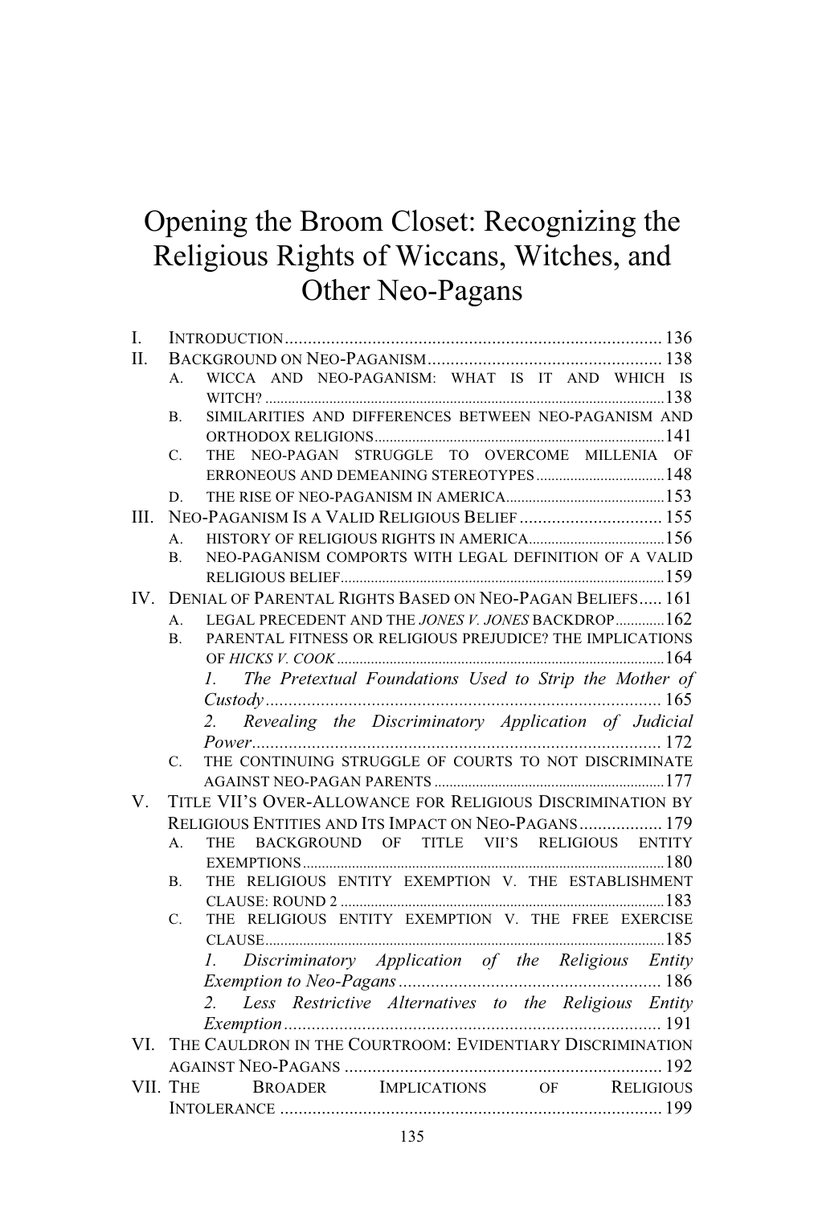# Opening the Broom Closet: Recognizing the Religious Rights of Wiccans, Witches, and Other Neo-Pagans

I. INTRODUCTION .................................................................................. 136
II. BACKGROUND ON NEO-PAGANISM ................................................... 138
  A. WICCA AND NEO-PAGANISM: WHAT IS IT AND WHICH IS WITCH? ........................................................................................... 138
  B. SIMILARITIES AND DIFFERENCES BETWEEN NEO-PAGANISM AND ORTHODOX RELIGIONS ............................................................................ 141
  C. THE NEO-PAGAN STRUGGLE TO OVERCOME MILLENIA OF ERRONEOUS AND DEMEANING STEREOTYPES .................................. 148
  D. THE RISE OF NEO-PAGANISM IN AMERICA .......................................... 153
III. NEO-PAGANISM IS A VALID RELIGIOUS BELIEF ............................... 155
  A. HISTORY OF RELIGIOUS RIGHTS IN AMERICA .................................... 156
  B. NEO-PAGANISM COMPORTS WITH LEGAL DEFINITION OF A VALID RELIGIOUS BELIEF ..................................................................................... 159
IV. DENIAL OF PARENTAL RIGHTS BASED ON NEO-PAGAN BELIEFS ..... 161
  A. LEGAL PRECEDENT AND THE *JONES V. JONES* BACKDROP ............. 162
  B. PARENTAL FITNESS OR RELIGIOUS PREJUDICE? THE IMPLICATIONS OF *HICKS V. COOK* ........................................................................ 164
    1. *The Pretextual Foundations Used to Strip the Mother of Custody* ....................................................................................... 165
    2. *Revealing the Discriminatory Application of Judicial Power* ............................................................................................ 172
  C. THE CONTINUING STRUGGLE OF COURTS TO NOT DISCRIMINATE AGAINST NEO-PAGAN PARENTS ............................................................ 177
V. TITLE VII'S OVER-ALLOWANCE FOR RELIGIOUS DISCRIMINATION BY RELIGIOUS ENTITIES AND ITS IMPACT ON NEO-PAGANS .................. 179
  A. THE BACKGROUND OF TITLE VII'S RELIGIOUS ENTITY EXEMPTIONS ................................................................................................ 180
  B. THE RELIGIOUS ENTITY EXEMPTION V. THE ESTABLISHMENT CLAUSE: ROUND 2 ...................................................................................... 183
  C. THE RELIGIOUS ENTITY EXEMPTION V. THE FREE EXERCISE CLAUSE ......................................................................................................... 185
    1. *Discriminatory Application of the Religious Entity Exemption to Neo-Pagans* ......................................................... 186
    2. *Less Restrictive Alternatives to the Religious Entity Exemption* .................................................................................. 191
VI. THE CAULDRON IN THE COURTROOM: EVIDENTIARY DISCRIMINATION AGAINST NEO-PAGANS ..................................................................... 192
VII. THE BROADER IMPLICATIONS OF RELIGIOUS INTOLERANCE ................................................................................... 199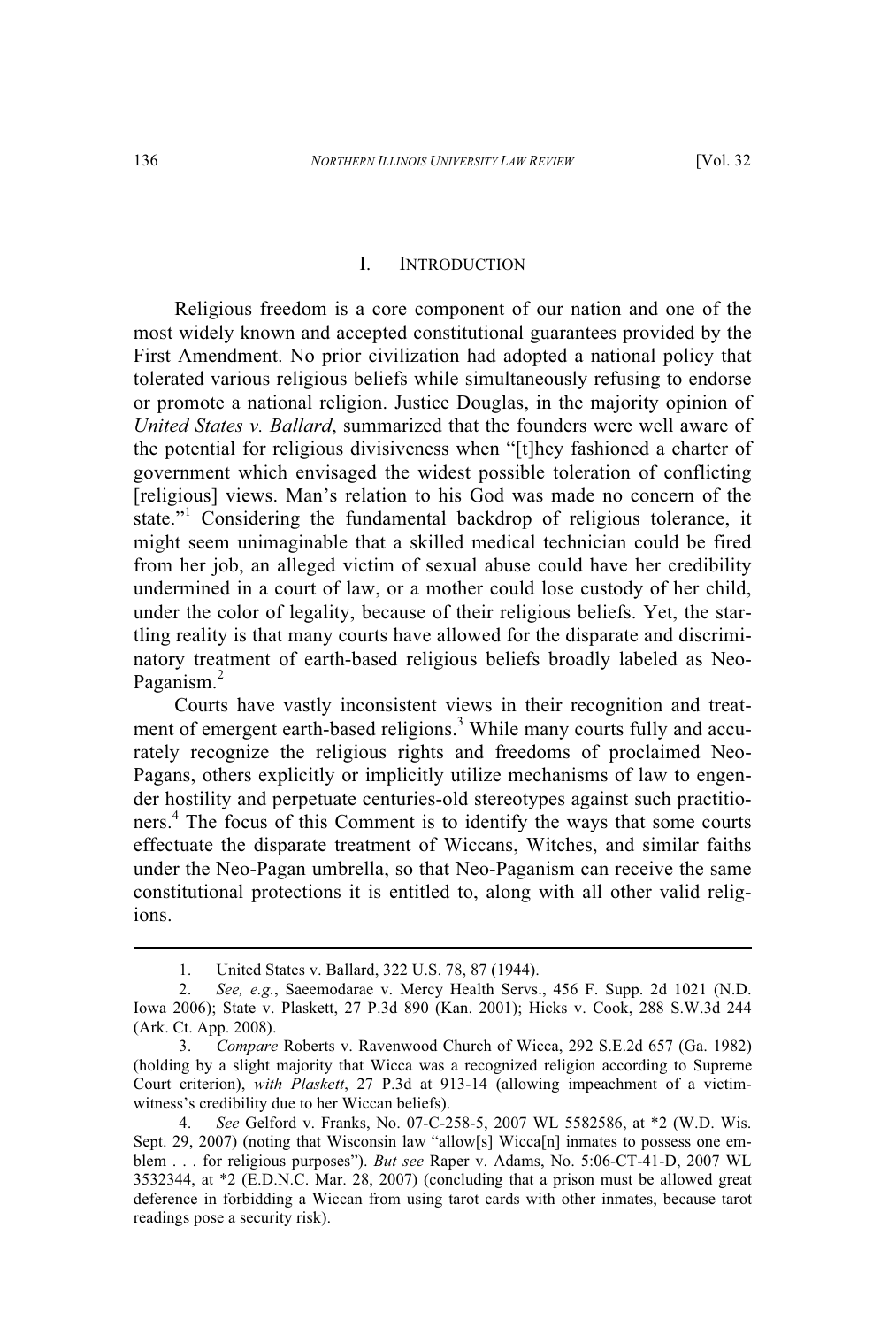## I. INTRODUCTION

Religious freedom is a core component of our nation and one of the most widely known and accepted constitutional guarantees provided by the First Amendment. No prior civilization had adopted a national policy that tolerated various religious beliefs while simultaneously refusing to endorse or promote a national religion. Justice Douglas, in the majority opinion of *United States v. Ballard*, summarized that the founders were well aware of the potential for religious divisiveness when "[t]hey fashioned a charter of government which envisaged the widest possible toleration of conflicting [religious] views. Man's relation to his God was made no concern of the state."[1] Considering the fundamental backdrop of religious tolerance, it might seem unimaginable that a skilled medical technician could be fired from her job, an alleged victim of sexual abuse could have her credibility undermined in a court of law, or a mother could lose custody of her child, under the color of legality, because of their religious beliefs. Yet, the startling reality is that many courts have allowed for the disparate and discriminatory treatment of earth-based religious beliefs broadly labeled as Neo-Paganism.[2]

Courts have vastly inconsistent views in their recognition and treatment of emergent earth-based religions.[3] While many courts fully and accurately recognize the religious rights and freedoms of proclaimed Neo-Pagans, others explicitly or implicitly utilize mechanisms of law to engender hostility and perpetuate centuries-old stereotypes against such practitioners.[4] The focus of this Comment is to identify the ways that some courts effectuate the disparate treatment of Wiccans, Witches, and similar faiths under the Neo-Pagan umbrella, so that Neo-Paganism can receive the same constitutional protections it is entitled to, along with all other valid religions.

---

1. United States v. Ballard, 322 U.S. 78, 87 (1944).

2. *See, e.g.*, Saeemodarae v. Mercy Health Servs., 456 F. Supp. 2d 1021 (N.D. Iowa 2006); State v. Plaskett, 27 P.3d 890 (Kan. 2001); Hicks v. Cook, 288 S.W.3d 244 (Ark. Ct. App. 2008).

3. *Compare* Roberts v. Ravenwood Church of Wicca, 292 S.E.2d 657 (Ga. 1982) (holding by a slight majority that Wicca was a recognized religion according to Supreme Court criterion), *with Plaskett*, 27 P.3d at 913-14 (allowing impeachment of a victim-witness's credibility due to her Wiccan beliefs).

4. *See* Gelford v. Franks, No. 07-C-258-5, 2007 WL 5582586, at *2 (W.D. Wis. Sept. 29, 2007) (noting that Wisconsin law "allow[s] Wicca[n] inmates to possess one emblem . . . for religious purposes"). *But see* Raper v. Adams, No. 5:06-CT-41-D, 2007 WL 3532344, at *2 (E.D.N.C. Mar. 28, 2007) (concluding that a prison must be allowed great deference in forbidding a Wiccan from using tarot cards with other inmates, because tarot readings pose a security risk).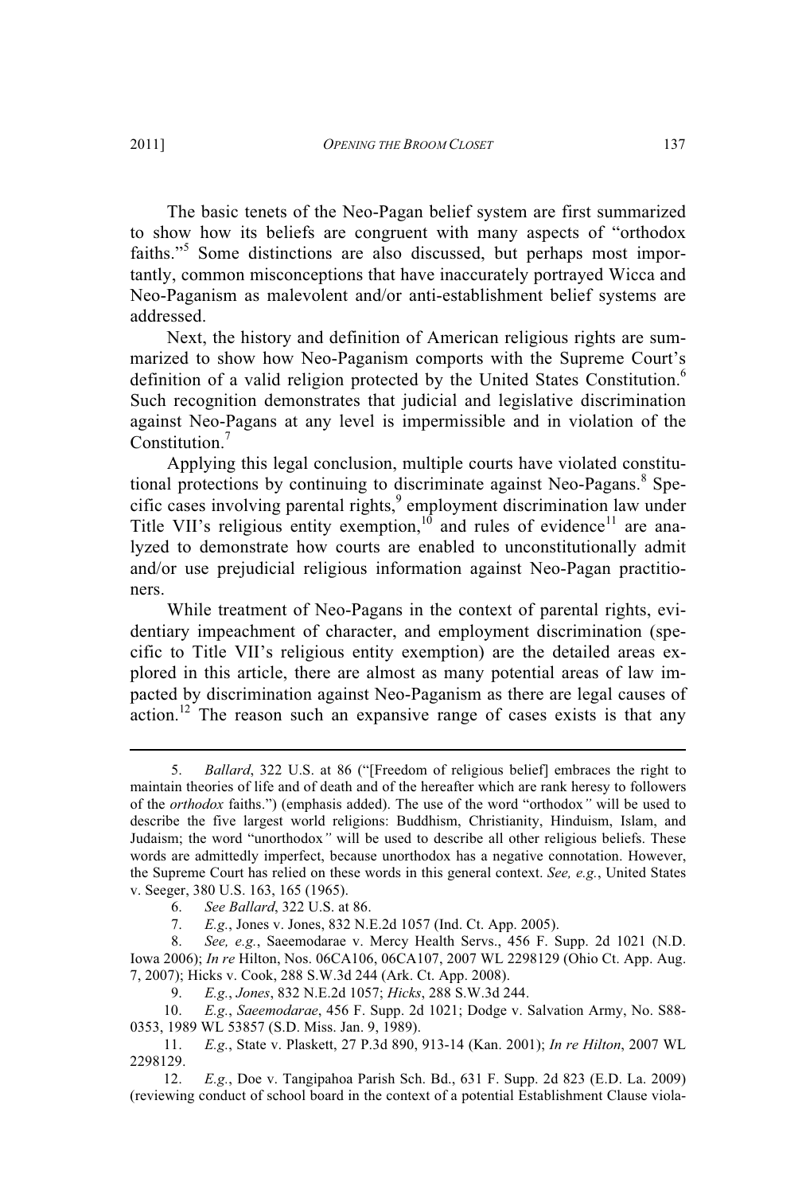The basic tenets of the Neo-Pagan belief system are first summarized to show how its beliefs are congruent with many aspects of "orthodox faiths."[5] Some distinctions are also discussed, but perhaps most importantly, common misconceptions that have inaccurately portrayed Wicca and Neo-Paganism as malevolent and/or anti-establishment belief systems are addressed.

Next, the history and definition of American religious rights are summarized to show how Neo-Paganism comports with the Supreme Court's definition of a valid religion protected by the United States Constitution.[6] Such recognition demonstrates that judicial and legislative discrimination against Neo-Pagans at any level is impermissible and in violation of the Constitution.[7]

Applying this legal conclusion, multiple courts have violated constitutional protections by continuing to discriminate against Neo-Pagans.[8] Specific cases involving parental rights,[9] employment discrimination law under Title VII's religious entity exemption,[10] and rules of evidence[11] are analyzed to demonstrate how courts are enabled to unconstitutionally admit and/or use prejudicial religious information against Neo-Pagan practitioners.

While treatment of Neo-Pagans in the context of parental rights, evidentiary impeachment of character, and employment discrimination (specific to Title VII's religious entity exemption) are the detailed areas explored in this article, there are almost as many potential areas of law impacted by discrimination against Neo-Paganism as there are legal causes of action.[12] The reason such an expansive range of cases exists is that any

---

5. *Ballard*, 322 U.S. at 86 ("[Freedom of religious belief] embraces the right to maintain theories of life and of death and of the hereafter which are rank heresy to followers of the *orthodox* faiths.") (emphasis added). The use of the word "orthodox" will be used to describe the five largest world religions: Buddhism, Christianity, Hinduism, Islam, and Judaism; the word "unorthodox" will be used to describe all other religious beliefs. These words are admittedly imperfect, because unorthodox has a negative connotation. However, the Supreme Court has relied on these words in this general context. *See, e.g.*, United States v. Seeger, 380 U.S. 163, 165 (1965).

6. *See Ballard*, 322 U.S. at 86.

7. *E.g.*, Jones v. Jones, 832 N.E.2d 1057 (Ind. Ct. App. 2005).

8. *See, e.g.*, Saeemodarae v. Mercy Health Servs., 456 F. Supp. 2d 1021 (N.D. Iowa 2006); *In re* Hilton, Nos. 06CA106, 06CA107, 2007 WL 2298129 (Ohio Ct. App. Aug. 7, 2007); Hicks v. Cook, 288 S.W.3d 244 (Ark. Ct. App. 2008).

9. *E.g.*, *Jones*, 832 N.E.2d 1057; *Hicks*, 288 S.W.3d 244.

10. *E.g.*, *Saeemodarae*, 456 F. Supp. 2d 1021; Dodge v. Salvation Army, No. S88-0353, 1989 WL 53857 (S.D. Miss. Jan. 9, 1989).

11. *E.g.*, State v. Plaskett, 27 P.3d 890, 913-14 (Kan. 2001); *In re Hilton*, 2007 WL 2298129.

12. *E.g.*, Doe v. Tangipahoa Parish Sch. Bd., 631 F. Supp. 2d 823 (E.D. La. 2009) (reviewing conduct of school board in the context of a potential Establishment Clause viola-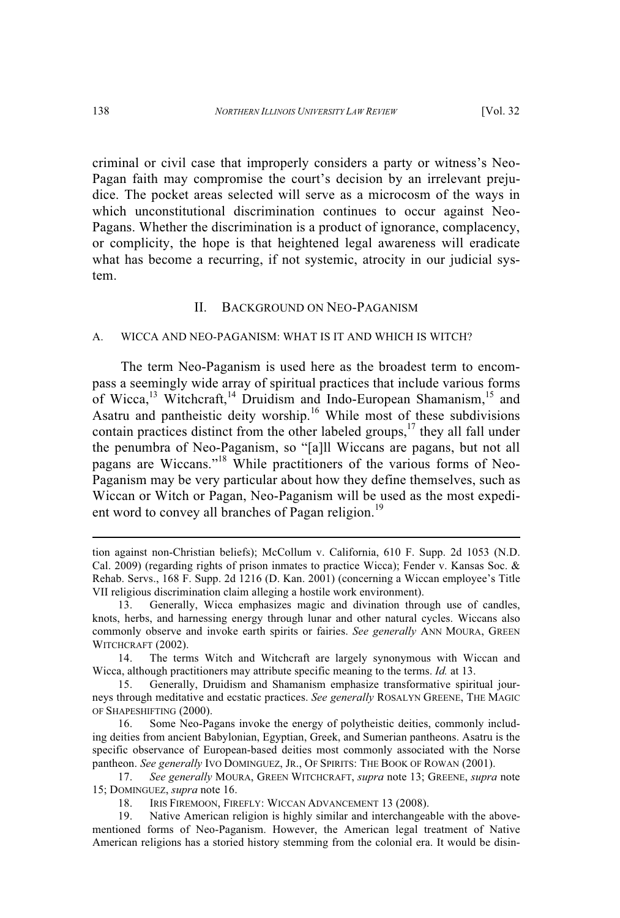criminal or civil case that improperly considers a party or witness's Neo-Pagan faith may compromise the court's decision by an irrelevant prejudice. The pocket areas selected will serve as a microcosm of the ways in which unconstitutional discrimination continues to occur against Neo-Pagans. Whether the discrimination is a product of ignorance, complacency, or complicity, the hope is that heightened legal awareness will eradicate what has become a recurring, if not systemic, atrocity in our judicial system.

## II. BACKGROUND ON NEO-PAGANISM

### A. WICCA AND NEO-PAGANISM: WHAT IS IT AND WHICH IS WITCH?

The term Neo-Paganism is used here as the broadest term to encompass a seemingly wide array of spiritual practices that include various forms of Wicca,[13] Witchcraft,[14] Druidism and Indo-European Shamanism,[15] and Asatru and pantheistic deity worship.[16] While most of these subdivisions contain practices distinct from the other labeled groups,[17] they all fall under the penumbra of Neo-Paganism, so "[a]ll Wiccans are pagans, but not all pagans are Wiccans."[18] While practitioners of the various forms of Neo-Paganism may be very particular about how they define themselves, such as Wiccan or Witch or Pagan, Neo-Paganism will be used as the most expedient word to convey all branches of Pagan religion.[19]

---

tion against non-Christian beliefs); McCollum v. California, 610 F. Supp. 2d 1053 (N.D. Cal. 2009) (regarding rights of prison inmates to practice Wicca); Fender v. Kansas Soc. & Rehab. Servs., 168 F. Supp. 2d 1216 (D. Kan. 2001) (concerning a Wiccan employee's Title VII religious discrimination claim alleging a hostile work environment).

13. Generally, Wicca emphasizes magic and divination through use of candles, knots, herbs, and harnessing energy through lunar and other natural cycles. Wiccans also commonly observe and invoke earth spirits or fairies. *See generally* ANN MOURA, GREEN WITCHCRAFT (2002).

14. The terms Witch and Witchcraft are largely synonymous with Wiccan and Wicca, although practitioners may attribute specific meaning to the terms. *Id.* at 13.

15. Generally, Druidism and Shamanism emphasize transformative spiritual journeys through meditative and ecstatic practices. *See generally* ROSALYN GREENE, THE MAGIC OF SHAPESHIFTING (2000).

16. Some Neo-Pagans invoke the energy of polytheistic deities, commonly including deities from ancient Babylonian, Egyptian, Greek, and Sumerian pantheons. Asatru is the specific observance of European-based deities most commonly associated with the Norse pantheon. *See generally* IVO DOMINGUEZ, JR., OF SPIRITS: THE BOOK OF ROWAN (2001).

17. *See generally* MOURA, GREEN WITCHCRAFT, *supra* note 13; GREENE, *supra* note 15; DOMINGUEZ, *supra* note 16.

18. IRIS FIREMOON, FIREFLY: WICCAN ADVANCEMENT 13 (2008).

19. Native American religion is highly similar and interchangeable with the above-mentioned forms of Neo-Paganism. However, the American legal treatment of Native American religions has a storied history stemming from the colonial era. It would be disin-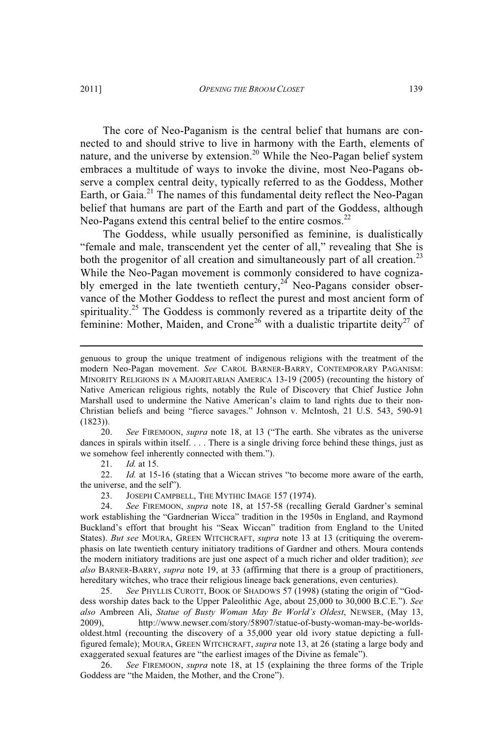The core of Neo-Paganism is the central belief that humans are connected to and should strive to live in harmony with the Earth, elements of nature, and the universe by extension.[20] While the Neo-Pagan belief system embraces a multitude of ways to invoke the divine, most Neo-Pagans observe a complex central deity, typically referred to as the Goddess, Mother Earth, or Gaia.[21] The names of this fundamental deity reflect the Neo-Pagan belief that humans are part of the Earth and part of the Goddess, although Neo-Pagans extend this central belief to the entire cosmos.[22]

The Goddess, while usually personified as feminine, is dualistically "female and male, transcendent yet the center of all," revealing that She is both the progenitor of all creation and simultaneously part of all creation.[23] While the Neo-Pagan movement is commonly considered to have cognizably emerged in the late twentieth century,[24] Neo-Pagans consider observance of the Mother Goddess to reflect the purest and most ancient form of spirituality.[25] The Goddess is commonly revered as a tripartite deity of the feminine: Mother, Maiden, and Crone[26] with a dualistic tripartite deity[27] of

---

genuous to group the unique treatment of indigenous religions with the treatment of the modern Neo-Pagan movement. *See* CAROL BARNER-BARRY, CONTEMPORARY PAGANISM: MINORITY RELIGIONS IN A MAJORITARIAN AMERICA 13-19 (2005) (recounting the history of Native American religious rights, notably the Rule of Discovery that Chief Justice John Marshall used to undermine the Native American's claim to land rights due to their non-Christian beliefs and being "fierce savages." Johnson v. McIntosh, 21 U.S. 543, 590-91 (1823)).

20. *See* FIREMOON, *supra* note 18, at 13 ("The earth. She vibrates as the universe dances in spirals within itself. . . . There is a single driving force behind these things, just as we somehow feel inherently connected with them.").

21. *Id.* at 15.

22. *Id.* at 15-16 (stating that a Wiccan strives "to become more aware of the earth, the universe, and the self").

23. JOSEPH CAMPBELL, THE MYTHIC IMAGE 157 (1974).

24. *See* FIREMOON, *supra* note 18, at 157-58 (recalling Gerald Gardner's seminal work establishing the "Gardnerian Wicca" tradition in the 1950s in England, and Raymond Buckland's effort that brought his "Seax Wiccan" tradition from England to the United States). *But see* MOURA, GREEN WITCHCRAFT, *supra* note 13 at 13 (critiquing the overemphasis on late twentieth century initiatory traditions of Gardner and others. Moura contends the modern initiatory traditions are just one aspect of a much richer and older tradition); *see also* BARNER-BARRY, *supra* note 19, at 33 (affirming that there is a group of practitioners, hereditary witches, who trace their religious lineage back generations, even centuries).

25. *See* PHYLLIS CUROTT, BOOK OF SHADOWS 57 (1998) (stating the origin of "Goddess worship dates back to the Upper Paleolithic Age, about 25,000 to 30,000 B.C.E."). *See also* Ambreen Ali, *Statue of Busty Woman May Be World's Oldest*, NEWSER, (May 13, 2009), http://www.newser.com/story/58907/statue-of-busty-woman-may-be-worlds-oldest.html (recounting the discovery of a 35,000 year old ivory statue depicting a full-figured female); MOURA, GREEN WITCHCRAFT, *supra* note 13, at 26 (stating a large body and exaggerated sexual features are "the earliest images of the Divine as female").

26. *See* FIREMOON, *supra* note 18, at 15 (explaining the three forms of the Triple Goddess are "the Maiden, the Mother, and the Crone").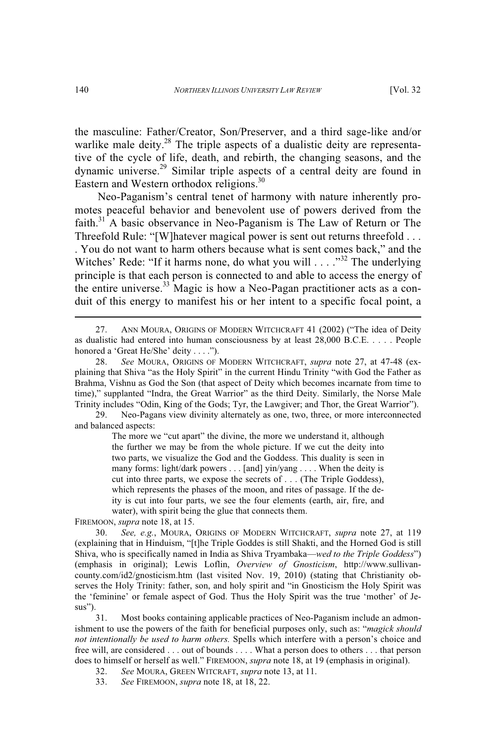the masculine: Father/Creator, Son/Preserver, and a third sage-like and/or warlike male deity.[28] The triple aspects of a dualistic deity are representative of the cycle of life, death, and rebirth, the changing seasons, and the dynamic universe.[29] Similar triple aspects of a central deity are found in Eastern and Western orthodox religions.[30]

Neo-Paganism's central tenet of harmony with nature inherently promotes peaceful behavior and benevolent use of powers derived from the faith.[31] A basic observance in Neo-Paganism is The Law of Return or The Threefold Rule: "[W]hatever magical power is sent out returns threefold . . . . You do not want to harm others because what is sent comes back," and the Witches' Rede: "If it harms none, do what you will . . . ."[32] The underlying principle is that each person is connected to and able to access the energy of the entire universe.[33] Magic is how a Neo-Pagan practitioner acts as a conduit of this energy to manifest his or her intent to a specific focal point, a

---

27. ANN MOURA, ORIGINS OF MODERN WITCHCRAFT 41 (2002) ("The idea of Deity as dualistic had entered into human consciousness by at least 28,000 B.C.E. . . . . People honored a 'Great He/She' deity . . . .").

28. *See* MOURA, ORIGINS OF MODERN WITCHCRAFT, *supra* note 27, at 47-48 (explaining that Shiva "as the Holy Spirit" in the current Hindu Trinity "with God the Father as Brahma, Vishnu as God the Son (that aspect of Deity which becomes incarnate from time to time)," supplanted "Indra, the Great Warrior" as the third Deity. Similarly, the Norse Male Trinity includes "Odin, King of the Gods; Tyr, the Lawgiver; and Thor, the Great Warrior").

29. Neo-Pagans view divinity alternately as one, two, three, or more interconnected and balanced aspects:

> The more we "cut apart" the divine, the more we understand it, although the further we may be from the whole picture. If we cut the deity into two parts, we visualize the God and the Goddess. This duality is seen in many forms: light/dark powers . . . [and] yin/yang . . . . When the deity is cut into three parts, we expose the secrets of . . . (The Triple Goddess), which represents the phases of the moon, and rites of passage. If the deity is cut into four parts, we see the four elements (earth, air, fire, and water), with spirit being the glue that connects them.

FIREMOON, *supra* note 18, at 15.

30. *See, e.g.*, MOURA, ORIGINS OF MODERN WITCHCRAFT, *supra* note 27, at 119 (explaining that in Hinduism, "[t]he Triple Goddes is still Shakti, and the Horned God is still Shiva, who is specifically named in India as Shiva Tryambaka—*wed to the Triple Goddess*") (emphasis in original); Lewis Loflin, *Overview of Gnosticism*, http://www.sullivan-county.com/id2/gnosticism.htm (last visited Nov. 19, 2010) (stating that Christianity observes the Holy Trinity: father, son, and holy spirit and "in Gnosticism the Holy Spirit was the 'feminine' or female aspect of God. Thus the Holy Spirit was the true 'mother' of Jesus").

31. Most books containing applicable practices of Neo-Paganism include an admonishment to use the powers of the faith for beneficial purposes only, such as: "*magick should not intentionally be used to harm others.* Spells which interfere with a person's choice and free will, are considered . . . out of bounds . . . . What a person does to others . . . that person does to himself or herself as well." FIREMOON, *supra* note 18, at 19 (emphasis in original).

32. *See* MOURA, GREEN WITCRAFT, *supra* note 13, at 11.

33. *See* FIREMOON, *supra* note 18, at 18, 22.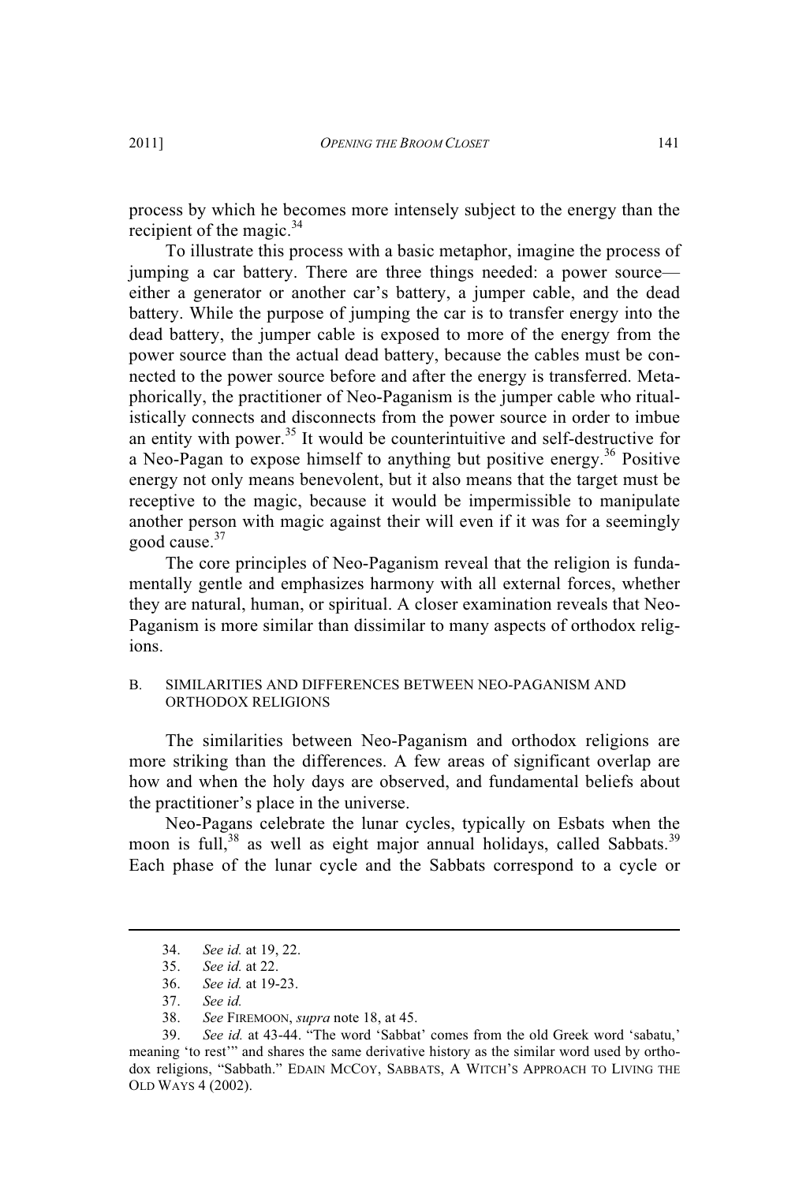process by which he becomes more intensely subject to the energy than the recipient of the magic.[34]

To illustrate this process with a basic metaphor, imagine the process of jumping a car battery. There are three things needed: a power source—either a generator or another car's battery, a jumper cable, and the dead battery. While the purpose of jumping the car is to transfer energy into the dead battery, the jumper cable is exposed to more of the energy from the power source than the actual dead battery, because the cables must be connected to the power source before and after the energy is transferred. Metaphorically, the practitioner of Neo-Paganism is the jumper cable who ritualistically connects and disconnects from the power source in order to imbue an entity with power.[35] It would be counterintuitive and self-destructive for a Neo-Pagan to expose himself to anything but positive energy.[36] Positive energy not only means benevolent, but it also means that the target must be receptive to the magic, because it would be impermissible to manipulate another person with magic against their will even if it was for a seemingly good cause.[37]

The core principles of Neo-Paganism reveal that the religion is fundamentally gentle and emphasizes harmony with all external forces, whether they are natural, human, or spiritual. A closer examination reveals that Neo-Paganism is more similar than dissimilar to many aspects of orthodox religions.

### B. SIMILARITIES AND DIFFERENCES BETWEEN NEO-PAGANISM AND ORTHODOX RELIGIONS

The similarities between Neo-Paganism and orthodox religions are more striking than the differences. A few areas of significant overlap are how and when the holy days are observed, and fundamental beliefs about the practitioner's place in the universe.

Neo-Pagans celebrate the lunar cycles, typically on Esbats when the moon is full,[38] as well as eight major annual holidays, called Sabbats.[39] Each phase of the lunar cycle and the Sabbats correspond to a cycle or

---

34. *See id.* at 19, 22.
35. *See id.* at 22.
36. *See id.* at 19-23.
37. *See id.*
38. *See* FIREMOON, *supra* note 18, at 45.
39. *See id.* at 43-44. "The word 'Sabbat' comes from the old Greek word 'sabatu,' meaning 'to rest'" and shares the same derivative history as the similar word used by orthodox religions, "Sabbath." EDAIN MCCOY, SABBATS, A WITCH'S APPROACH TO LIVING THE OLD WAYS 4 (2002).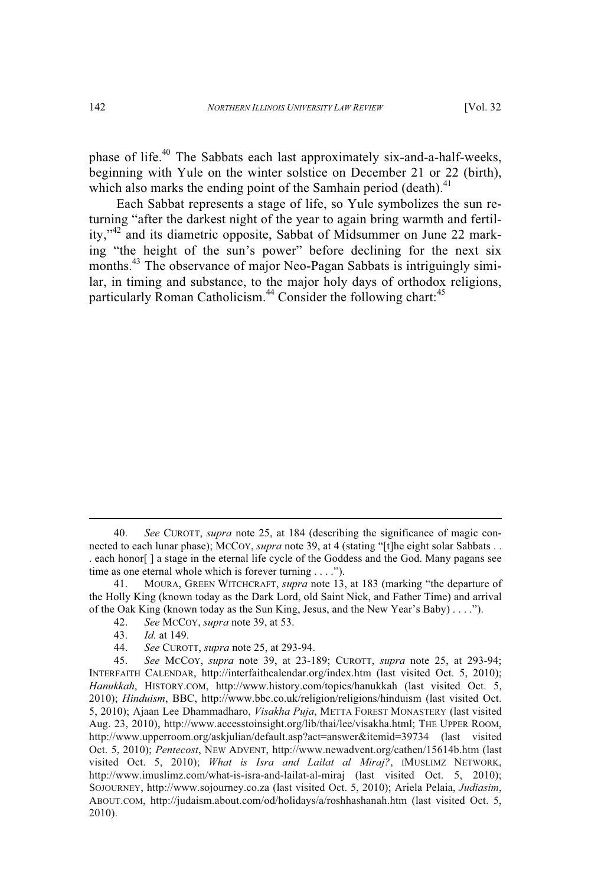phase of life.[40] The Sabbats each last approximately six-and-a-half-weeks, beginning with Yule on the winter solstice on December 21 or 22 (birth), which also marks the ending point of the Samhain period (death).[41]

Each Sabbat represents a stage of life, so Yule symbolizes the sun returning "after the darkest night of the year to again bring warmth and fertility,"[42] and its diametric opposite, Sabbat of Midsummer on June 22 marking "the height of the sun's power" before declining for the next six months.[43] The observance of major Neo-Pagan Sabbats is intriguingly similar, in timing and substance, to the major holy days of orthodox religions, particularly Roman Catholicism.[44] Consider the following chart:[45]

---

40. *See* CUROTT, *supra* note 25, at 184 (describing the significance of magic connected to each lunar phase); MCCOY, *supra* note 39, at 4 (stating "[t]he eight solar Sabbats . . . each honor[ ] a stage in the eternal life cycle of the Goddess and the God. Many pagans see time as one eternal whole which is forever turning . . . .").

41. MOURA, GREEN WITCHCRAFT, *supra* note 13, at 183 (marking "the departure of the Holly King (known today as the Dark Lord, old Saint Nick, and Father Time) and arrival of the Oak King (known today as the Sun King, Jesus, and the New Year's Baby) . . . .").

42. *See* MCCOY, *supra* note 39, at 53.

43. *Id.* at 149.

44. *See* CUROTT, *supra* note 25, at 293-94.

45. *See* MCCOY, *supra* note 39, at 23-189; CUROTT, *supra* note 25, at 293-94; INTERFAITH CALENDAR, http://interfaithcalendar.org/index.htm (last visited Oct. 5, 2010); *Hanukkah*, HISTORY.COM, http://www.history.com/topics/hanukkah (last visited Oct. 5, 2010); *Hinduism*, BBC, http://www.bbc.co.uk/religion/religions/hinduism (last visited Oct. 5, 2010); Ajaan Lee Dhammadharo, *Visakha Puja*, METTA FOREST MONASTERY (last visited Aug. 23, 2010), http://www.accesstoinsight.org/lib/thai/lee/visakha.html; THE UPPER ROOM, http://www.upperroom.org/askjulian/default.asp?act=answer&itemid=39734 (last visited Oct. 5, 2010); *Pentecost*, NEW ADVENT, http://www.newadvent.org/cathen/15614b.htm (last visited Oct. 5, 2010); *What is Isra and Lailat al Miraj?*, IMUSLIMZ NETWORK, http://www.imuslimz.com/what-is-isra-and-lailat-al-miraj (last visited Oct. 5, 2010); SOJOURNEY, http://www.sojourney.co.za (last visited Oct. 5, 2010); Ariela Pelaia, *Judiasim*, ABOUT.COM, http://judaism.about.com/od/holidays/a/roshhashanah.htm (last visited Oct. 5, 2010).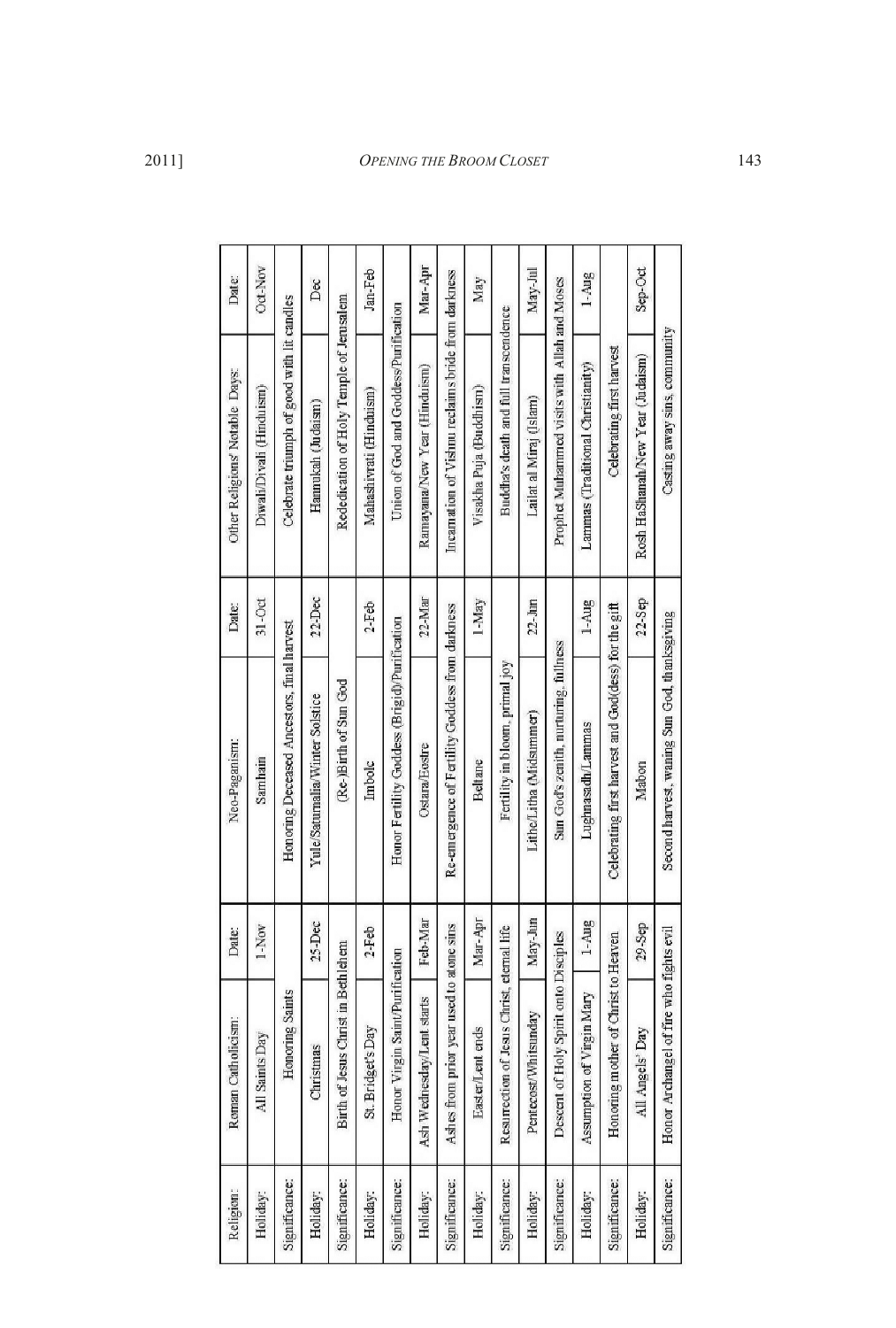| Religion: | Roman Catholicism: | Date: | Neo-Paganism: | Date: | Other Religions' Notable Days: | Date: |
|---|---|---|---|---|---|---|
| Holiday: | All Saints Day | 1-Nov | Samhain | 31-Oct | Diwali/Divali (Hinduism) | Oct-Nov |
| Significance: | Honoring Saints | | Honoring Deceased Ancestors, final harvest | | Celebrate triumph of good with lit candles | |
| Holiday: | Christmas | 25-Dec | Yule/Saturnalia/Winter Solstice | 22-Dec | Hannukah (Judaism) | Dec |
| Significance: | Birth of Jesus Christ in Bethlehem | | (Re-)Birth of Sun God | | Rededication of Holy Temple of Jerusalem | |
| Holiday: | St. Bridget's Day | 2-Feb | Imbolc | 2-Feb | Mahashivrati (Hinduism) | Jan-Feb |
| Significance: | Honor Virgin Saint/Purification | | Honor Fertility Goddess (Brigid)/Purification | | Union of God and Goddess/Purification | |
| Holiday: | Ash Wednesday/Lent starts | Feb-Mar | Ostara/Eostre | 22-Mar | Ramayana/New Year (Hinduism) | Mar-Apr |
| Significance: | Ashes from prior year used to atone sins | | Re-emergence of Fertility Goddess from darkness | | Incarnation of Vishnu reclaims bride from darkness | |
| Holiday: | Easter/Lent ends | Mar-Apr | Beltane | 1-May | Visakha Puja (Buddhism) | May |
| Significance: | Resurrection of Jesus Christ, eternal life | | Fertility in bloom, primal joy | | Buddha's death and full transcendence | |
| Holiday: | Pentecost/Whitsunday | May-Jun | Lithe/Litha (Midsummer) | 22-Jun | Lailat al Miraj (Islam) | May-Jul |
| Significance: | Descent of Holy Spirit onto Disciples | | Sun God's zenith, nurturing, fullness | | Prophet Muhammed visits with Allah and Moses | |
| Holiday: | Assumption of Virgin Mary | 1-Aug | Lughnasadh/Lammas | 1-Aug | Lammas (Traditional Christianity) | 1-Aug |
| Significance: | Honoring mother of Christ to Heaven | | Celebrating first harvest and God(dess) for the gift | | Celebrating first harvest | |
| Holiday: | All Angels' Day | 29-Sep | Mabon | 22-Sep | Rosh HaShanah/New Year (Judaism) | Sep-Oct |
| Significance: | Honor Archangel of fire who fights evil | | Second harvest, waning Sun God, thanksgiving | | Casting away sins, community | |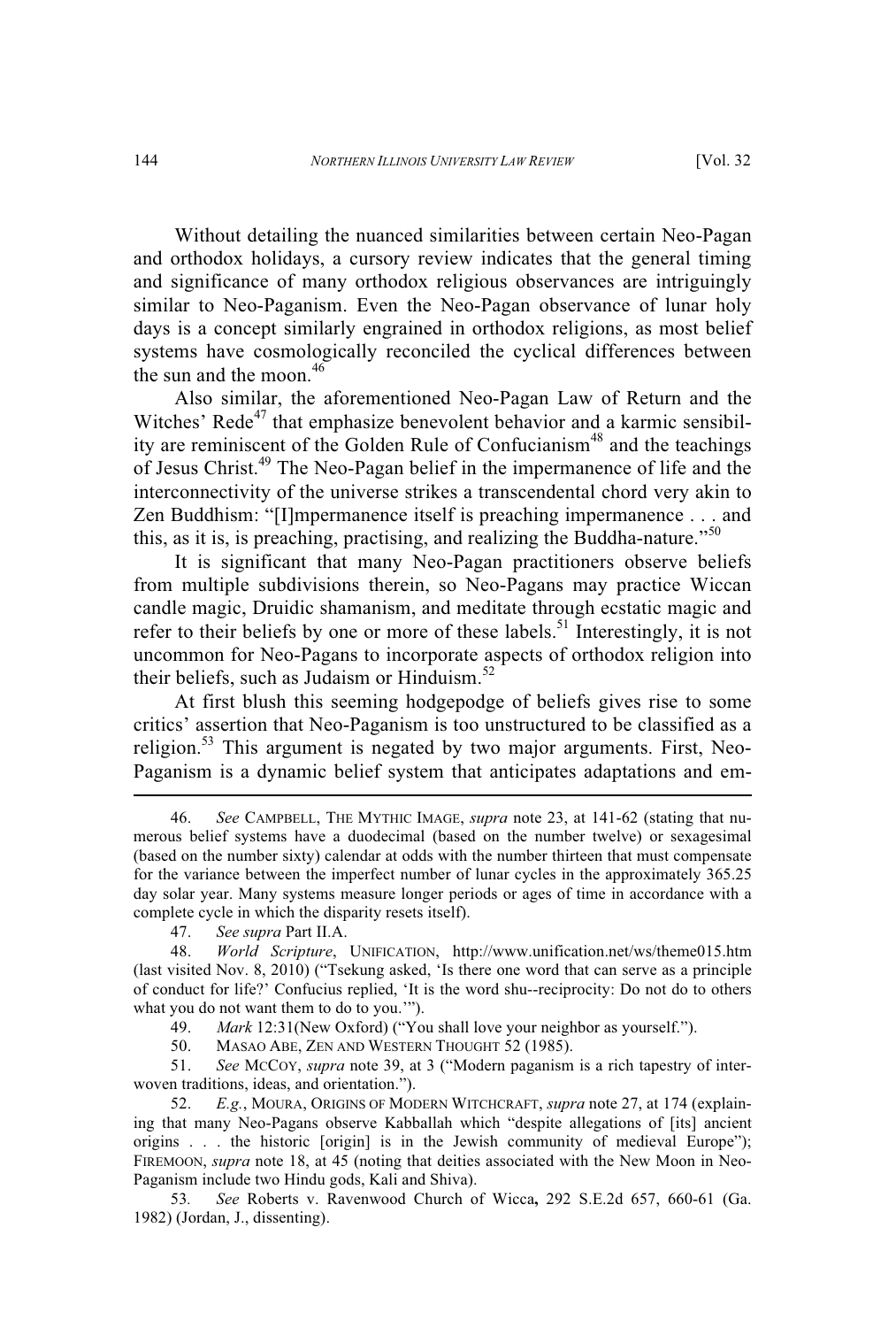Without detailing the nuanced similarities between certain Neo-Pagan and orthodox holidays, a cursory review indicates that the general timing and significance of many orthodox religious observances are intriguingly similar to Neo-Paganism. Even the Neo-Pagan observance of lunar holy days is a concept similarly engrained in orthodox religions, as most belief systems have cosmologically reconciled the cyclical differences between the sun and the moon.[46]

Also similar, the aforementioned Neo-Pagan Law of Return and the Witches' Rede[47] that emphasize benevolent behavior and a karmic sensibility are reminiscent of the Golden Rule of Confucianism[48] and the teachings of Jesus Christ.[49] The Neo-Pagan belief in the impermanence of life and the interconnectivity of the universe strikes a transcendental chord very akin to Zen Buddhism: "[I]mpermanence itself is preaching impermanence . . . and this, as it is, is preaching, practising, and realizing the Buddha-nature."[50]

It is significant that many Neo-Pagan practitioners observe beliefs from multiple subdivisions therein, so Neo-Pagans may practice Wiccan candle magic, Druidic shamanism, and meditate through ecstatic magic and refer to their beliefs by one or more of these labels.[51] Interestingly, it is not uncommon for Neo-Pagans to incorporate aspects of orthodox religion into their beliefs, such as Judaism or Hinduism.[52]

At first blush this seeming hodgepodge of beliefs gives rise to some critics' assertion that Neo-Paganism is too unstructured to be classified as a religion.[53] This argument is negated by two major arguments. First, Neo-Paganism is a dynamic belief system that anticipates adaptations and em-

---

46. *See* CAMPBELL, THE MYTHIC IMAGE, *supra* note 23, at 141-62 (stating that numerous belief systems have a duodecimal (based on the number twelve) or sexagesimal (based on the number sixty) calendar at odds with the number thirteen that must compensate for the variance between the imperfect number of lunar cycles in the approximately 365.25 day solar year. Many systems measure longer periods or ages of time in accordance with a complete cycle in which the disparity resets itself).

47. *See supra* Part II.A.

48. *World Scripture*, UNIFICATION, http://www.unification.net/ws/theme015.htm (last visited Nov. 8, 2010) ("Tsekung asked, 'Is there one word that can serve as a principle of conduct for life?' Confucius replied, 'It is the word shu--reciprocity: Do not do to others what you do not want them to do to you.'").

49. *Mark* 12:31(New Oxford) ("You shall love your neighbor as yourself.").

50. MASAO ABE, ZEN AND WESTERN THOUGHT 52 (1985).

51. *See* MCCOY, *supra* note 39, at 3 ("Modern paganism is a rich tapestry of interwoven traditions, ideas, and orientation.").

52. *E.g.*, MOURA, ORIGINS OF MODERN WITCHCRAFT, *supra* note 27, at 174 (explaining that many Neo-Pagans observe Kabballah which "despite allegations of [its] ancient origins . . . the historic [origin] is in the Jewish community of medieval Europe"); FIREMOON, *supra* note 18, at 45 (noting that deities associated with the New Moon in Neo-Paganism include two Hindu gods, Kali and Shiva).

53. *See* Roberts v. Ravenwood Church of Wicca**,** 292 S.E.2d 657, 660-61 (Ga. 1982) (Jordan, J., dissenting).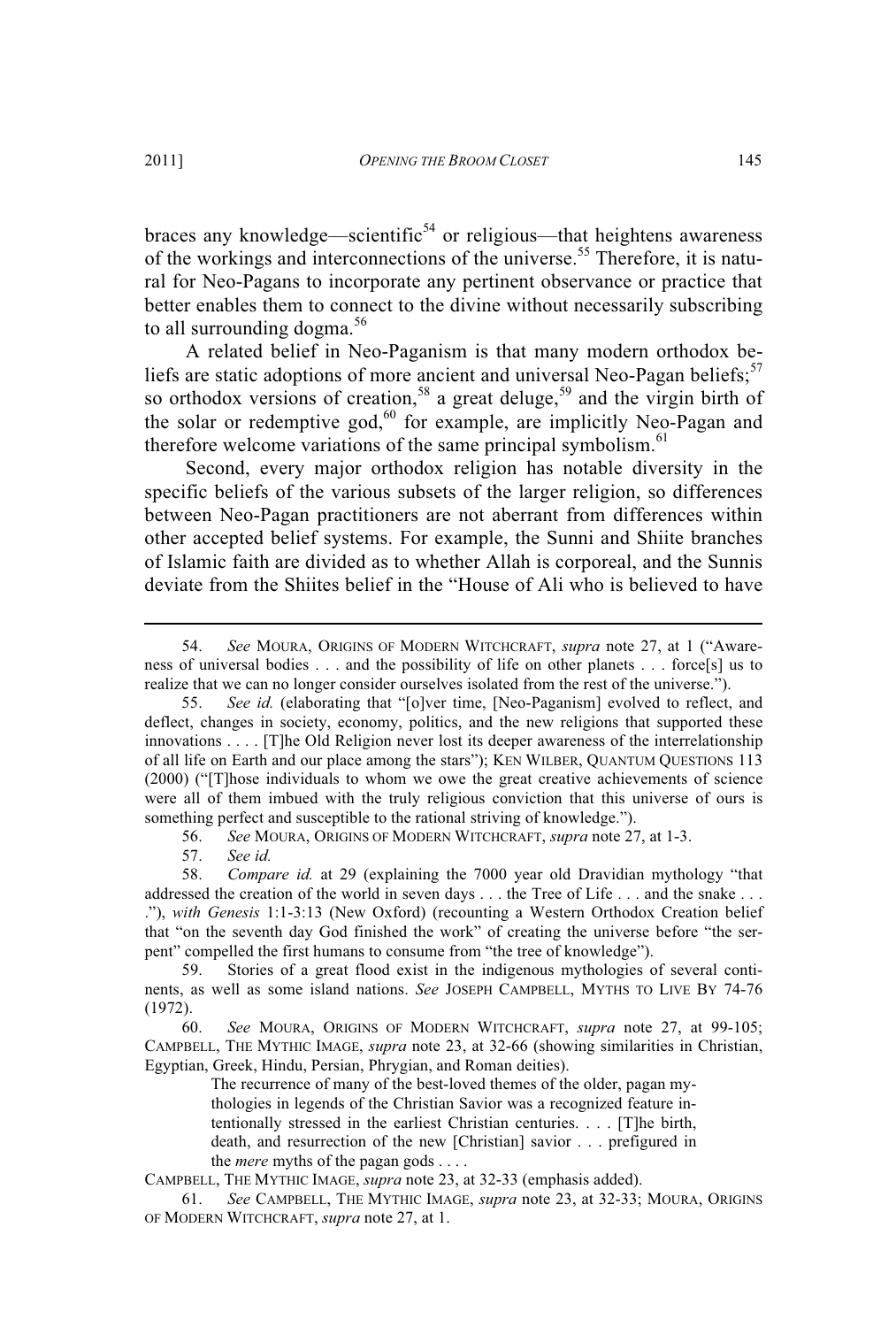braces any knowledge—scientific[54] or religious—that heightens awareness of the workings and interconnections of the universe.[55] Therefore, it is natural for Neo-Pagans to incorporate any pertinent observance or practice that better enables them to connect to the divine without necessarily subscribing to all surrounding dogma.[56]

A related belief in Neo-Paganism is that many modern orthodox beliefs are static adoptions of more ancient and universal Neo-Pagan beliefs;[57] so orthodox versions of creation,[58] a great deluge,[59] and the virgin birth of the solar or redemptive god,[60] for example, are implicitly Neo-Pagan and therefore welcome variations of the same principal symbolism.[61]

Second, every major orthodox religion has notable diversity in the specific beliefs of the various subsets of the larger religion, so differences between Neo-Pagan practitioners are not aberrant from differences within other accepted belief systems. For example, the Sunni and Shiite branches of Islamic faith are divided as to whether Allah is corporeal, and the Sunnis deviate from the Shiites belief in the "House of Ali who is believed to have

---

54. *See* MOURA, ORIGINS OF MODERN WITCHCRAFT, *supra* note 27, at 1 ("Awareness of universal bodies . . . and the possibility of life on other planets . . . force[s] us to realize that we can no longer consider ourselves isolated from the rest of the universe.").

55. *See id.* (elaborating that "[o]ver time, [Neo-Paganism] evolved to reflect, and deflect, changes in society, economy, politics, and the new religions that supported these innovations . . . . [T]he Old Religion never lost its deeper awareness of the interrelationship of all life on Earth and our place among the stars"); KEN WILBER, QUANTUM QUESTIONS 113 (2000) ("[T]hose individuals to whom we owe the great creative achievements of science were all of them imbued with the truly religious conviction that this universe of ours is something perfect and susceptible to the rational striving of knowledge.").

56. *See* MOURA, ORIGINS OF MODERN WITCHCRAFT, *supra* note 27, at 1-3.

57. *See id.*

58. *Compare id.* at 29 (explaining the 7000 year old Dravidian mythology "that addressed the creation of the world in seven days . . . the Tree of Life . . . and the snake . . . ."), *with Genesis* 1:1-3:13 (New Oxford) (recounting a Western Orthodox Creation belief that "on the seventh day God finished the work" of creating the universe before "the serpent" compelled the first humans to consume from "the tree of knowledge").

59. Stories of a great flood exist in the indigenous mythologies of several continents, as well as some island nations. *See* JOSEPH CAMPBELL, MYTHS TO LIVE BY 74-76 (1972).

60. *See* MOURA, ORIGINS OF MODERN WITCHCRAFT, *supra* note 27, at 99-105; CAMPBELL, THE MYTHIC IMAGE, *supra* note 23, at 32-66 (showing similarities in Christian, Egyptian, Greek, Hindu, Persian, Phrygian, and Roman deities).

> The recurrence of many of the best-loved themes of the older, pagan mythologies in legends of the Christian Savior was a recognized feature intentionally stressed in the earliest Christian centuries. . . . [T]he birth, death, and resurrection of the new [Christian] savior . . . prefigured in the *mere* myths of the pagan gods . . . .

CAMPBELL, THE MYTHIC IMAGE, *supra* note 23, at 32-33 (emphasis added).

61. *See* CAMPBELL, THE MYTHIC IMAGE, *supra* note 23, at 32-33; MOURA, ORIGINS OF MODERN WITCHCRAFT, *supra* note 27, at 1.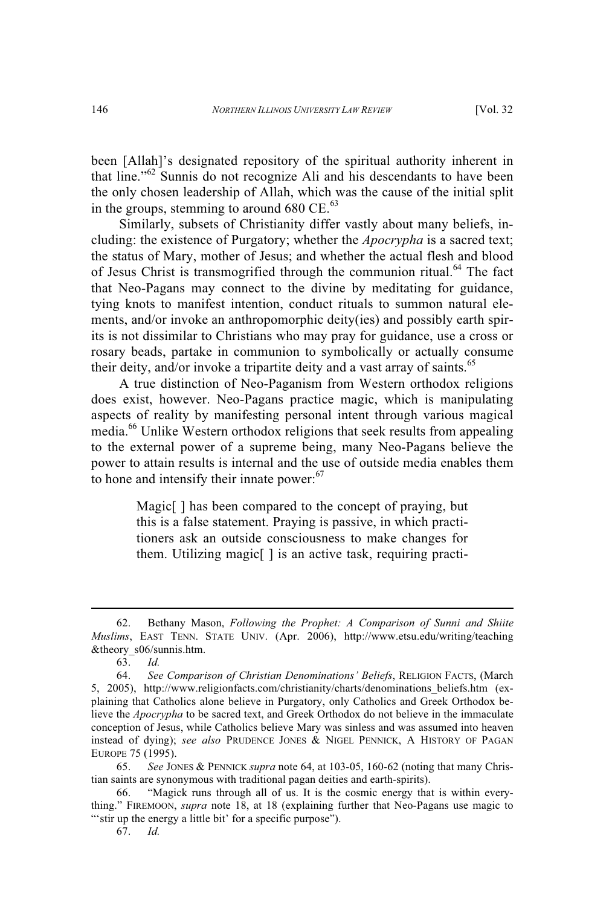been [Allah]'s designated repository of the spiritual authority inherent in that line."[62] Sunnis do not recognize Ali and his descendants to have been the only chosen leadership of Allah, which was the cause of the initial split in the groups, stemming to around 680 CE.[63]

Similarly, subsets of Christianity differ vastly about many beliefs, including: the existence of Purgatory; whether the *Apocrypha* is a sacred text; the status of Mary, mother of Jesus; and whether the actual flesh and blood of Jesus Christ is transmogrified through the communion ritual.[64] The fact that Neo-Pagans may connect to the divine by meditating for guidance, tying knots to manifest intention, conduct rituals to summon natural elements, and/or invoke an anthropomorphic deity(ies) and possibly earth spirits is not dissimilar to Christians who may pray for guidance, use a cross or rosary beads, partake in communion to symbolically or actually consume their deity, and/or invoke a tripartite deity and a vast array of saints.[65]

A true distinction of Neo-Paganism from Western orthodox religions does exist, however. Neo-Pagans practice magic, which is manipulating aspects of reality by manifesting personal intent through various magical media.[66] Unlike Western orthodox religions that seek results from appealing to the external power of a supreme being, many Neo-Pagans believe the power to attain results is internal and the use of outside media enables them to hone and intensify their innate power:[67]

> Magic[ ] has been compared to the concept of praying, but this is a false statement. Praying is passive, in which practitioners ask an outside consciousness to make changes for them. Utilizing magic[ ] is an active task, requiring practi-

---

62. Bethany Mason, *Following the Prophet: A Comparison of Sunni and Shiite Muslims*, EAST TENN. STATE UNIV. (Apr. 2006), http://www.etsu.edu/writing/teaching&theory_s06/sunnis.htm.

63. *Id.*

64. *See Comparison of Christian Denominations' Beliefs*, RELIGION FACTS, (March 5, 2005), http://www.religionfacts.com/christianity/charts/denominations_beliefs.htm (explaining that Catholics alone believe in Purgatory, only Catholics and Greek Orthodox believe the *Apocrypha* to be sacred text, and Greek Orthodox do not believe in the immaculate conception of Jesus, while Catholics believe Mary was sinless and was assumed into heaven instead of dying); *see also* PRUDENCE JONES & NIGEL PENNICK, A HISTORY OF PAGAN EUROPE 75 (1995).

65. *See* JONES & PENNICK *supra* note 64, at 103-05, 160-62 (noting that many Christian saints are synonymous with traditional pagan deities and earth-spirits).

66. "Magick runs through all of us. It is the cosmic energy that is within everything." FIREMOON, *supra* note 18, at 18 (explaining further that Neo-Pagans use magic to "'stir up the energy a little bit' for a specific purpose").

67. *Id.*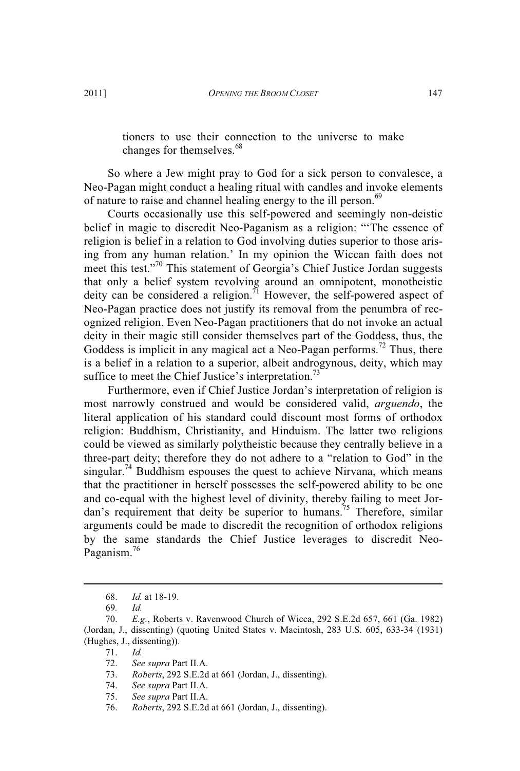> tioners to use their connection to the universe to make changes for themselves.[68]

So where a Jew might pray to God for a sick person to convalesce, a Neo-Pagan might conduct a healing ritual with candles and invoke elements of nature to raise and channel healing energy to the ill person.[69]

Courts occasionally use this self-powered and seemingly non-deistic belief in magic to discredit Neo-Paganism as a religion: "'The essence of religion is belief in a relation to God involving duties superior to those arising from any human relation.' In my opinion the Wiccan faith does not meet this test."[70] This statement of Georgia's Chief Justice Jordan suggests that only a belief system revolving around an omnipotent, monotheistic deity can be considered a religion.[71] However, the self-powered aspect of Neo-Pagan practice does not justify its removal from the penumbra of recognized religion. Even Neo-Pagan practitioners that do not invoke an actual deity in their magic still consider themselves part of the Goddess, thus, the Goddess is implicit in any magical act a Neo-Pagan performs.[72] Thus, there is a belief in a relation to a superior, albeit androgynous, deity, which may suffice to meet the Chief Justice's interpretation.[73]

Furthermore, even if Chief Justice Jordan's interpretation of religion is most narrowly construed and would be considered valid, *arguendo*, the literal application of his standard could discount most forms of orthodox religion: Buddhism, Christianity, and Hinduism. The latter two religions could be viewed as similarly polytheistic because they centrally believe in a three-part deity; therefore they do not adhere to a "relation to God" in the singular.[74] Buddhism espouses the quest to achieve Nirvana, which means that the practitioner in herself possesses the self-powered ability to be one and co-equal with the highest level of divinity, thereby failing to meet Jordan's requirement that deity be superior to humans.[75] Therefore, similar arguments could be made to discredit the recognition of orthodox religions by the same standards the Chief Justice leverages to discredit Neo-Paganism.[76]

---

68. *Id.* at 18-19.
69. *Id.*
70. *E.g.*, Roberts v. Ravenwood Church of Wicca, 292 S.E.2d 657, 661 (Ga. 1982) (Jordan, J., dissenting) (quoting United States v. Macintosh, 283 U.S. 605, 633-34 (1931) (Hughes, J., dissenting)).
71. *Id.*
72. *See supra* Part II.A.
73. *Roberts*, 292 S.E.2d at 661 (Jordan, J., dissenting).
74. *See supra* Part II.A.
75. *See supra* Part II.A.
76. *Roberts*, 292 S.E.2d at 661 (Jordan, J., dissenting).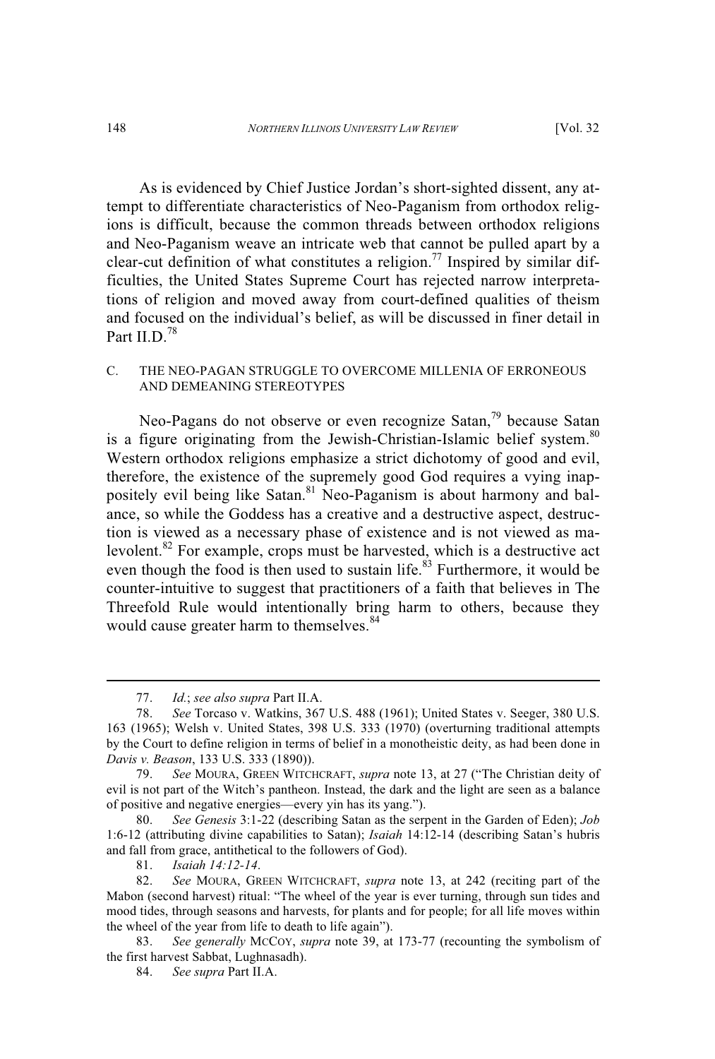As is evidenced by Chief Justice Jordan's short-sighted dissent, any attempt to differentiate characteristics of Neo-Paganism from orthodox religions is difficult, because the common threads between orthodox religions and Neo-Paganism weave an intricate web that cannot be pulled apart by a clear-cut definition of what constitutes a religion.[77] Inspired by similar difficulties, the United States Supreme Court has rejected narrow interpretations of religion and moved away from court-defined qualities of theism and focused on the individual's belief, as will be discussed in finer detail in Part II.D.[78]

### C. THE NEO-PAGAN STRUGGLE TO OVERCOME MILLENIA OF ERRONEOUS AND DEMEANING STEREOTYPES

Neo-Pagans do not observe or even recognize Satan,[79] because Satan is a figure originating from the Jewish-Christian-Islamic belief system.[80] Western orthodox religions emphasize a strict dichotomy of good and evil, therefore, the existence of the supremely good God requires a vying inappositely evil being like Satan.[81] Neo-Paganism is about harmony and balance, so while the Goddess has a creative and a destructive aspect, destruction is viewed as a necessary phase of existence and is not viewed as malevolent.[82] For example, crops must be harvested, which is a destructive act even though the food is then used to sustain life.[83] Furthermore, it would be counter-intuitive to suggest that practitioners of a faith that believes in The Threefold Rule would intentionally bring harm to others, because they would cause greater harm to themselves.[84]

---

77. *Id.*; *see also supra* Part II.A.

78. *See* Torcaso v. Watkins, 367 U.S. 488 (1961); United States v. Seeger, 380 U.S. 163 (1965); Welsh v. United States, 398 U.S. 333 (1970) (overturning traditional attempts by the Court to define religion in terms of belief in a monotheistic deity, as had been done in *Davis v. Beason*, 133 U.S. 333 (1890)).

79. *See* MOURA, GREEN WITCHCRAFT, *supra* note 13, at 27 ("The Christian deity of evil is not part of the Witch's pantheon. Instead, the dark and the light are seen as a balance of positive and negative energies—every yin has its yang.").

80. *See Genesis* 3:1-22 (describing Satan as the serpent in the Garden of Eden); *Job* 1:6-12 (attributing divine capabilities to Satan); *Isaiah* 14:12-14 (describing Satan's hubris and fall from grace, antithetical to the followers of God).

81. *Isaiah 14:12-14*.

82. *See* MOURA, GREEN WITCHCRAFT, *supra* note 13, at 242 (reciting part of the Mabon (second harvest) ritual: "The wheel of the year is ever turning, through sun tides and mood tides, through seasons and harvests, for plants and for people; for all life moves within the wheel of the year from life to death to life again").

83. *See generally* MCCOY, *supra* note 39, at 173-77 (recounting the symbolism of the first harvest Sabbat, Lughnasadh).

84. *See supra* Part II.A.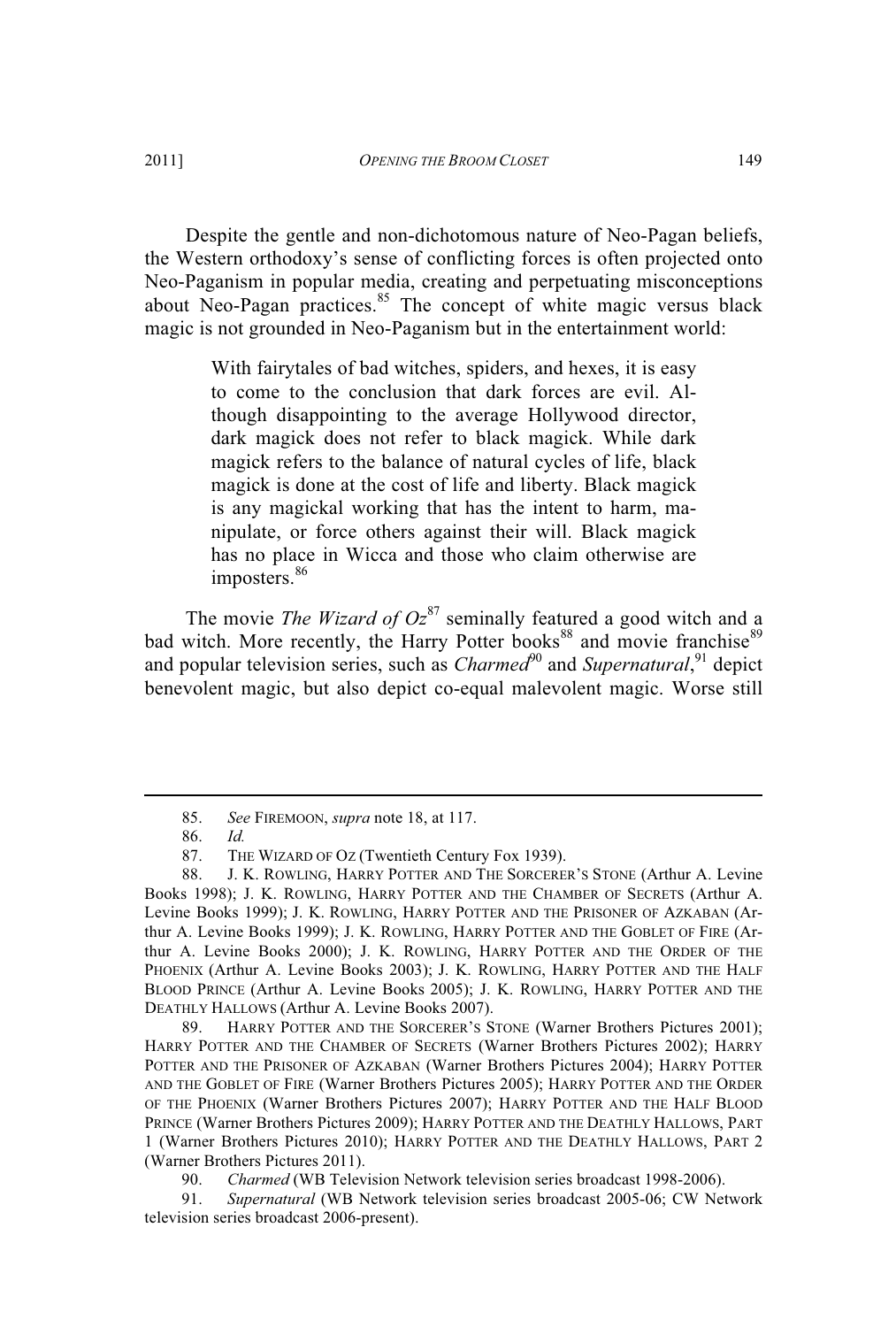Despite the gentle and non-dichotomous nature of Neo-Pagan beliefs, the Western orthodoxy's sense of conflicting forces is often projected onto Neo-Paganism in popular media, creating and perpetuating misconceptions about Neo-Pagan practices.[85] The concept of white magic versus black magic is not grounded in Neo-Paganism but in the entertainment world:

> With fairytales of bad witches, spiders, and hexes, it is easy to come to the conclusion that dark forces are evil. Although disappointing to the average Hollywood director, dark magick does not refer to black magick. While dark magick refers to the balance of natural cycles of life, black magick is done at the cost of life and liberty. Black magick is any magickal working that has the intent to harm, manipulate, or force others against their will. Black magick has no place in Wicca and those who claim otherwise are imposters.[86]

The movie *The Wizard of Oz*[87] seminally featured a good witch and a bad witch. More recently, the Harry Potter books[88] and movie franchise[89] and popular television series, such as *Charmed*[90] and *Supernatural*,[91] depict benevolent magic, but also depict co-equal malevolent magic. Worse still

---

85. *See* FIREMOON, *supra* note 18, at 117.

86. *Id.*

87. THE WIZARD OF OZ (Twentieth Century Fox 1939).

88. J. K. ROWLING, HARRY POTTER AND THE SORCERER'S STONE (Arthur A. Levine Books 1998); J. K. ROWLING, HARRY POTTER AND THE CHAMBER OF SECRETS (Arthur A. Levine Books 1999); J. K. ROWLING, HARRY POTTER AND THE PRISONER OF AZKABAN (Arthur A. Levine Books 1999); J. K. ROWLING, HARRY POTTER AND THE GOBLET OF FIRE (Arthur A. Levine Books 2000); J. K. ROWLING, HARRY POTTER AND THE ORDER OF THE PHOENIX (Arthur A. Levine Books 2003); J. K. ROWLING, HARRY POTTER AND THE HALF BLOOD PRINCE (Arthur A. Levine Books 2005); J. K. ROWLING, HARRY POTTER AND THE DEATHLY HALLOWS (Arthur A. Levine Books 2007).

89. HARRY POTTER AND THE SORCERER'S STONE (Warner Brothers Pictures 2001); HARRY POTTER AND THE CHAMBER OF SECRETS (Warner Brothers Pictures 2002); HARRY POTTER AND THE PRISONER OF AZKABAN (Warner Brothers Pictures 2004); HARRY POTTER AND THE GOBLET OF FIRE (Warner Brothers Pictures 2005); HARRY POTTER AND THE ORDER OF THE PHOENIX (Warner Brothers Pictures 2007); HARRY POTTER AND THE HALF BLOOD PRINCE (Warner Brothers Pictures 2009); HARRY POTTER AND THE DEATHLY HALLOWS, PART 1 (Warner Brothers Pictures 2010); HARRY POTTER AND THE DEATHLY HALLOWS, PART 2 (Warner Brothers Pictures 2011).

90. *Charmed* (WB Television Network television series broadcast 1998-2006).

91. *Supernatural* (WB Network television series broadcast 2005-06; CW Network television series broadcast 2006-present).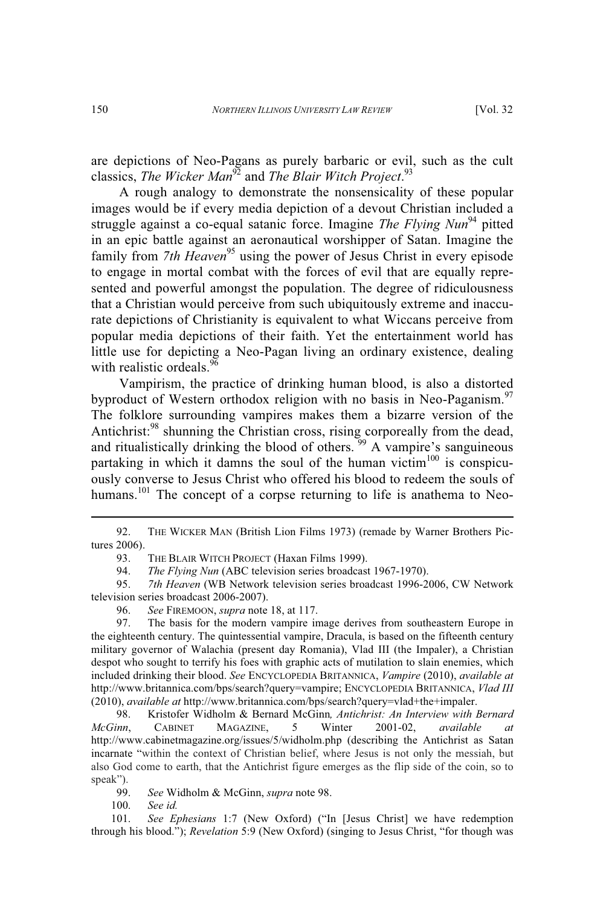are depictions of Neo-Pagans as purely barbaric or evil, such as the cult classics, *The Wicker Man*[92] and *The Blair Witch Project*.[93]

A rough analogy to demonstrate the nonsensicality of these popular images would be if every media depiction of a devout Christian included a struggle against a co-equal satanic force. Imagine *The Flying Nun*[94] pitted in an epic battle against an aeronautical worshipper of Satan. Imagine the family from *7th Heaven*[95] using the power of Jesus Christ in every episode to engage in mortal combat with the forces of evil that are equally represented and powerful amongst the population. The degree of ridiculousness that a Christian would perceive from such ubiquitously extreme and inaccurate depictions of Christianity is equivalent to what Wiccans perceive from popular media depictions of their faith. Yet the entertainment world has little use for depicting a Neo-Pagan living an ordinary existence, dealing with realistic ordeals.[96]

Vampirism, the practice of drinking human blood, is also a distorted byproduct of Western orthodox religion with no basis in Neo-Paganism.[97] The folklore surrounding vampires makes them a bizarre version of the Antichrist:[98] shunning the Christian cross, rising corporeally from the dead, and ritualistically drinking the blood of others.[99] A vampire's sanguineous partaking in which it damns the soul of the human victim[100] is conspicuously converse to Jesus Christ who offered his blood to redeem the souls of humans.[101] The concept of a corpse returning to life is anathema to Neo-

---

92. THE WICKER MAN (British Lion Films 1973) (remade by Warner Brothers Pictures 2006).

93. THE BLAIR WITCH PROJECT (Haxan Films 1999).

94. *The Flying Nun* (ABC television series broadcast 1967-1970).

95. *7th Heaven* (WB Network television series broadcast 1996-2006, CW Network television series broadcast 2006-2007).

96. *See* FIREMOON, *supra* note 18, at 117.

97. The basis for the modern vampire image derives from southeastern Europe in the eighteenth century. The quintessential vampire, Dracula, is based on the fifteenth century military governor of Walachia (present day Romania), Vlad III (the Impaler), a Christian despot who sought to terrify his foes with graphic acts of mutilation to slain enemies, which included drinking their blood. *See* ENCYCLOPEDIA BRITANNICA, *Vampire* (2010), *available at* http://www.britannica.com/bps/search?query=vampire; ENCYCLOPEDIA BRITANNICA, *Vlad III* (2010), *available at* http://www.britannica.com/bps/search?query=vlad+the+impaler.

98. Kristofer Widholm & Bernard McGinn*, Antichrist: An Interview with Bernard McGinn*, CABINET MAGAZINE, 5 Winter 2001-02, *available at* http://www.cabinetmagazine.org/issues/5/widholm.php (describing the Antichrist as Satan incarnate "within the context of Christian belief, where Jesus is not only the messiah, but also God come to earth, that the Antichrist figure emerges as the flip side of the coin, so to speak").

99. *See* Widholm & McGinn, *supra* note 98.

100. *See id.*

101. *See Ephesians* 1:7 (New Oxford) ("In [Jesus Christ] we have redemption through his blood."); *Revelation* 5:9 (New Oxford) (singing to Jesus Christ, "for though was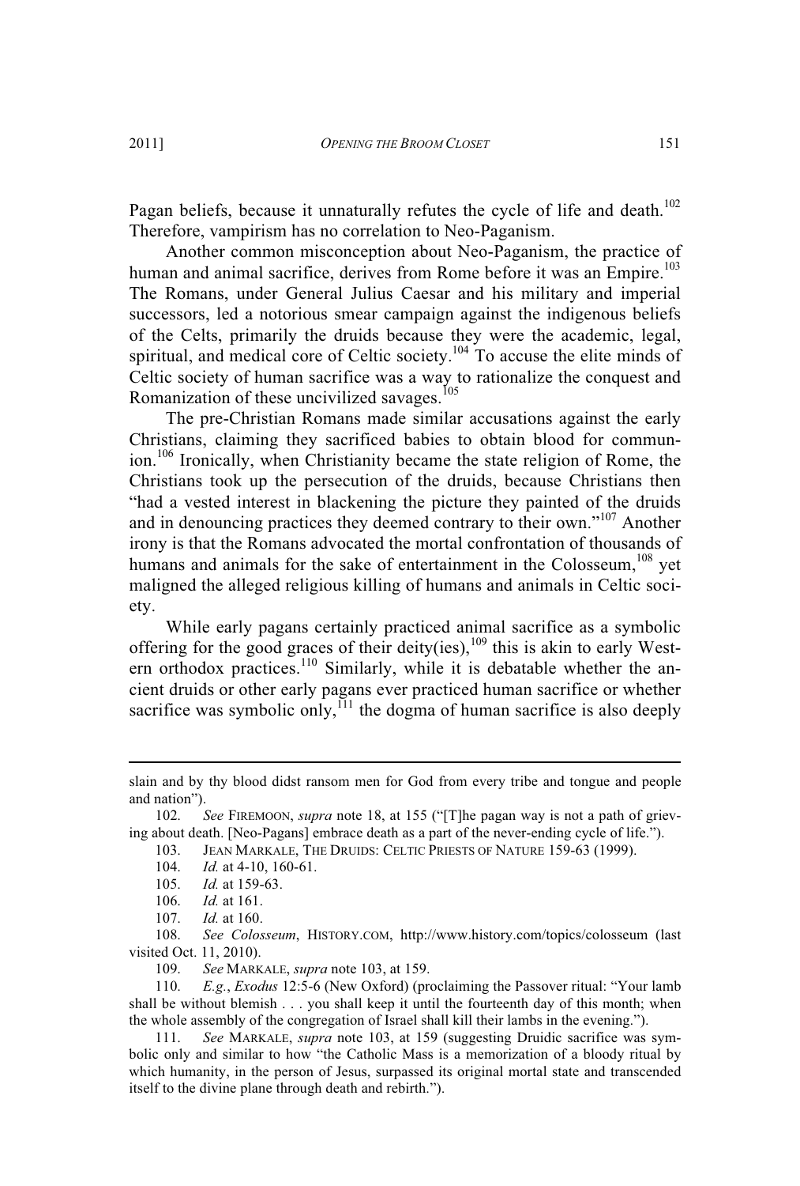Pagan beliefs, because it unnaturally refutes the cycle of life and death.[102] Therefore, vampirism has no correlation to Neo-Paganism.

Another common misconception about Neo-Paganism, the practice of human and animal sacrifice, derives from Rome before it was an Empire.[103] The Romans, under General Julius Caesar and his military and imperial successors, led a notorious smear campaign against the indigenous beliefs of the Celts, primarily the druids because they were the academic, legal, spiritual, and medical core of Celtic society.[104] To accuse the elite minds of Celtic society of human sacrifice was a way to rationalize the conquest and Romanization of these uncivilized savages.[105]

The pre-Christian Romans made similar accusations against the early Christians, claiming they sacrificed babies to obtain blood for communion.[106] Ironically, when Christianity became the state religion of Rome, the Christians took up the persecution of the druids, because Christians then "had a vested interest in blackening the picture they painted of the druids and in denouncing practices they deemed contrary to their own."[107] Another irony is that the Romans advocated the mortal confrontation of thousands of humans and animals for the sake of entertainment in the Colosseum,[108] yet maligned the alleged religious killing of humans and animals in Celtic society.

While early pagans certainly practiced animal sacrifice as a symbolic offering for the good graces of their deity(ies),[109] this is akin to early Western orthodox practices.[110] Similarly, while it is debatable whether the ancient druids or other early pagans ever practiced human sacrifice or whether sacrifice was symbolic only,[111] the dogma of human sacrifice is also deeply

---

slain and by thy blood didst ransom men for God from every tribe and tongue and people and nation").

102. *See* FIREMOON, *supra* note 18, at 155 ("[T]he pagan way is not a path of grieving about death. [Neo-Pagans] embrace death as a part of the never-ending cycle of life.").

103. JEAN MARKALE, THE DRUIDS: CELTIC PRIESTS OF NATURE 159-63 (1999).

104. *Id.* at 4-10, 160-61.

105. *Id.* at 159-63.

106. *Id.* at 161.

107. *Id.* at 160.

108. *See Colosseum*, HISTORY.COM, http://www.history.com/topics/colosseum (last visited Oct. 11, 2010).

109. *See* MARKALE, *supra* note 103, at 159.

110. *E.g.*, *Exodus* 12:5-6 (New Oxford) (proclaiming the Passover ritual: "Your lamb shall be without blemish . . . you shall keep it until the fourteenth day of this month; when the whole assembly of the congregation of Israel shall kill their lambs in the evening.").

111. *See* MARKALE, *supra* note 103, at 159 (suggesting Druidic sacrifice was symbolic only and similar to how "the Catholic Mass is a memorization of a bloody ritual by which humanity, in the person of Jesus, surpassed its original mortal state and transcended itself to the divine plane through death and rebirth.").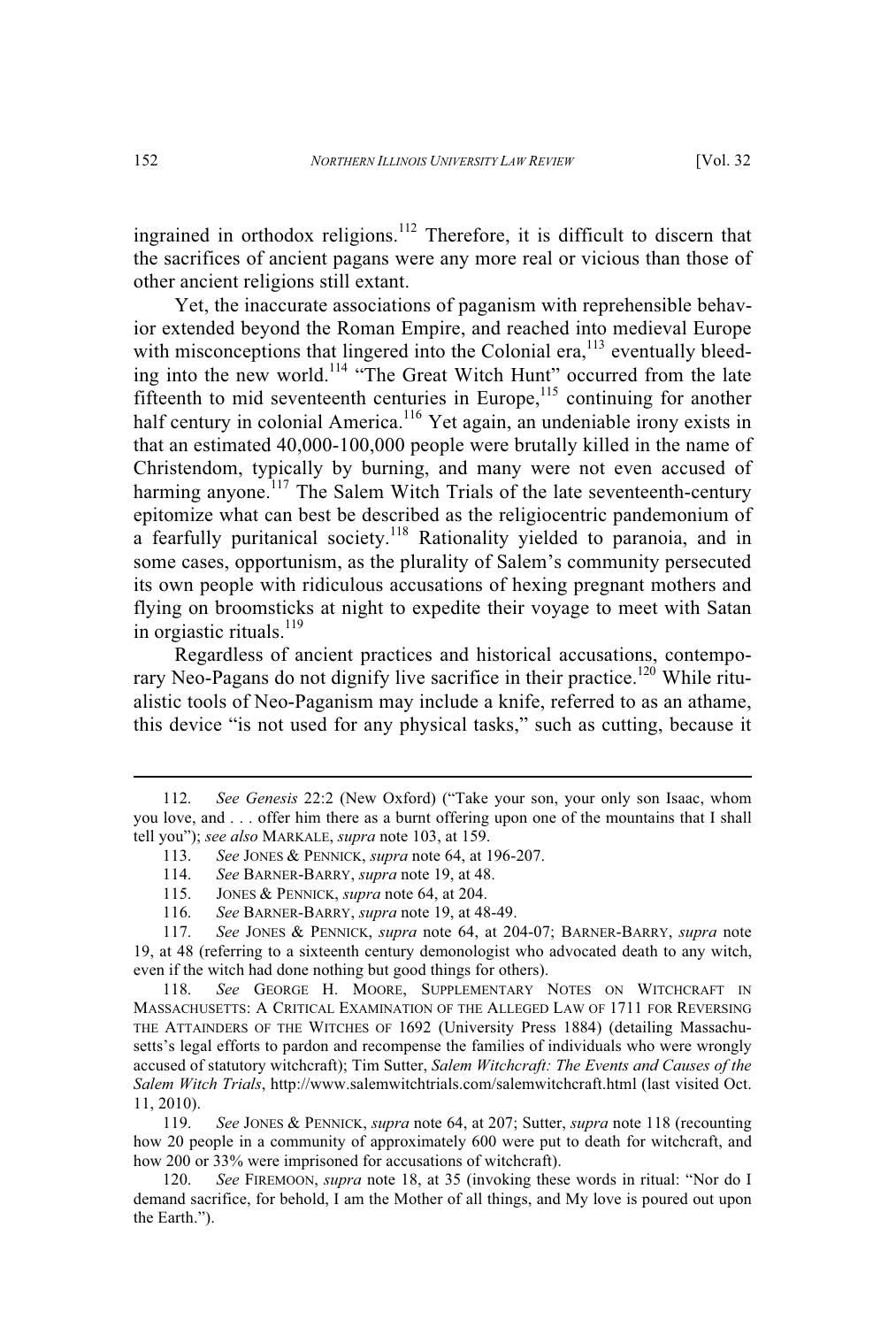ingrained in orthodox religions.[112] Therefore, it is difficult to discern that the sacrifices of ancient pagans were any more real or vicious than those of other ancient religions still extant.

Yet, the inaccurate associations of paganism with reprehensible behavior extended beyond the Roman Empire, and reached into medieval Europe with misconceptions that lingered into the Colonial era,[113] eventually bleeding into the new world.[114] "The Great Witch Hunt" occurred from the late fifteenth to mid seventeenth centuries in Europe,[115] continuing for another half century in colonial America.[116] Yet again, an undeniable irony exists in that an estimated 40,000-100,000 people were brutally killed in the name of Christendom, typically by burning, and many were not even accused of harming anyone.[117] The Salem Witch Trials of the late seventeenth-century epitomize what can best be described as the religiocentric pandemonium of a fearfully puritanical society.[118] Rationality yielded to paranoia, and in some cases, opportunism, as the plurality of Salem's community persecuted its own people with ridiculous accusations of hexing pregnant mothers and flying on broomsticks at night to expedite their voyage to meet with Satan in orgiastic rituals.[119]

Regardless of ancient practices and historical accusations, contemporary Neo-Pagans do not dignify live sacrifice in their practice.[120] While ritualistic tools of Neo-Paganism may include a knife, referred to as an athame, this device "is not used for any physical tasks," such as cutting, because it

---

112. *See Genesis* 22:2 (New Oxford) ("Take your son, your only son Isaac, whom you love, and . . . offer him there as a burnt offering upon one of the mountains that I shall tell you"); *see also* MARKALE, *supra* note 103, at 159.

113. *See* JONES & PENNICK, *supra* note 64, at 196-207.

114. *See* BARNER-BARRY, *supra* note 19, at 48.

115. JONES & PENNICK, *supra* note 64, at 204.

116. *See* BARNER-BARRY, *supra* note 19, at 48-49.

117. *See* JONES & PENNICK, *supra* note 64, at 204-07; BARNER-BARRY, *supra* note 19, at 48 (referring to a sixteenth century demonologist who advocated death to any witch, even if the witch had done nothing but good things for others).

118. *See* GEORGE H. MOORE, SUPPLEMENTARY NOTES ON WITCHCRAFT IN MASSACHUSETTS: A CRITICAL EXAMINATION OF THE ALLEGED LAW OF 1711 FOR REVERSING THE ATTAINDERS OF THE WITCHES OF 1692 (University Press 1884) (detailing Massachusetts's legal efforts to pardon and recompense the families of individuals who were wrongly accused of statutory witchcraft); Tim Sutter, *Salem Witchcraft: The Events and Causes of the Salem Witch Trials*, http://www.salemwitchtrials.com/salemwitchcraft.html (last visited Oct. 11, 2010).

119. *See* JONES & PENNICK, *supra* note 64, at 207; Sutter, *supra* note 118 (recounting how 20 people in a community of approximately 600 were put to death for witchcraft, and how 200 or 33% were imprisoned for accusations of witchcraft).

120. *See* FIREMOON, *supra* note 18, at 35 (invoking these words in ritual: "Nor do I demand sacrifice, for behold, I am the Mother of all things, and My love is poured out upon the Earth.").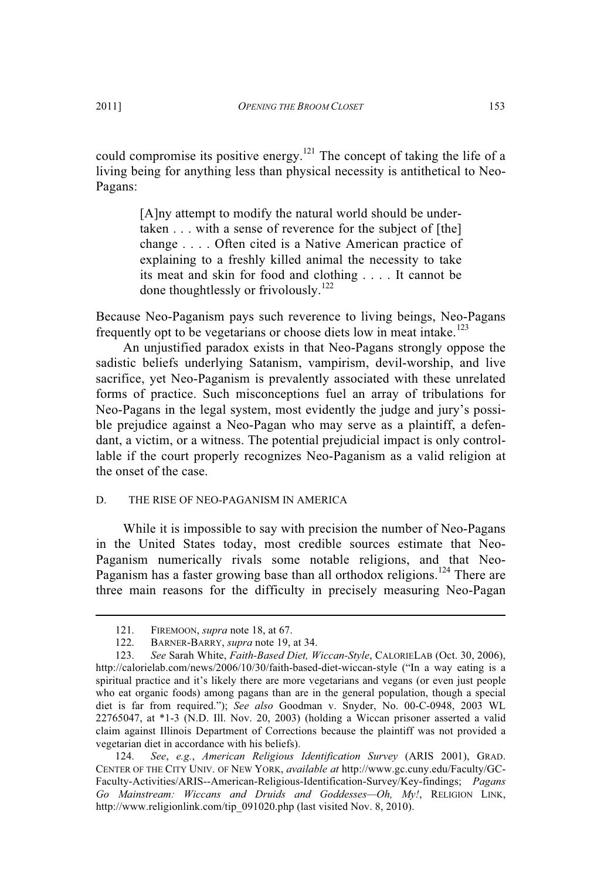could compromise its positive energy.[121] The concept of taking the life of a living being for anything less than physical necessity is antithetical to Neo-Pagans:

> [A]ny attempt to modify the natural world should be undertaken . . . with a sense of reverence for the subject of [the] change . . . . Often cited is a Native American practice of explaining to a freshly killed animal the necessity to take its meat and skin for food and clothing . . . . It cannot be done thoughtlessly or frivolously.[122]

Because Neo-Paganism pays such reverence to living beings, Neo-Pagans frequently opt to be vegetarians or choose diets low in meat intake.[123]

An unjustified paradox exists in that Neo-Pagans strongly oppose the sadistic beliefs underlying Satanism, vampirism, devil-worship, and live sacrifice, yet Neo-Paganism is prevalently associated with these unrelated forms of practice. Such misconceptions fuel an array of tribulations for Neo-Pagans in the legal system, most evidently the judge and jury's possible prejudice against a Neo-Pagan who may serve as a plaintiff, a defendant, a victim, or a witness. The potential prejudicial impact is only controllable if the court properly recognizes Neo-Paganism as a valid religion at the onset of the case.

### D. THE RISE OF NEO-PAGANISM IN AMERICA

While it is impossible to say with precision the number of Neo-Pagans in the United States today, most credible sources estimate that Neo-Paganism numerically rivals some notable religions, and that Neo-Paganism has a faster growing base than all orthodox religions.[124] There are three main reasons for the difficulty in precisely measuring Neo-Pagan

---

121. FIREMOON, *supra* note 18, at 67.

122. BARNER-BARRY, *supra* note 19, at 34.

123. *See* Sarah White, *Faith-Based Diet, Wiccan-Style*, CALORIELAB (Oct. 30, 2006), http://calorielab.com/news/2006/10/30/faith-based-diet-wiccan-style ("In a way eating is a spiritual practice and it's likely there are more vegetarians and vegans (or even just people who eat organic foods) among pagans than are in the general population, though a special diet is far from required."); *See also* Goodman v. Snyder, No. 00-C-0948, 2003 WL 22765047, at *1-3 (N.D. Ill. Nov. 20, 2003) (holding a Wiccan prisoner asserted a valid claim against Illinois Department of Corrections because the plaintiff was not provided a vegetarian diet in accordance with his beliefs).

124. *See*, *e.g.*, *American Religious Identification Survey* (ARIS 2001), GRAD. CENTER OF THE CITY UNIV. OF NEW YORK, *available at* http://www.gc.cuny.edu/Faculty/GC-Faculty-Activities/ARIS--American-Religious-Identification-Survey/Key-findings; *Pagans Go Mainstream: Wiccans and Druids and Goddesses—Oh, My!*, RELIGION LINK, http://www.religionlink.com/tip_091020.php (last visited Nov. 8, 2010).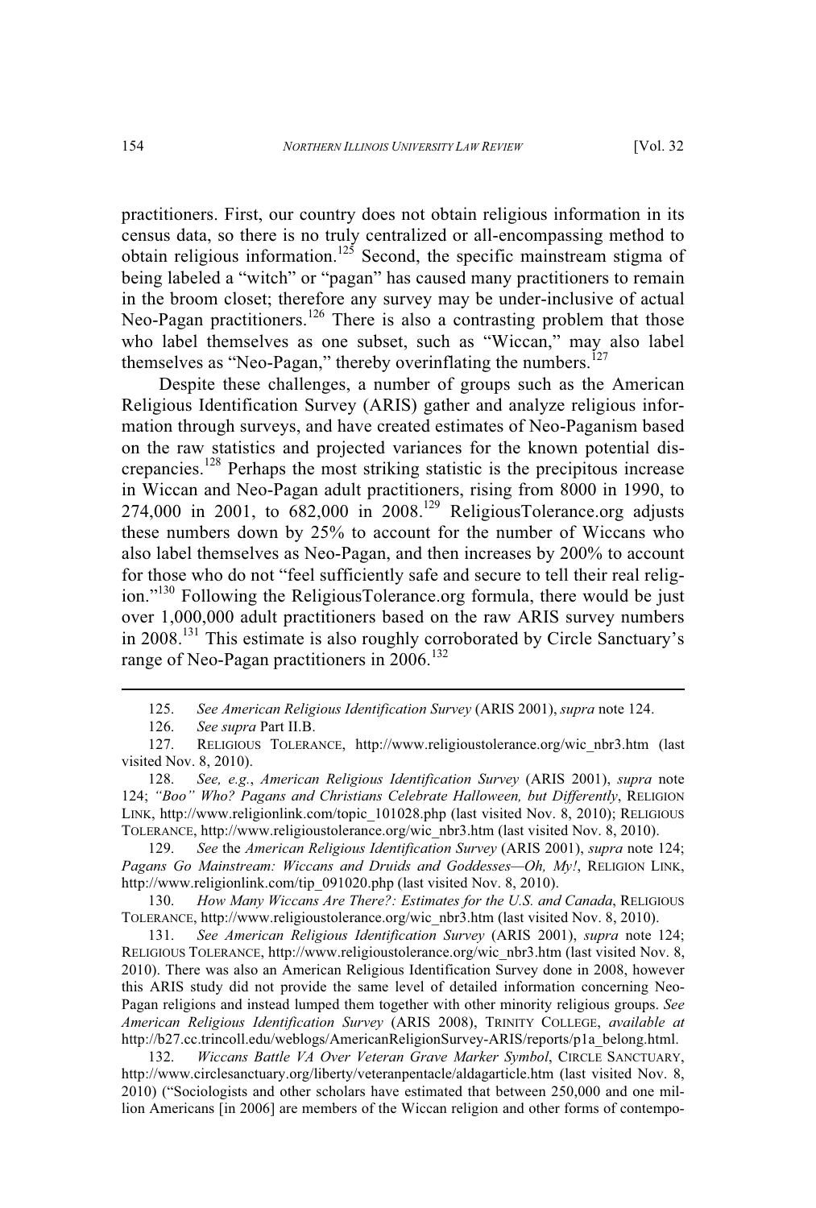practitioners. First, our country does not obtain religious information in its census data, so there is no truly centralized or all-encompassing method to obtain religious information.[125] Second, the specific mainstream stigma of being labeled a "witch" or "pagan" has caused many practitioners to remain in the broom closet; therefore any survey may be under-inclusive of actual Neo-Pagan practitioners.[126] There is also a contrasting problem that those who label themselves as one subset, such as "Wiccan," may also label themselves as "Neo-Pagan," thereby overinflating the numbers.[127]

Despite these challenges, a number of groups such as the American Religious Identification Survey (ARIS) gather and analyze religious information through surveys, and have created estimates of Neo-Paganism based on the raw statistics and projected variances for the known potential discrepancies.[128] Perhaps the most striking statistic is the precipitous increase in Wiccan and Neo-Pagan adult practitioners, rising from 8000 in 1990, to 274,000 in 2001, to 682,000 in 2008.[129] ReligiousTolerance.org adjusts these numbers down by 25% to account for the number of Wiccans who also label themselves as Neo-Pagan, and then increases by 200% to account for those who do not "feel sufficiently safe and secure to tell their real religion."[130] Following the ReligiousTolerance.org formula, there would be just over 1,000,000 adult practitioners based on the raw ARIS survey numbers in 2008.[131] This estimate is also roughly corroborated by Circle Sanctuary's range of Neo-Pagan practitioners in 2006.[132]

---

125. *See American Religious Identification Survey* (ARIS 2001), *supra* note 124.

126. *See supra* Part II.B.

127. RELIGIOUS TOLERANCE, http://www.religioustolerance.org/wic_nbr3.htm (last visited Nov. 8, 2010).

128. *See, e.g.*, *American Religious Identification Survey* (ARIS 2001), *supra* note 124; *"Boo" Who? Pagans and Christians Celebrate Halloween, but Differently*, RELIGION LINK, http://www.religionlink.com/topic_101028.php (last visited Nov. 8, 2010); RELIGIOUS TOLERANCE, http://www.religioustolerance.org/wic_nbr3.htm (last visited Nov. 8, 2010).

129. *See* the *American Religious Identification Survey* (ARIS 2001), *supra* note 124; *Pagans Go Mainstream: Wiccans and Druids and Goddesses—Oh, My!*, RELIGION LINK, http://www.religionlink.com/tip_091020.php (last visited Nov. 8, 2010).

130. *How Many Wiccans Are There?: Estimates for the U.S. and Canada*, RELIGIOUS TOLERANCE, http://www.religioustolerance.org/wic_nbr3.htm (last visited Nov. 8, 2010).

131. *See American Religious Identification Survey* (ARIS 2001), *supra* note 124; RELIGIOUS TOLERANCE, http://www.religioustolerance.org/wic_nbr3.htm (last visited Nov. 8, 2010). There was also an American Religious Identification Survey done in 2008, however this ARIS study did not provide the same level of detailed information concerning Neo-Pagan religions and instead lumped them together with other minority religious groups. *See American Religious Identification Survey* (ARIS 2008), TRINITY COLLEGE, *available at* http://b27.cc.trincoll.edu/weblogs/AmericanReligionSurvey-ARIS/reports/p1a_belong.html.

132. *Wiccans Battle VA Over Veteran Grave Marker Symbol*, CIRCLE SANCTUARY, http://www.circlesanctuary.org/liberty/veteranpentacle/aldagarticle.htm (last visited Nov. 8, 2010) ("Sociologists and other scholars have estimated that between 250,000 and one million Americans [in 2006] are members of the Wiccan religion and other forms of contempo-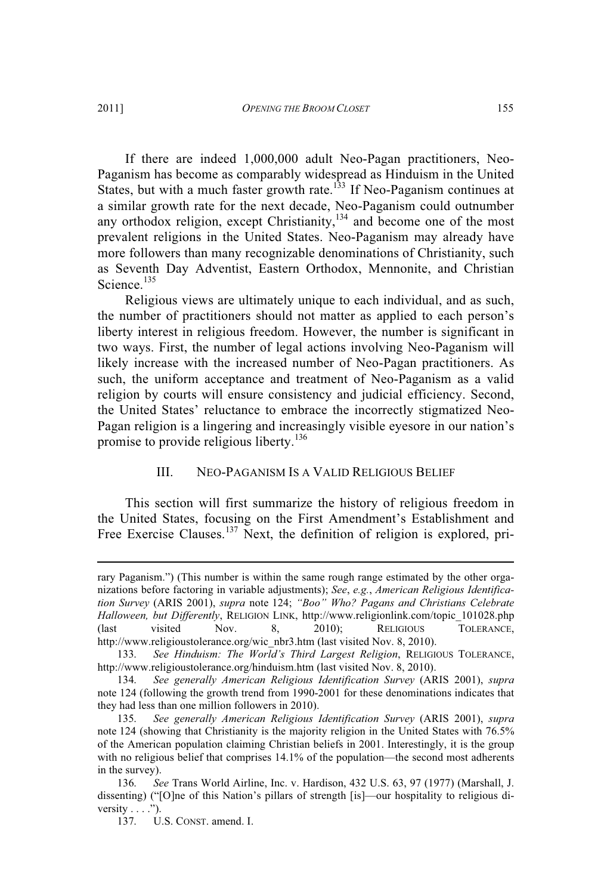If there are indeed 1,000,000 adult Neo-Pagan practitioners, Neo-Paganism has become as comparably widespread as Hinduism in the United States, but with a much faster growth rate.[133] If Neo-Paganism continues at a similar growth rate for the next decade, Neo-Paganism could outnumber any orthodox religion, except Christianity,[134] and become one of the most prevalent religions in the United States. Neo-Paganism may already have more followers than many recognizable denominations of Christianity, such as Seventh Day Adventist, Eastern Orthodox, Mennonite, and Christian Science.[135]

Religious views are ultimately unique to each individual, and as such, the number of practitioners should not matter as applied to each person's liberty interest in religious freedom. However, the number is significant in two ways. First, the number of legal actions involving Neo-Paganism will likely increase with the increased number of Neo-Pagan practitioners. As such, the uniform acceptance and treatment of Neo-Paganism as a valid religion by courts will ensure consistency and judicial efficiency. Second, the United States' reluctance to embrace the incorrectly stigmatized Neo-Pagan religion is a lingering and increasingly visible eyesore in our nation's promise to provide religious liberty.[136]

## III. NEO-PAGANISM IS A VALID RELIGIOUS BELIEF

This section will first summarize the history of religious freedom in the United States, focusing on the First Amendment's Establishment and Free Exercise Clauses.[137] Next, the definition of religion is explored, pri-

---

rary Paganism.") (This number is within the same rough range estimated by the other organizations before factoring in variable adjustments); *See*, *e.g.*, *American Religious Identification Survey* (ARIS 2001), *supra* note 124; *"Boo" Who? Pagans and Christians Celebrate Halloween, but Differently*, RELIGION LINK, http://www.religionlink.com/topic_101028.php (last visited Nov. 8, 2010); RELIGIOUS TOLERANCE, http://www.religioustolerance.org/wic_nbr3.htm (last visited Nov. 8, 2010).

133. *See Hinduism: The World's Third Largest Religion*, RELIGIOUS TOLERANCE, http://www.religioustolerance.org/hinduism.htm (last visited Nov. 8, 2010).

134. *See generally American Religious Identification Survey* (ARIS 2001), *supra* note 124 (following the growth trend from 1990-2001 for these denominations indicates that they had less than one million followers in 2010).

135. *See generally American Religious Identification Survey* (ARIS 2001), *supra* note 124 (showing that Christianity is the majority religion in the United States with 76.5% of the American population claiming Christian beliefs in 2001. Interestingly, it is the group with no religious belief that comprises 14.1% of the population—the second most adherents in the survey).

136. *See* Trans World Airline, Inc. v. Hardison, 432 U.S. 63, 97 (1977) (Marshall, J. dissenting) ("[O]ne of this Nation's pillars of strength [is]—our hospitality to religious diversity . . . .").

137. U.S. CONST. amend. I.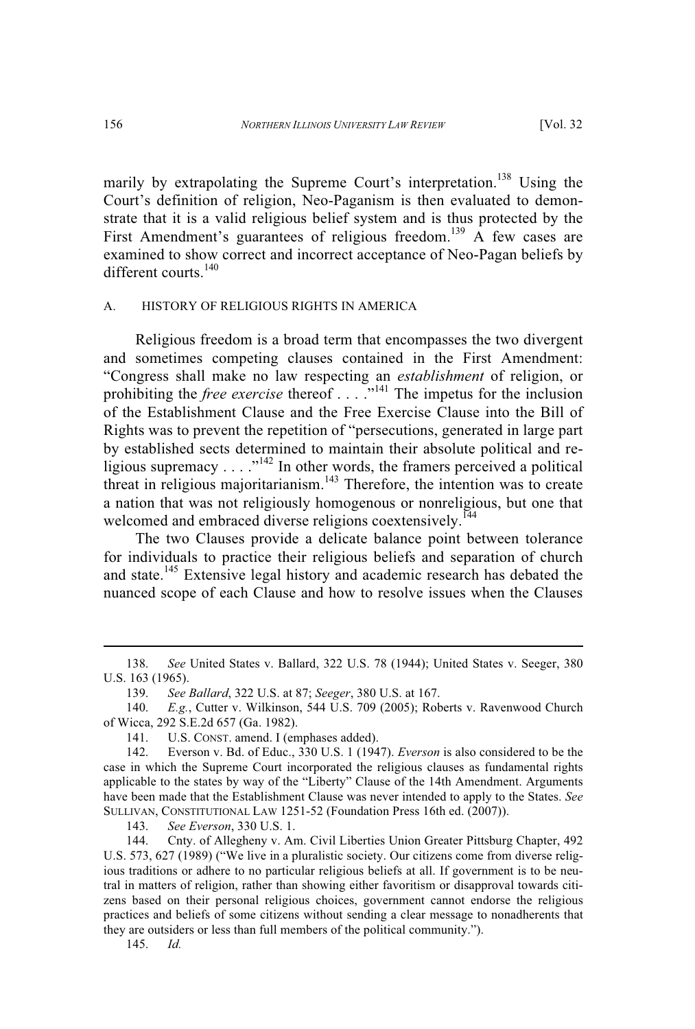marily by extrapolating the Supreme Court's interpretation.[138] Using the Court's definition of religion, Neo-Paganism is then evaluated to demonstrate that it is a valid religious belief system and is thus protected by the First Amendment's guarantees of religious freedom.[139] A few cases are examined to show correct and incorrect acceptance of Neo-Pagan beliefs by different courts.[140]

### A. HISTORY OF RELIGIOUS RIGHTS IN AMERICA

Religious freedom is a broad term that encompasses the two divergent and sometimes competing clauses contained in the First Amendment: "Congress shall make no law respecting an *establishment* of religion, or prohibiting the *free exercise* thereof . . . ."[141] The impetus for the inclusion of the Establishment Clause and the Free Exercise Clause into the Bill of Rights was to prevent the repetition of "persecutions, generated in large part by established sects determined to maintain their absolute political and religious supremacy . . . ."[142] In other words, the framers perceived a political threat in religious majoritarianism.[143] Therefore, the intention was to create a nation that was not religiously homogenous or nonreligious, but one that welcomed and embraced diverse religions coextensively.[144]

The two Clauses provide a delicate balance point between tolerance for individuals to practice their religious beliefs and separation of church and state.[145] Extensive legal history and academic research has debated the nuanced scope of each Clause and how to resolve issues when the Clauses

---

138. *See* United States v. Ballard, 322 U.S. 78 (1944); United States v. Seeger, 380 U.S. 163 (1965).

139. *See Ballard*, 322 U.S. at 87; *Seeger*, 380 U.S. at 167.

140. *E.g.*, Cutter v. Wilkinson, 544 U.S. 709 (2005); Roberts v. Ravenwood Church of Wicca, 292 S.E.2d 657 (Ga. 1982).

141. U.S. CONST. amend. I (emphases added).

142. Everson v. Bd. of Educ., 330 U.S. 1 (1947). *Everson* is also considered to be the case in which the Supreme Court incorporated the religious clauses as fundamental rights applicable to the states by way of the "Liberty" Clause of the 14th Amendment. Arguments have been made that the Establishment Clause was never intended to apply to the States. *See* SULLIVAN, CONSTITUTIONAL LAW 1251-52 (Foundation Press 16th ed. (2007)).

143. *See Everson*, 330 U.S. 1.

144. Cnty. of Allegheny v. Am. Civil Liberties Union Greater Pittsburg Chapter, 492 U.S. 573, 627 (1989) ("We live in a pluralistic society. Our citizens come from diverse religious traditions or adhere to no particular religious beliefs at all. If government is to be neutral in matters of religion, rather than showing either favoritism or disapproval towards citizens based on their personal religious choices, government cannot endorse the religious practices and beliefs of some citizens without sending a clear message to nonadherents that they are outsiders or less than full members of the political community.").

145. *Id.*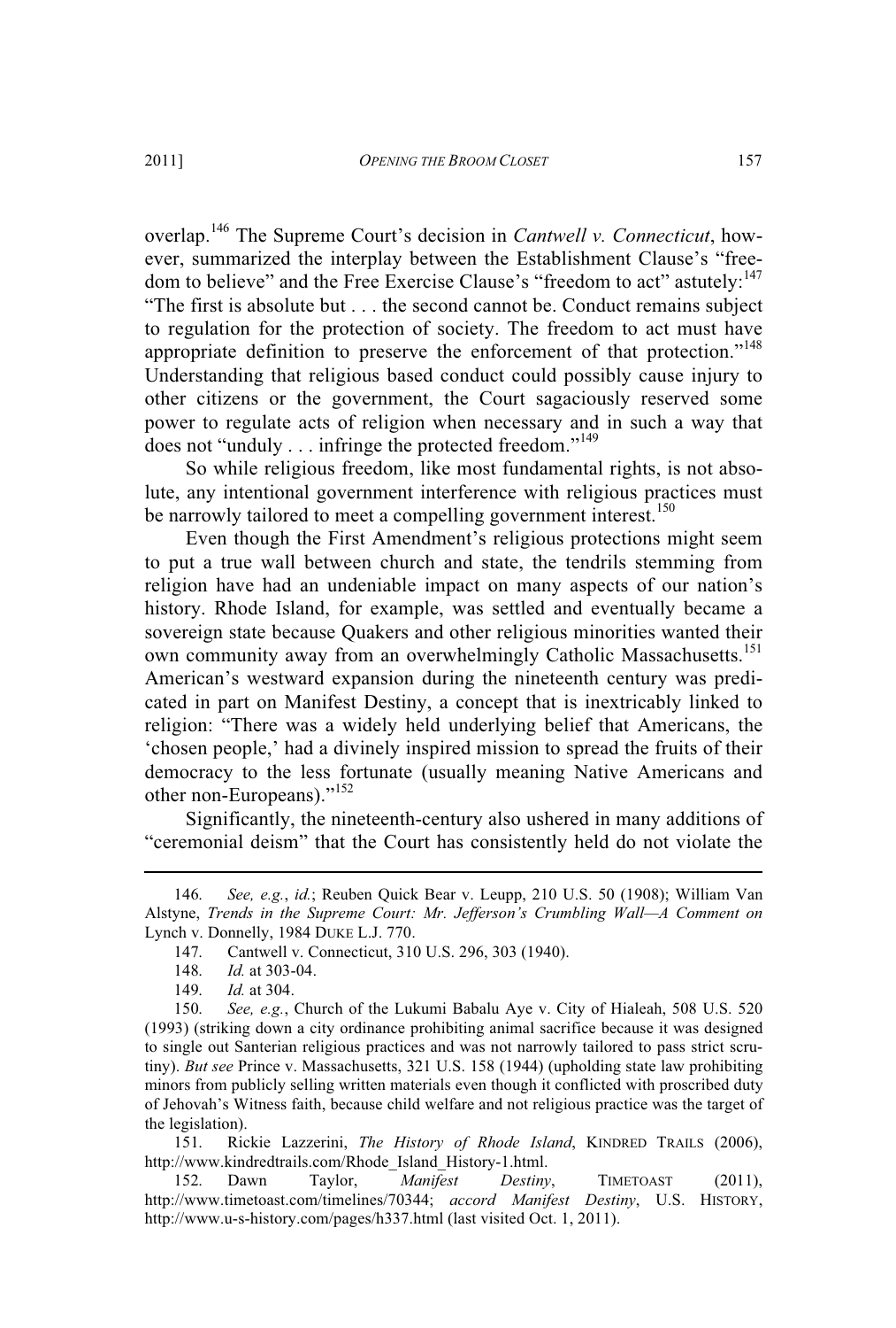overlap.[146] The Supreme Court's decision in *Cantwell v. Connecticut*, however, summarized the interplay between the Establishment Clause's "freedom to believe" and the Free Exercise Clause's "freedom to act" astutely:[147] "The first is absolute but . . . the second cannot be. Conduct remains subject to regulation for the protection of society. The freedom to act must have appropriate definition to preserve the enforcement of that protection."[148] Understanding that religious based conduct could possibly cause injury to other citizens or the government, the Court sagaciously reserved some power to regulate acts of religion when necessary and in such a way that does not "unduly . . . infringe the protected freedom."[149]

So while religious freedom, like most fundamental rights, is not absolute, any intentional government interference with religious practices must be narrowly tailored to meet a compelling government interest.[150]

Even though the First Amendment's religious protections might seem to put a true wall between church and state, the tendrils stemming from religion have had an undeniable impact on many aspects of our nation's history. Rhode Island, for example, was settled and eventually became a sovereign state because Quakers and other religious minorities wanted their own community away from an overwhelmingly Catholic Massachusetts.[151] American's westward expansion during the nineteenth century was predicated in part on Manifest Destiny, a concept that is inextricably linked to religion: "There was a widely held underlying belief that Americans, the 'chosen people,' had a divinely inspired mission to spread the fruits of their democracy to the less fortunate (usually meaning Native Americans and other non-Europeans)."[152]

Significantly, the nineteenth-century also ushered in many additions of "ceremonial deism" that the Court has consistently held do not violate the

---

146. *See, e.g.*, *id.*; Reuben Quick Bear v. Leupp, 210 U.S. 50 (1908); William Van Alstyne, *Trends in the Supreme Court: Mr. Jefferson's Crumbling Wall—A Comment on* Lynch v. Donnelly, 1984 DUKE L.J. 770.

147. Cantwell v. Connecticut, 310 U.S. 296, 303 (1940).

148. *Id.* at 303-04.

149. *Id.* at 304.

150. *See, e.g.*, Church of the Lukumi Babalu Aye v. City of Hialeah, 508 U.S. 520 (1993) (striking down a city ordinance prohibiting animal sacrifice because it was designed to single out Santerian religious practices and was not narrowly tailored to pass strict scrutiny). *But see* Prince v. Massachusetts, 321 U.S. 158 (1944) (upholding state law prohibiting minors from publicly selling written materials even though it conflicted with proscribed duty of Jehovah's Witness faith, because child welfare and not religious practice was the target of the legislation).

151. Rickie Lazzerini, *The History of Rhode Island*, KINDRED TRAILS (2006), http://www.kindredtrails.com/Rhode_Island_History-1.html.

152. Dawn Taylor, *Manifest Destiny*, TIMETOAST (2011), http://www.timetoast.com/timelines/70344; *accord Manifest Destiny*, U.S. HISTORY, http://www.u-s-history.com/pages/h337.html (last visited Oct. 1, 2011).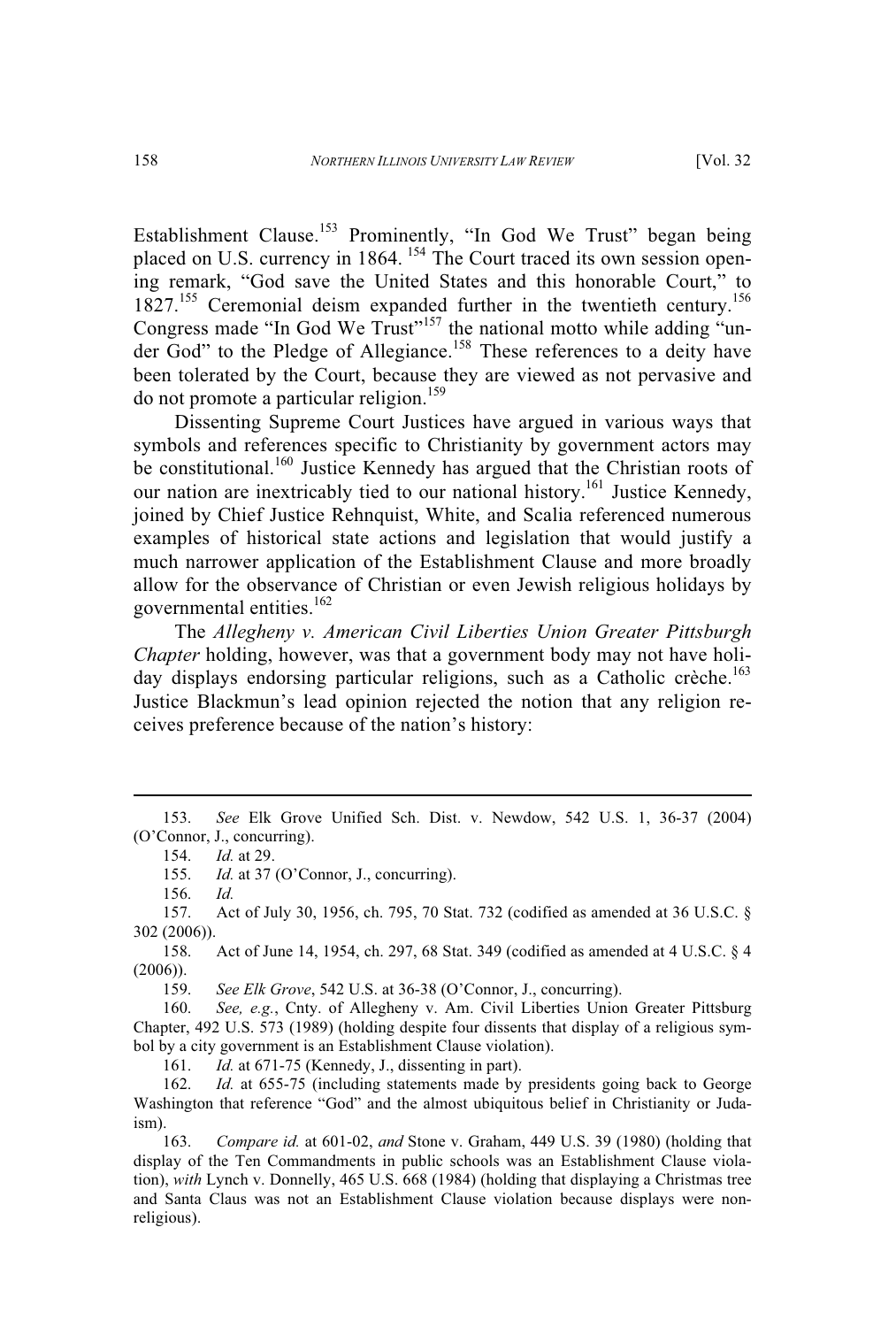Establishment Clause.[153] Prominently, "In God We Trust" began being placed on U.S. currency in 1864. [154] The Court traced its own session opening remark, "God save the United States and this honorable Court," to 1827.[155] Ceremonial deism expanded further in the twentieth century.[156] Congress made "In God We Trust"[157] the national motto while adding "under God" to the Pledge of Allegiance.[158] These references to a deity have been tolerated by the Court, because they are viewed as not pervasive and do not promote a particular religion.[159]

Dissenting Supreme Court Justices have argued in various ways that symbols and references specific to Christianity by government actors may be constitutional.[160] Justice Kennedy has argued that the Christian roots of our nation are inextricably tied to our national history.[161] Justice Kennedy, joined by Chief Justice Rehnquist, White, and Scalia referenced numerous examples of historical state actions and legislation that would justify a much narrower application of the Establishment Clause and more broadly allow for the observance of Christian or even Jewish religious holidays by governmental entities.[162]

The *Allegheny v. American Civil Liberties Union Greater Pittsburgh Chapter* holding, however, was that a government body may not have holiday displays endorsing particular religions, such as a Catholic crèche.[163] Justice Blackmun's lead opinion rejected the notion that any religion receives preference because of the nation's history:

---

153. *See* Elk Grove Unified Sch. Dist. v. Newdow, 542 U.S. 1, 36-37 (2004) (O'Connor, J., concurring).

154. *Id.* at 29.

155. *Id.* at 37 (O'Connor, J., concurring).

156. *Id.*

157. Act of July 30, 1956, ch. 795, 70 Stat. 732 (codified as amended at 36 U.S.C. § 302 (2006)).

158. Act of June 14, 1954, ch. 297, 68 Stat. 349 (codified as amended at 4 U.S.C. § 4 (2006)).

159. *See Elk Grove*, 542 U.S. at 36-38 (O'Connor, J., concurring).

160. *See, e.g.*, Cnty. of Allegheny v. Am. Civil Liberties Union Greater Pittsburg Chapter, 492 U.S. 573 (1989) (holding despite four dissents that display of a religious symbol by a city government is an Establishment Clause violation).

161. *Id.* at 671-75 (Kennedy, J., dissenting in part).

162. *Id.* at 655-75 (including statements made by presidents going back to George Washington that reference "God" and the almost ubiquitous belief in Christianity or Judaism).

163. *Compare id.* at 601-02, *and* Stone v. Graham, 449 U.S. 39 (1980) (holding that display of the Ten Commandments in public schools was an Establishment Clause violation), *with* Lynch v. Donnelly, 465 U.S. 668 (1984) (holding that displaying a Christmas tree and Santa Claus was not an Establishment Clause violation because displays were nonreligious).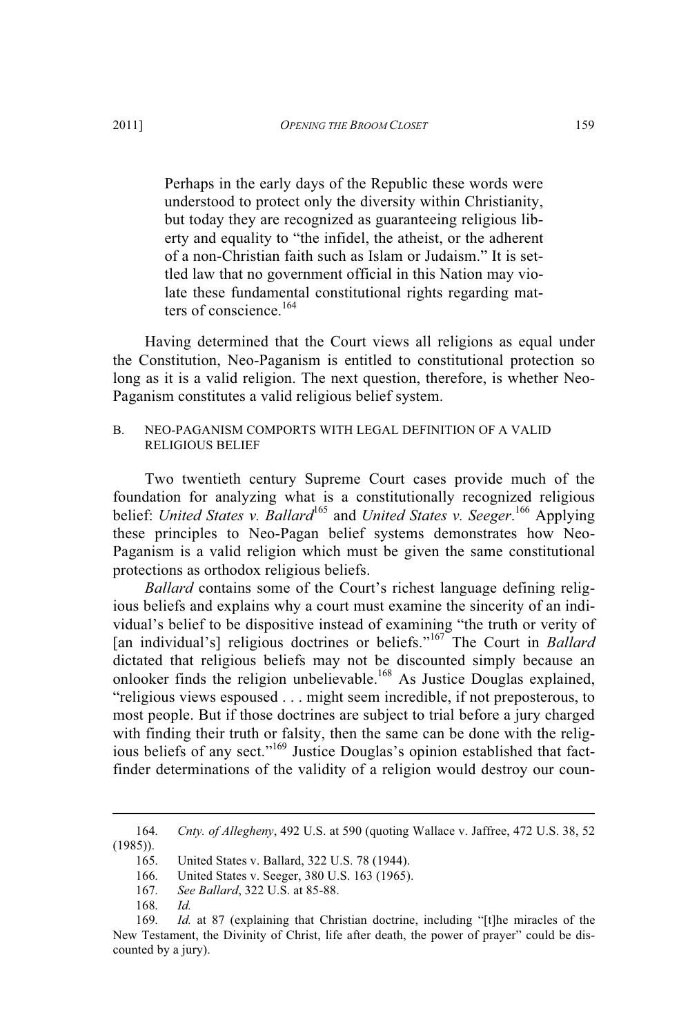> Perhaps in the early days of the Republic these words were understood to protect only the diversity within Christianity, but today they are recognized as guaranteeing religious liberty and equality to "the infidel, the atheist, or the adherent of a non-Christian faith such as Islam or Judaism." It is settled law that no government official in this Nation may violate these fundamental constitutional rights regarding matters of conscience.[164]

Having determined that the Court views all religions as equal under the Constitution, Neo-Paganism is entitled to constitutional protection so long as it is a valid religion. The next question, therefore, is whether Neo-Paganism constitutes a valid religious belief system.

### B. NEO-PAGANISM COMPORTS WITH LEGAL DEFINITION OF A VALID RELIGIOUS BELIEF

Two twentieth century Supreme Court cases provide much of the foundation for analyzing what is a constitutionally recognized religious belief: *United States v. Ballard*[165] and *United States v. Seeger*.[166] Applying these principles to Neo-Pagan belief systems demonstrates how Neo-Paganism is a valid religion which must be given the same constitutional protections as orthodox religious beliefs.

*Ballard* contains some of the Court's richest language defining religious beliefs and explains why a court must examine the sincerity of an individual's belief to be dispositive instead of examining "the truth or verity of [an individual's] religious doctrines or beliefs."[167] The Court in *Ballard* dictated that religious beliefs may not be discounted simply because an onlooker finds the religion unbelievable.[168] As Justice Douglas explained, "religious views espoused . . . might seem incredible, if not preposterous, to most people. But if those doctrines are subject to trial before a jury charged with finding their truth or falsity, then the same can be done with the religious beliefs of any sect."[169] Justice Douglas's opinion established that fact-finder determinations of the validity of a religion would destroy our coun-

---

164. *Cnty. of Allegheny*, 492 U.S. at 590 (quoting Wallace v. Jaffree, 472 U.S. 38, 52 (1985)).

165. United States v. Ballard, 322 U.S. 78 (1944).

166. United States v. Seeger, 380 U.S. 163 (1965).

167. *See Ballard*, 322 U.S. at 85-88.

168. *Id.*

169. *Id.* at 87 (explaining that Christian doctrine, including "[t]he miracles of the New Testament, the Divinity of Christ, life after death, the power of prayer" could be discounted by a jury).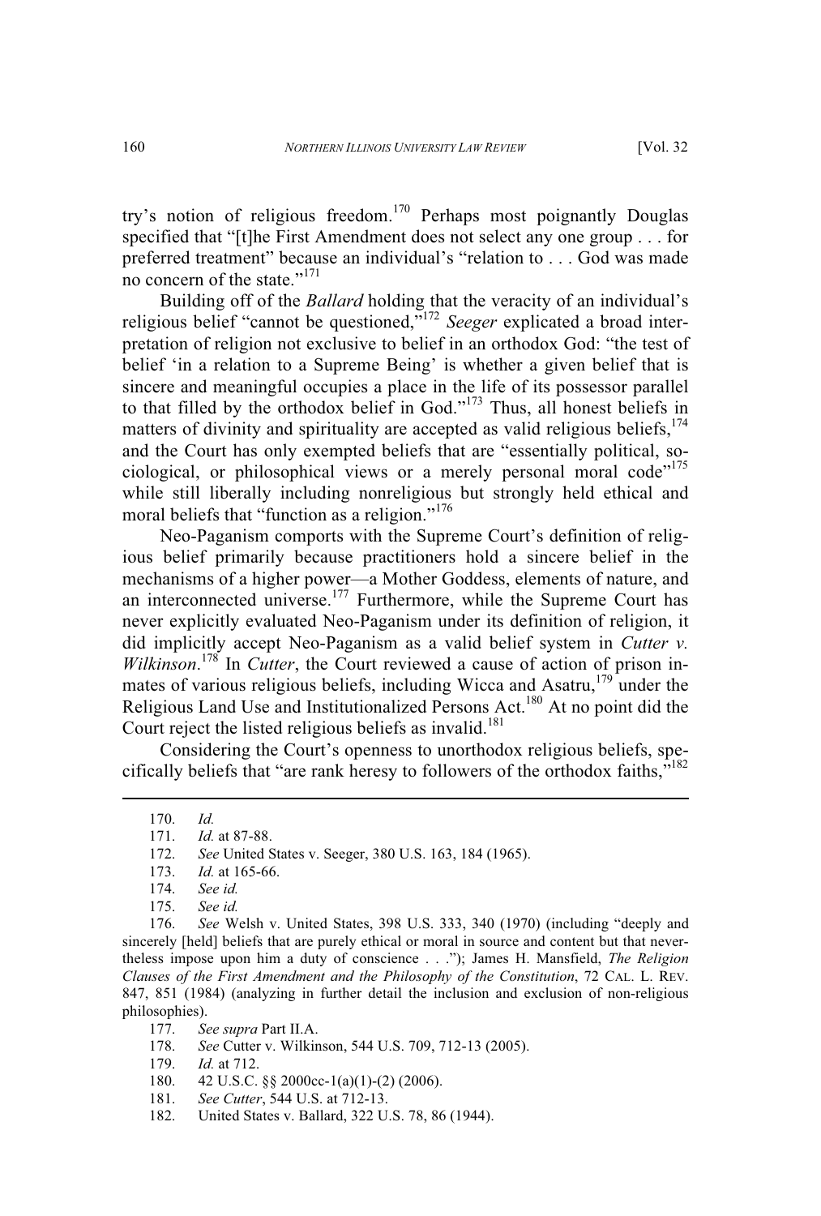try's notion of religious freedom.[170] Perhaps most poignantly Douglas specified that "[t]he First Amendment does not select any one group . . . for preferred treatment" because an individual's "relation to . . . God was made no concern of the state."[171]

Building off of the *Ballard* holding that the veracity of an individual's religious belief "cannot be questioned,"[172] *Seeger* explicated a broad interpretation of religion not exclusive to belief in an orthodox God: "the test of belief 'in a relation to a Supreme Being' is whether a given belief that is sincere and meaningful occupies a place in the life of its possessor parallel to that filled by the orthodox belief in God."[173] Thus, all honest beliefs in matters of divinity and spirituality are accepted as valid religious beliefs,[174] and the Court has only exempted beliefs that are "essentially political, sociological, or philosophical views or a merely personal moral code"[175] while still liberally including nonreligious but strongly held ethical and moral beliefs that "function as a religion."[176]

Neo-Paganism comports with the Supreme Court's definition of religious belief primarily because practitioners hold a sincere belief in the mechanisms of a higher power—a Mother Goddess, elements of nature, and an interconnected universe.[177] Furthermore, while the Supreme Court has never explicitly evaluated Neo-Paganism under its definition of religion, it did implicitly accept Neo-Paganism as a valid belief system in *Cutter v. Wilkinson*.[178] In *Cutter*, the Court reviewed a cause of action of prison inmates of various religious beliefs, including Wicca and Asatru,[179] under the Religious Land Use and Institutionalized Persons Act.[180] At no point did the Court reject the listed religious beliefs as invalid.[181]

Considering the Court's openness to unorthodox religious beliefs, specifically beliefs that "are rank heresy to followers of the orthodox faiths,"[182]

---

170. *Id.*

171. *Id.* at 87-88.

172. *See* United States v. Seeger, 380 U.S. 163, 184 (1965).

173. *Id.* at 165-66.

174. *See id.*

175. *See id.*

176. *See* Welsh v. United States, 398 U.S. 333, 340 (1970) (including "deeply and sincerely [held] beliefs that are purely ethical or moral in source and content but that nevertheless impose upon him a duty of conscience . . ."); James H. Mansfield, *The Religion Clauses of the First Amendment and the Philosophy of the Constitution*, 72 CAL. L. REV. 847, 851 (1984) (analyzing in further detail the inclusion and exclusion of non-religious philosophies).

177. *See supra* Part II.A.

178. *See* Cutter v. Wilkinson, 544 U.S. 709, 712-13 (2005).

179. *Id.* at 712.

180. 42 U.S.C. §§ 2000cc-1(a)(1)-(2) (2006).

181. *See Cutter*, 544 U.S. at 712-13.

182. United States v. Ballard, 322 U.S. 78, 86 (1944).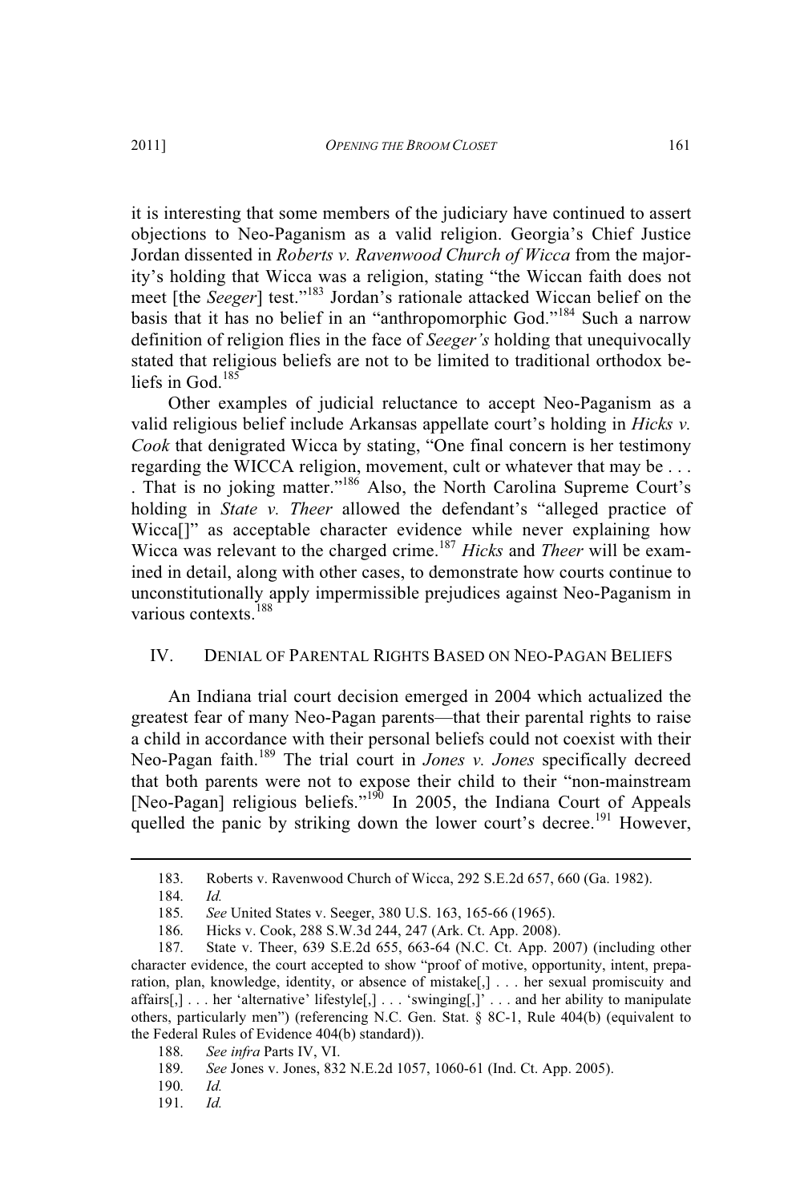it is interesting that some members of the judiciary have continued to assert objections to Neo-Paganism as a valid religion. Georgia's Chief Justice Jordan dissented in *Roberts v. Ravenwood Church of Wicca* from the majority's holding that Wicca was a religion, stating "the Wiccan faith does not meet [the *Seeger*] test."[183] Jordan's rationale attacked Wiccan belief on the basis that it has no belief in an "anthropomorphic God."[184] Such a narrow definition of religion flies in the face of *Seeger's* holding that unequivocally stated that religious beliefs are not to be limited to traditional orthodox beliefs in God.[185]

Other examples of judicial reluctance to accept Neo-Paganism as a valid religious belief include Arkansas appellate court's holding in *Hicks v. Cook* that denigrated Wicca by stating, "One final concern is her testimony regarding the WICCA religion, movement, cult or whatever that may be . . . . That is no joking matter."[186] Also, the North Carolina Supreme Court's holding in *State v. Theer* allowed the defendant's "alleged practice of Wicca[]" as acceptable character evidence while never explaining how Wicca was relevant to the charged crime.[187] *Hicks* and *Theer* will be examined in detail, along with other cases, to demonstrate how courts continue to unconstitutionally apply impermissible prejudices against Neo-Paganism in various contexts.[188]

## IV. DENIAL OF PARENTAL RIGHTS BASED ON NEO-PAGAN BELIEFS

An Indiana trial court decision emerged in 2004 which actualized the greatest fear of many Neo-Pagan parents—that their parental rights to raise a child in accordance with their personal beliefs could not coexist with their Neo-Pagan faith.[189] The trial court in *Jones v. Jones* specifically decreed that both parents were not to expose their child to their "non-mainstream [Neo-Pagan] religious beliefs."[190] In 2005, the Indiana Court of Appeals quelled the panic by striking down the lower court's decree.[191] However,

---

183. Roberts v. Ravenwood Church of Wicca, 292 S.E.2d 657, 660 (Ga. 1982).

184. *Id.*

185. *See* United States v. Seeger, 380 U.S. 163, 165-66 (1965).

186. Hicks v. Cook, 288 S.W.3d 244, 247 (Ark. Ct. App. 2008).

187. State v. Theer, 639 S.E.2d 655, 663-64 (N.C. Ct. App. 2007) (including other character evidence, the court accepted to show "proof of motive, opportunity, intent, preparation, plan, knowledge, identity, or absence of mistake[,] . . . her sexual promiscuity and affairs[,] . . . her 'alternative' lifestyle[,] . . . 'swinging[,]' . . . and her ability to manipulate others, particularly men") (referencing N.C. Gen. Stat. § 8C-1, Rule 404(b) (equivalent to the Federal Rules of Evidence 404(b) standard)).

188. *See infra* Parts IV, VI.

189. *See* Jones v. Jones, 832 N.E.2d 1057, 1060-61 (Ind. Ct. App. 2005).

190. *Id.*

191. *Id.*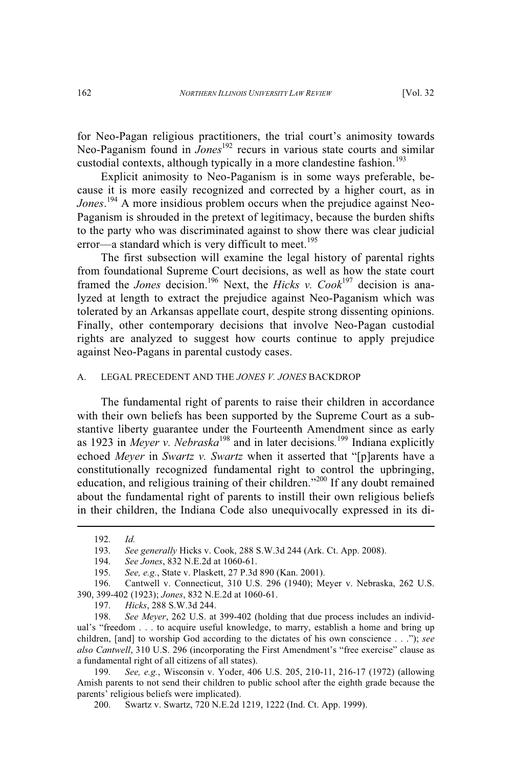for Neo-Pagan religious practitioners, the trial court's animosity towards Neo-Paganism found in *Jones*[192] recurs in various state courts and similar custodial contexts, although typically in a more clandestine fashion.[193]

Explicit animosity to Neo-Paganism is in some ways preferable, because it is more easily recognized and corrected by a higher court, as in *Jones*.[194] A more insidious problem occurs when the prejudice against Neo-Paganism is shrouded in the pretext of legitimacy, because the burden shifts to the party who was discriminated against to show there was clear judicial error—a standard which is very difficult to meet.[195]

The first subsection will examine the legal history of parental rights from foundational Supreme Court decisions, as well as how the state court framed the *Jones* decision.[196] Next, the *Hicks v. Cook*[197] decision is analyzed at length to extract the prejudice against Neo-Paganism which was tolerated by an Arkansas appellate court, despite strong dissenting opinions. Finally, other contemporary decisions that involve Neo-Pagan custodial rights are analyzed to suggest how courts continue to apply prejudice against Neo-Pagans in parental custody cases.

### A. LEGAL PRECEDENT AND THE *JONES V. JONES* BACKDROP

The fundamental right of parents to raise their children in accordance with their own beliefs has been supported by the Supreme Court as a substantive liberty guarantee under the Fourteenth Amendment since as early as 1923 in *Meyer v. Nebraska*[198] and in later decisions.[199] Indiana explicitly echoed *Meyer* in *Swartz v. Swartz* when it asserted that "[p]arents have a constitutionally recognized fundamental right to control the upbringing, education, and religious training of their children."[200] If any doubt remained about the fundamental right of parents to instill their own religious beliefs in their children, the Indiana Code also unequivocally expressed in its di-

---

192. *Id.*

193. *See generally* Hicks v. Cook, 288 S.W.3d 244 (Ark. Ct. App. 2008).

194. *See Jones*, 832 N.E.2d at 1060-61.

195. *See, e.g.*, State v. Plaskett, 27 P.3d 890 (Kan. 2001).

196. Cantwell v. Connecticut, 310 U.S. 296 (1940); Meyer v. Nebraska, 262 U.S. 390, 399-402 (1923); *Jones*, 832 N.E.2d at 1060-61.

197. *Hicks*, 288 S.W.3d 244.

198. *See Meyer*, 262 U.S. at 399-402 (holding that due process includes an individual's "freedom . . . to acquire useful knowledge, to marry, establish a home and bring up children, [and] to worship God according to the dictates of his own conscience . . ."); *see also Cantwell*, 310 U.S. 296 (incorporating the First Amendment's "free exercise" clause as a fundamental right of all citizens of all states).

199. *See, e.g.*, Wisconsin v. Yoder, 406 U.S. 205, 210-11, 216-17 (1972) (allowing Amish parents to not send their children to public school after the eighth grade because the parents' religious beliefs were implicated).

200. Swartz v. Swartz, 720 N.E.2d 1219, 1222 (Ind. Ct. App. 1999).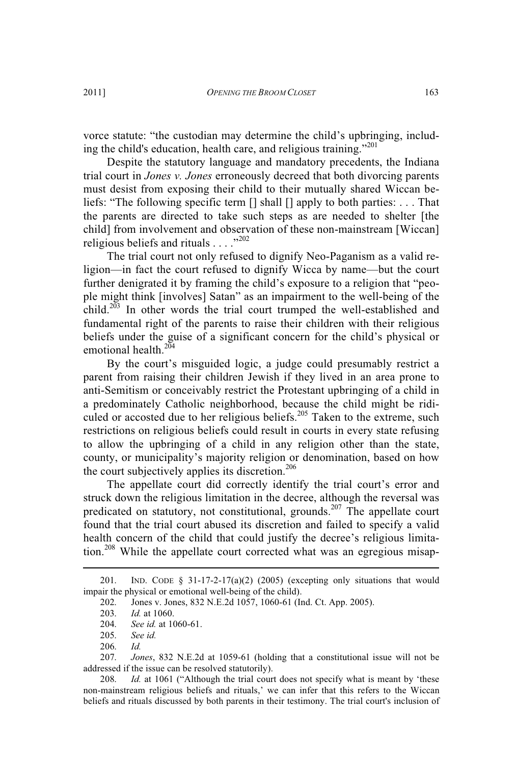vorce statute: "the custodian may determine the child's upbringing, including the child's education, health care, and religious training."[201]

Despite the statutory language and mandatory precedents, the Indiana trial court in *Jones v. Jones* erroneously decreed that both divorcing parents must desist from exposing their child to their mutually shared Wiccan beliefs: "The following specific term [] shall [] apply to both parties: . . . That the parents are directed to take such steps as are needed to shelter [the child] from involvement and observation of these non-mainstream [Wiccan] religious beliefs and rituals . . . ."[202]

The trial court not only refused to dignify Neo-Paganism as a valid religion—in fact the court refused to dignify Wicca by name—but the court further denigrated it by framing the child's exposure to a religion that "people might think [involves] Satan" as an impairment to the well-being of the child.[203] In other words the trial court trumped the well-established and fundamental right of the parents to raise their children with their religious beliefs under the guise of a significant concern for the child's physical or emotional health.[204]

By the court's misguided logic, a judge could presumably restrict a parent from raising their children Jewish if they lived in an area prone to anti-Semitism or conceivably restrict the Protestant upbringing of a child in a predominately Catholic neighborhood, because the child might be ridiculed or accosted due to her religious beliefs.[205] Taken to the extreme, such restrictions on religious beliefs could result in courts in every state refusing to allow the upbringing of a child in any religion other than the state, county, or municipality's majority religion or denomination, based on how the court subjectively applies its discretion.[206]

The appellate court did correctly identify the trial court's error and struck down the religious limitation in the decree, although the reversal was predicated on statutory, not constitutional, grounds.[207] The appellate court found that the trial court abused its discretion and failed to specify a valid health concern of the child that could justify the decree's religious limitation.[208] While the appellate court corrected what was an egregious misap-

---

201. IND. CODE § 31-17-2-17(a)(2) (2005) (excepting only situations that would impair the physical or emotional well-being of the child).

202. Jones v. Jones, 832 N.E.2d 1057, 1060-61 (Ind. Ct. App. 2005).

203. *Id.* at 1060.

204. *See id.* at 1060-61.

205. *See id.*

206. *Id.*

207. *Jones*, 832 N.E.2d at 1059-61 (holding that a constitutional issue will not be addressed if the issue can be resolved statutorily).

208. *Id.* at 1061 ("Although the trial court does not specify what is meant by 'these non-mainstream religious beliefs and rituals,' we can infer that this refers to the Wiccan beliefs and rituals discussed by both parents in their testimony. The trial court's inclusion of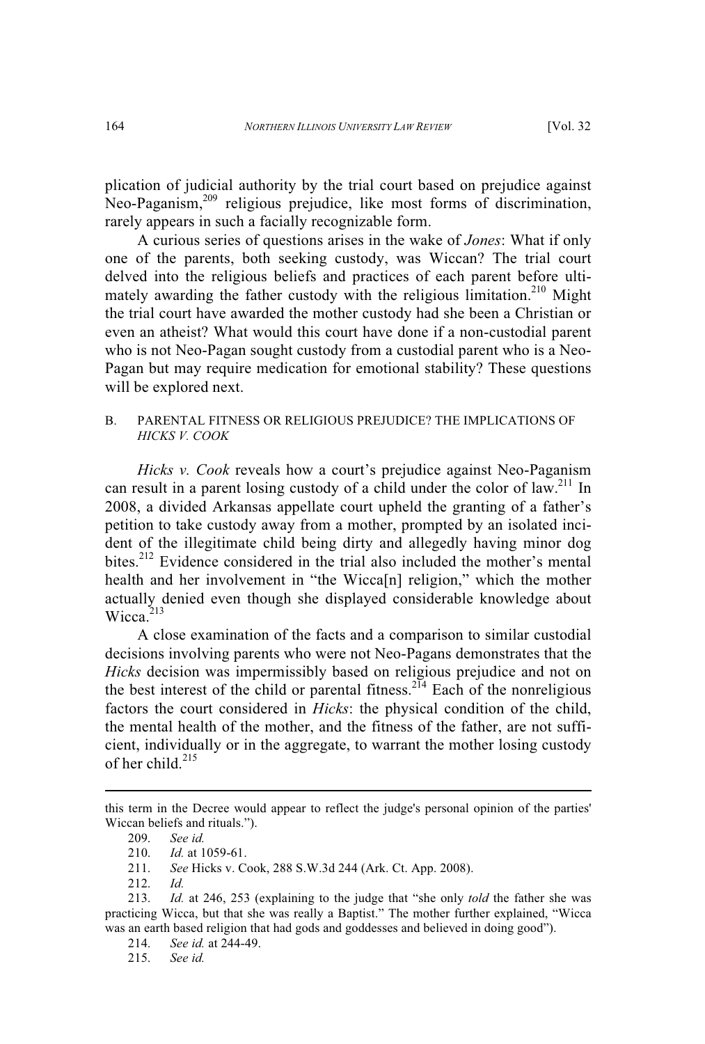plication of judicial authority by the trial court based on prejudice against Neo-Paganism,[209] religious prejudice, like most forms of discrimination, rarely appears in such a facially recognizable form.

A curious series of questions arises in the wake of *Jones*: What if only one of the parents, both seeking custody, was Wiccan? The trial court delved into the religious beliefs and practices of each parent before ultimately awarding the father custody with the religious limitation.[210] Might the trial court have awarded the mother custody had she been a Christian or even an atheist? What would this court have done if a non-custodial parent who is not Neo-Pagan sought custody from a custodial parent who is a Neo-Pagan but may require medication for emotional stability? These questions will be explored next.

### B. PARENTAL FITNESS OR RELIGIOUS PREJUDICE? THE IMPLICATIONS OF *HICKS V. COOK*

*Hicks v. Cook* reveals how a court's prejudice against Neo-Paganism can result in a parent losing custody of a child under the color of law.[211] In 2008, a divided Arkansas appellate court upheld the granting of a father's petition to take custody away from a mother, prompted by an isolated incident of the illegitimate child being dirty and allegedly having minor dog bites.[212] Evidence considered in the trial also included the mother's mental health and her involvement in "the Wicca[n] religion," which the mother actually denied even though she displayed considerable knowledge about Wicca.[213]

A close examination of the facts and a comparison to similar custodial decisions involving parents who were not Neo-Pagans demonstrates that the *Hicks* decision was impermissibly based on religious prejudice and not on the best interest of the child or parental fitness.[214] Each of the nonreligious factors the court considered in *Hicks*: the physical condition of the child, the mental health of the mother, and the fitness of the father, are not sufficient, individually or in the aggregate, to warrant the mother losing custody of her child.[215]

---

this term in the Decree would appear to reflect the judge's personal opinion of the parties' Wiccan beliefs and rituals.").

209. *See id.*

210. *Id.* at 1059-61.

211. *See* Hicks v. Cook, 288 S.W.3d 244 (Ark. Ct. App. 2008).

212. *Id.*

213. *Id.* at 246, 253 (explaining to the judge that "she only *told* the father she was practicing Wicca, but that she was really a Baptist." The mother further explained, "Wicca was an earth based religion that had gods and goddesses and believed in doing good").

214. *See id.* at 244-49.

215. *See id.*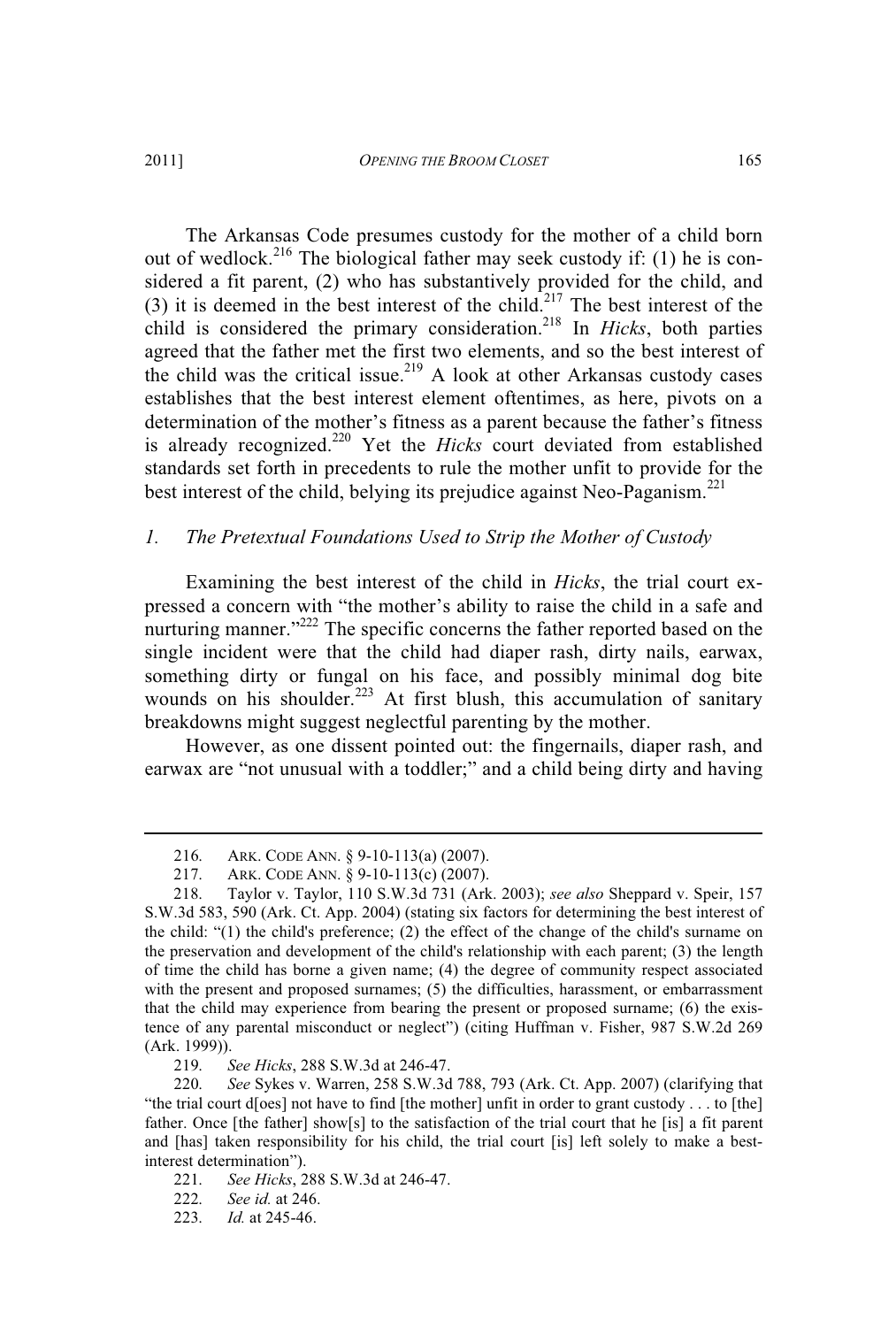The Arkansas Code presumes custody for the mother of a child born out of wedlock.[216] The biological father may seek custody if: (1) he is considered a fit parent, (2) who has substantively provided for the child, and (3) it is deemed in the best interest of the child.[217] The best interest of the child is considered the primary consideration.[218] In *Hicks*, both parties agreed that the father met the first two elements, and so the best interest of the child was the critical issue.[219] A look at other Arkansas custody cases establishes that the best interest element oftentimes, as here, pivots on a determination of the mother's fitness as a parent because the father's fitness is already recognized.[220] Yet the *Hicks* court deviated from established standards set forth in precedents to rule the mother unfit to provide for the best interest of the child, belying its prejudice against Neo-Paganism.[221]

### *1. The Pretextual Foundations Used to Strip the Mother of Custody*

Examining the best interest of the child in *Hicks*, the trial court expressed a concern with "the mother's ability to raise the child in a safe and nurturing manner."[222] The specific concerns the father reported based on the single incident were that the child had diaper rash, dirty nails, earwax, something dirty or fungal on his face, and possibly minimal dog bite wounds on his shoulder.[223] At first blush, this accumulation of sanitary breakdowns might suggest neglectful parenting by the mother.

However, as one dissent pointed out: the fingernails, diaper rash, and earwax are "not unusual with a toddler;" and a child being dirty and having

---

216. ARK. CODE ANN. § 9-10-113(a) (2007).

217. ARK. CODE ANN. § 9-10-113(c) (2007).

218. Taylor v. Taylor, 110 S.W.3d 731 (Ark. 2003); *see also* Sheppard v. Speir, 157 S.W.3d 583, 590 (Ark. Ct. App. 2004) (stating six factors for determining the best interest of the child: "(1) the child's preference; (2) the effect of the change of the child's surname on the preservation and development of the child's relationship with each parent; (3) the length of time the child has borne a given name; (4) the degree of community respect associated with the present and proposed surnames; (5) the difficulties, harassment, or embarrassment that the child may experience from bearing the present or proposed surname; (6) the existence of any parental misconduct or neglect") (citing Huffman v. Fisher, 987 S.W.2d 269 (Ark. 1999)).

219. *See Hicks*, 288 S.W.3d at 246-47.

220. *See* Sykes v. Warren, 258 S.W.3d 788, 793 (Ark. Ct. App. 2007) (clarifying that "the trial court d[oes] not have to find [the mother] unfit in order to grant custody . . . to [the] father. Once [the father] show[s] to the satisfaction of the trial court that he [is] a fit parent and [has] taken responsibility for his child, the trial court [is] left solely to make a best-interest determination").

221. *See Hicks*, 288 S.W.3d at 246-47.

222. *See id.* at 246.

223. *Id.* at 245-46.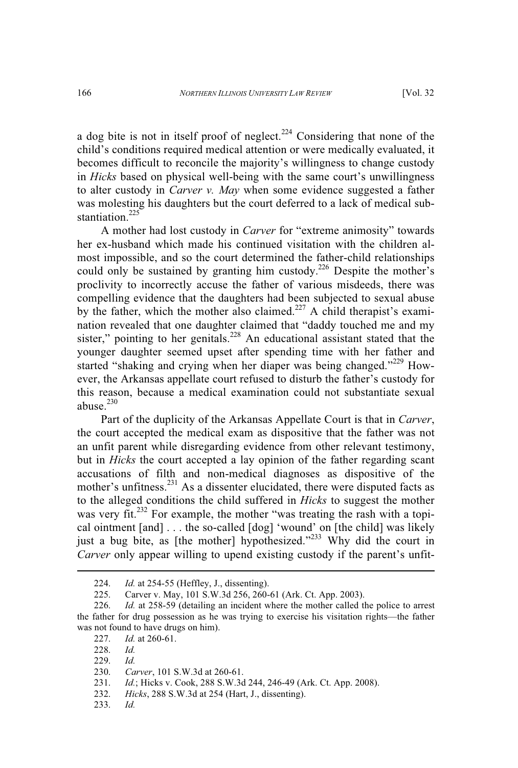a dog bite is not in itself proof of neglect.[224] Considering that none of the child's conditions required medical attention or were medically evaluated, it becomes difficult to reconcile the majority's willingness to change custody in *Hicks* based on physical well-being with the same court's unwillingness to alter custody in *Carver v. May* when some evidence suggested a father was molesting his daughters but the court deferred to a lack of medical substantiation.[225]

A mother had lost custody in *Carver* for "extreme animosity" towards her ex-husband which made his continued visitation with the children almost impossible, and so the court determined the father-child relationships could only be sustained by granting him custody.[226] Despite the mother's proclivity to incorrectly accuse the father of various misdeeds, there was compelling evidence that the daughters had been subjected to sexual abuse by the father, which the mother also claimed.[227] A child therapist's examination revealed that one daughter claimed that "daddy touched me and my sister," pointing to her genitals.[228] An educational assistant stated that the younger daughter seemed upset after spending time with her father and started "shaking and crying when her diaper was being changed."[229] However, the Arkansas appellate court refused to disturb the father's custody for this reason, because a medical examination could not substantiate sexual abuse.[230]

Part of the duplicity of the Arkansas Appellate Court is that in *Carver*, the court accepted the medical exam as dispositive that the father was not an unfit parent while disregarding evidence from other relevant testimony, but in *Hicks* the court accepted a lay opinion of the father regarding scant accusations of filth and non-medical diagnoses as dispositive of the mother's unfitness.[231] As a dissenter elucidated, there were disputed facts as to the alleged conditions the child suffered in *Hicks* to suggest the mother was very fit.[232] For example, the mother "was treating the rash with a topical ointment [and] . . . the so-called [dog] 'wound' on [the child] was likely just a bug bite, as [the mother] hypothesized."[233] Why did the court in *Carver* only appear willing to upend existing custody if the parent's unfit-

---

224. *Id.* at 254-55 (Heffley, J., dissenting).

225. Carver v. May, 101 S.W.3d 256, 260-61 (Ark. Ct. App. 2003).

226. *Id.* at 258-59 (detailing an incident where the mother called the police to arrest the father for drug possession as he was trying to exercise his visitation rights—the father was not found to have drugs on him).

227. *Id.* at 260-61.

228. *Id.*

229. *Id.*

230. *Carver*, 101 S.W.3d at 260-61.

231. *Id.*; Hicks v. Cook, 288 S.W.3d 244, 246-49 (Ark. Ct. App. 2008).

232. *Hicks*, 288 S.W.3d at 254 (Hart, J., dissenting).

233. *Id.*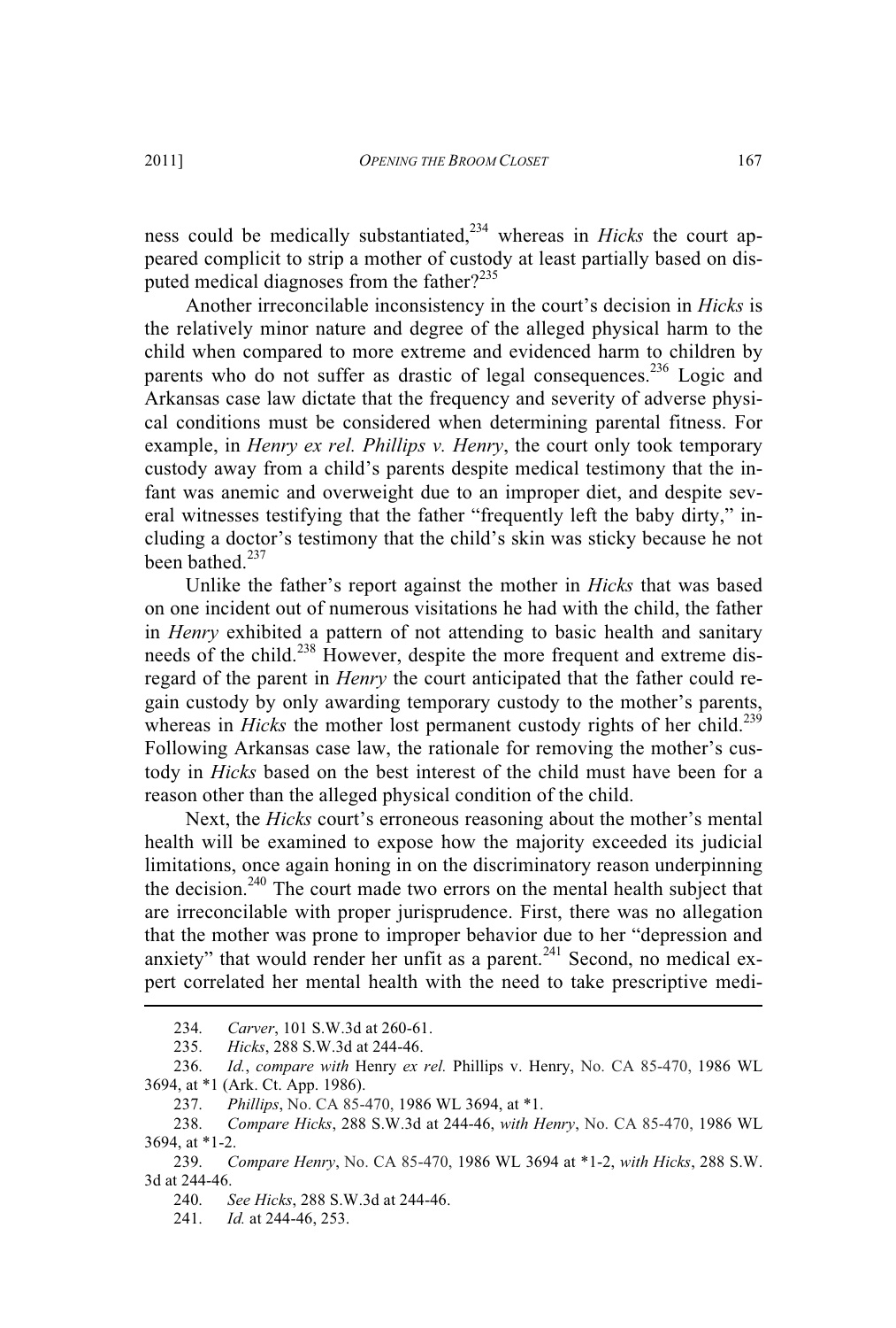ness could be medically substantiated,[234] whereas in *Hicks* the court appeared complicit to strip a mother of custody at least partially based on disputed medical diagnoses from the father?[235]

Another irreconcilable inconsistency in the court's decision in *Hicks* is the relatively minor nature and degree of the alleged physical harm to the child when compared to more extreme and evidenced harm to children by parents who do not suffer as drastic of legal consequences.[236] Logic and Arkansas case law dictate that the frequency and severity of adverse physical conditions must be considered when determining parental fitness. For example, in *Henry ex rel. Phillips v. Henry*, the court only took temporary custody away from a child's parents despite medical testimony that the infant was anemic and overweight due to an improper diet, and despite several witnesses testifying that the father "frequently left the baby dirty," including a doctor's testimony that the child's skin was sticky because he not been bathed.[237]

Unlike the father's report against the mother in *Hicks* that was based on one incident out of numerous visitations he had with the child, the father in *Henry* exhibited a pattern of not attending to basic health and sanitary needs of the child.[238] However, despite the more frequent and extreme disregard of the parent in *Henry* the court anticipated that the father could regain custody by only awarding temporary custody to the mother's parents, whereas in *Hicks* the mother lost permanent custody rights of her child.[239] Following Arkansas case law, the rationale for removing the mother's custody in *Hicks* based on the best interest of the child must have been for a reason other than the alleged physical condition of the child.

Next, the *Hicks* court's erroneous reasoning about the mother's mental health will be examined to expose how the majority exceeded its judicial limitations, once again honing in on the discriminatory reason underpinning the decision.[240] The court made two errors on the mental health subject that are irreconcilable with proper jurisprudence. First, there was no allegation that the mother was prone to improper behavior due to her "depression and anxiety" that would render her unfit as a parent.[241] Second, no medical expert correlated her mental health with the need to take prescriptive medi-

---

234. *Carver*, 101 S.W.3d at 260-61.

235. *Hicks*, 288 S.W.3d at 244-46.

236. *Id.*, *compare with* Henry *ex rel.* Phillips v. Henry, No. CA 85-470, 1986 WL 3694, at *1 (Ark. Ct. App. 1986).

237. *Phillips*, No. CA 85-470, 1986 WL 3694, at *1.

238. *Compare Hicks*, 288 S.W.3d at 244-46, *with Henry*, No. CA 85-470, 1986 WL 3694, at *1-2.

239. *Compare Henry*, No. CA 85-470, 1986 WL 3694 at *1-2, *with Hicks*, 288 S.W. 3d at 244-46.

240. *See Hicks*, 288 S.W.3d at 244-46.

241. *Id.* at 244-46, 253.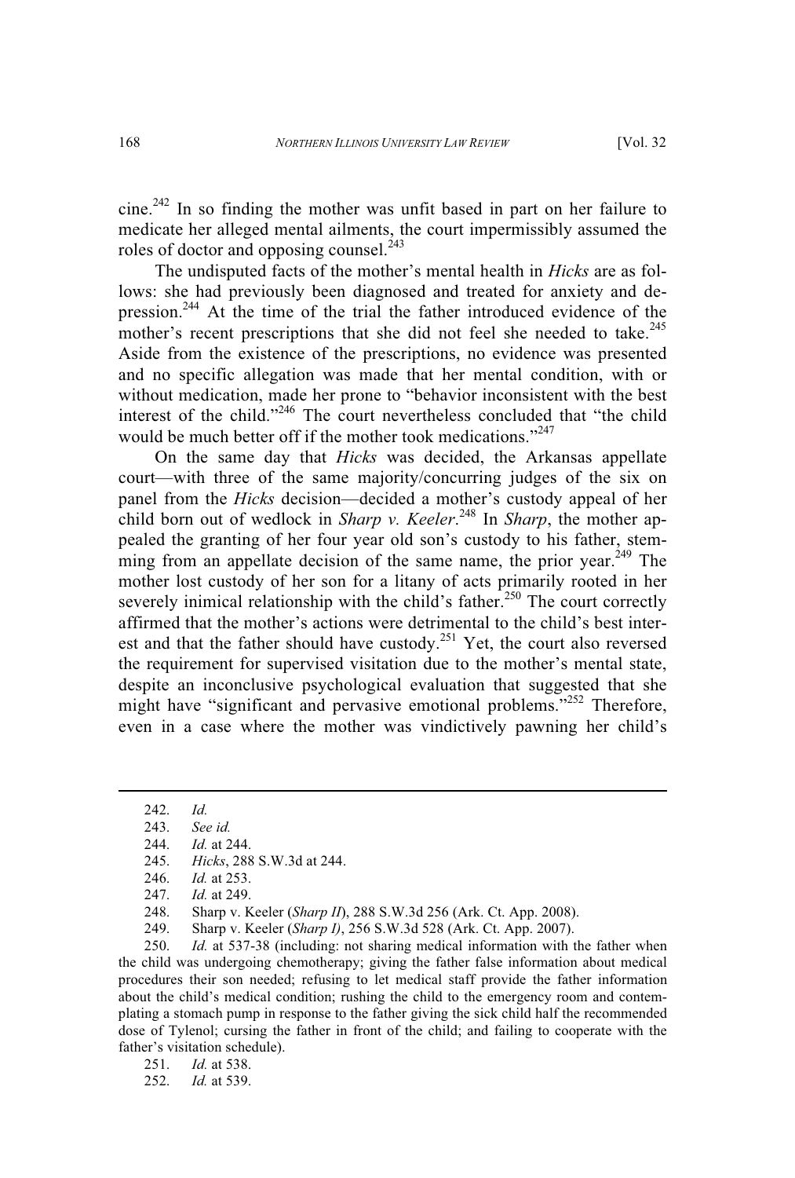cine.[242] In so finding the mother was unfit based in part on her failure to medicate her alleged mental ailments, the court impermissibly assumed the roles of doctor and opposing counsel.[243]

The undisputed facts of the mother's mental health in *Hicks* are as follows: she had previously been diagnosed and treated for anxiety and depression.[244] At the time of the trial the father introduced evidence of the mother's recent prescriptions that she did not feel she needed to take.[245] Aside from the existence of the prescriptions, no evidence was presented and no specific allegation was made that her mental condition, with or without medication, made her prone to "behavior inconsistent with the best interest of the child."[246] The court nevertheless concluded that "the child would be much better off if the mother took medications."[247]

On the same day that *Hicks* was decided, the Arkansas appellate court—with three of the same majority/concurring judges of the six on panel from the *Hicks* decision—decided a mother's custody appeal of her child born out of wedlock in *Sharp v. Keeler*.[248] In *Sharp*, the mother appealed the granting of her four year old son's custody to his father, stemming from an appellate decision of the same name, the prior year.[249] The mother lost custody of her son for a litany of acts primarily rooted in her severely inimical relationship with the child's father.[250] The court correctly affirmed that the mother's actions were detrimental to the child's best interest and that the father should have custody.[251] Yet, the court also reversed the requirement for supervised visitation due to the mother's mental state, despite an inconclusive psychological evaluation that suggested that she might have "significant and pervasive emotional problems."[252] Therefore, even in a case where the mother was vindictively pawning her child's

---

242. *Id.*

243. *See id.*

244. *Id.* at 244.

245. *Hicks*, 288 S.W.3d at 244.

246. *Id.* at 253.

247. *Id.* at 249.

248. Sharp v. Keeler (*Sharp II*), 288 S.W.3d 256 (Ark. Ct. App. 2008).

249. Sharp v. Keeler (*Sharp I)*, 256 S.W.3d 528 (Ark. Ct. App. 2007).

250. *Id.* at 537-38 (including: not sharing medical information with the father when the child was undergoing chemotherapy; giving the father false information about medical procedures their son needed; refusing to let medical staff provide the father information about the child's medical condition; rushing the child to the emergency room and contemplating a stomach pump in response to the father giving the sick child half the recommended dose of Tylenol; cursing the father in front of the child; and failing to cooperate with the father's visitation schedule).

251. *Id.* at 538.

252. *Id.* at 539.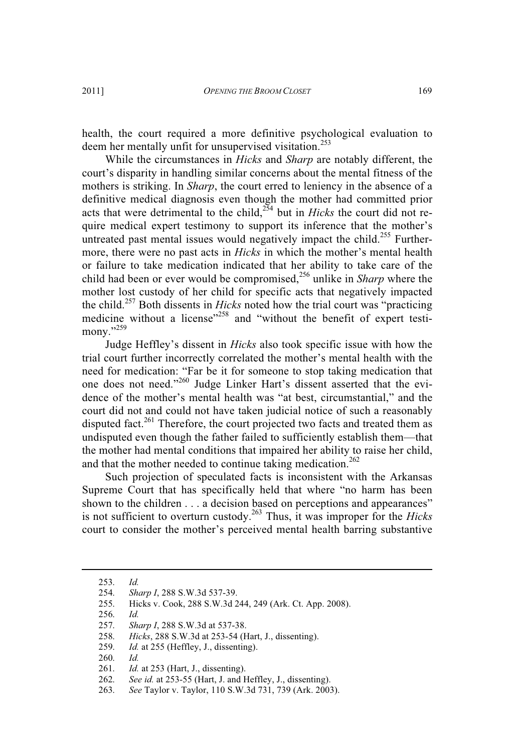health, the court required a more definitive psychological evaluation to deem her mentally unfit for unsupervised visitation.[253]

While the circumstances in *Hicks* and *Sharp* are notably different, the court's disparity in handling similar concerns about the mental fitness of the mothers is striking. In *Sharp*, the court erred to leniency in the absence of a definitive medical diagnosis even though the mother had committed prior acts that were detrimental to the child,[254] but in *Hicks* the court did not require medical expert testimony to support its inference that the mother's untreated past mental issues would negatively impact the child.[255] Furthermore, there were no past acts in *Hicks* in which the mother's mental health or failure to take medication indicated that her ability to take care of the child had been or ever would be compromised,[256] unlike in *Sharp* where the mother lost custody of her child for specific acts that negatively impacted the child.[257] Both dissents in *Hicks* noted how the trial court was "practicing medicine without a license"[258] and "without the benefit of expert testimony."[259]

Judge Heffley's dissent in *Hicks* also took specific issue with how the trial court further incorrectly correlated the mother's mental health with the need for medication: "Far be it for someone to stop taking medication that one does not need."[260] Judge Linker Hart's dissent asserted that the evidence of the mother's mental health was "at best, circumstantial," and the court did not and could not have taken judicial notice of such a reasonably disputed fact.[261] Therefore, the court projected two facts and treated them as undisputed even though the father failed to sufficiently establish them—that the mother had mental conditions that impaired her ability to raise her child, and that the mother needed to continue taking medication.[262]

Such projection of speculated facts is inconsistent with the Arkansas Supreme Court that has specifically held that where "no harm has been shown to the children . . . a decision based on perceptions and appearances" is not sufficient to overturn custody.[263] Thus, it was improper for the *Hicks* court to consider the mother's perceived mental health barring substantive

---

253. *Id.*

254. *Sharp I*, 288 S.W.3d 537-39.

255. Hicks v. Cook, 288 S.W.3d 244, 249 (Ark. Ct. App. 2008).

256. *Id.*

257. *Sharp I*, 288 S.W.3d at 537-38.

258. *Hicks*, 288 S.W.3d at 253-54 (Hart, J., dissenting).

259. *Id.* at 255 (Heffley, J., dissenting).

260. *Id.*

261. *Id.* at 253 (Hart, J., dissenting).

262. *See id.* at 253-55 (Hart, J. and Heffley, J., dissenting).

263. *See* Taylor v. Taylor, 110 S.W.3d 731, 739 (Ark. 2003).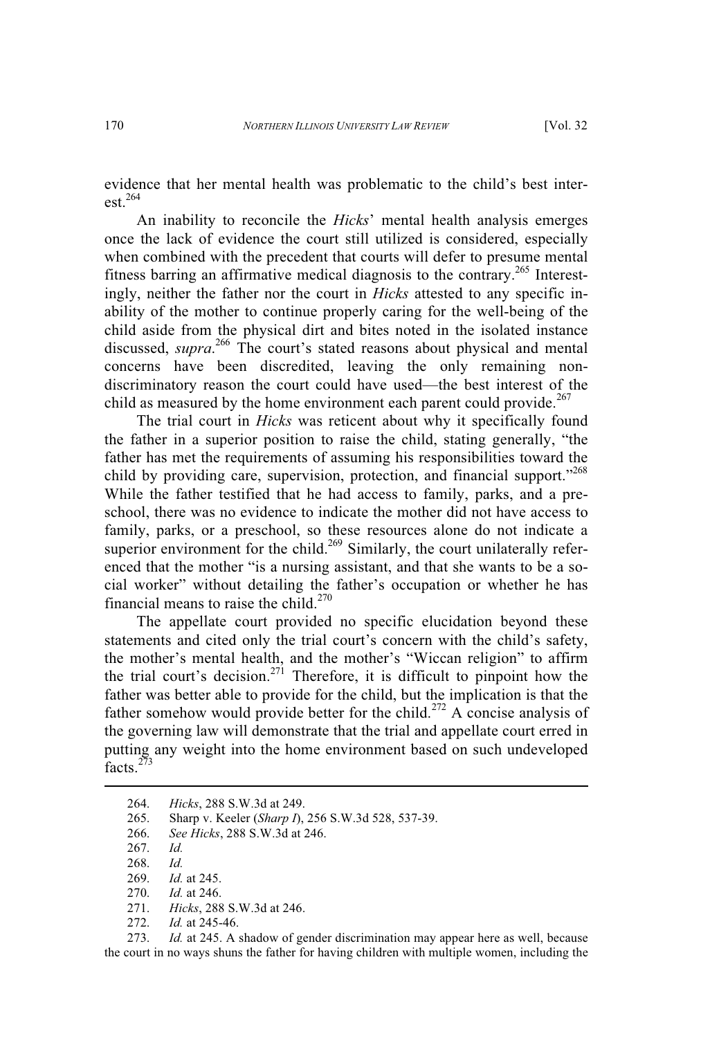evidence that her mental health was problematic to the child's best interest.[264]

An inability to reconcile the *Hicks*' mental health analysis emerges once the lack of evidence the court still utilized is considered, especially when combined with the precedent that courts will defer to presume mental fitness barring an affirmative medical diagnosis to the contrary.[265] Interestingly, neither the father nor the court in *Hicks* attested to any specific inability of the mother to continue properly caring for the well-being of the child aside from the physical dirt and bites noted in the isolated instance discussed, *supra*.[266] The court's stated reasons about physical and mental concerns have been discredited, leaving the only remaining non-discriminatory reason the court could have used—the best interest of the child as measured by the home environment each parent could provide.[267]

The trial court in *Hicks* was reticent about why it specifically found the father in a superior position to raise the child, stating generally, "the father has met the requirements of assuming his responsibilities toward the child by providing care, supervision, protection, and financial support."[268] While the father testified that he had access to family, parks, and a preschool, there was no evidence to indicate the mother did not have access to family, parks, or a preschool, so these resources alone do not indicate a superior environment for the child.[269] Similarly, the court unilaterally referenced that the mother "is a nursing assistant, and that she wants to be a social worker" without detailing the father's occupation or whether he has financial means to raise the child.[270]

The appellate court provided no specific elucidation beyond these statements and cited only the trial court's concern with the child's safety, the mother's mental health, and the mother's "Wiccan religion" to affirm the trial court's decision.[271] Therefore, it is difficult to pinpoint how the father was better able to provide for the child, but the implication is that the father somehow would provide better for the child.[272] A concise analysis of the governing law will demonstrate that the trial and appellate court erred in putting any weight into the home environment based on such undeveloped facts.[273]

---

264. *Hicks*, 288 S.W.3d at 249.
265. Sharp v. Keeler (*Sharp I*), 256 S.W.3d 528, 537-39.
266. *See Hicks*, 288 S.W.3d at 246.
267. *Id.*
268. *Id.*
269. *Id.* at 245.
270. *Id.* at 246.
271. *Hicks*, 288 S.W.3d at 246.
272. *Id.* at 245-46.
273. *Id.* at 245. A shadow of gender discrimination may appear here as well, because the court in no ways shuns the father for having children with multiple women, including the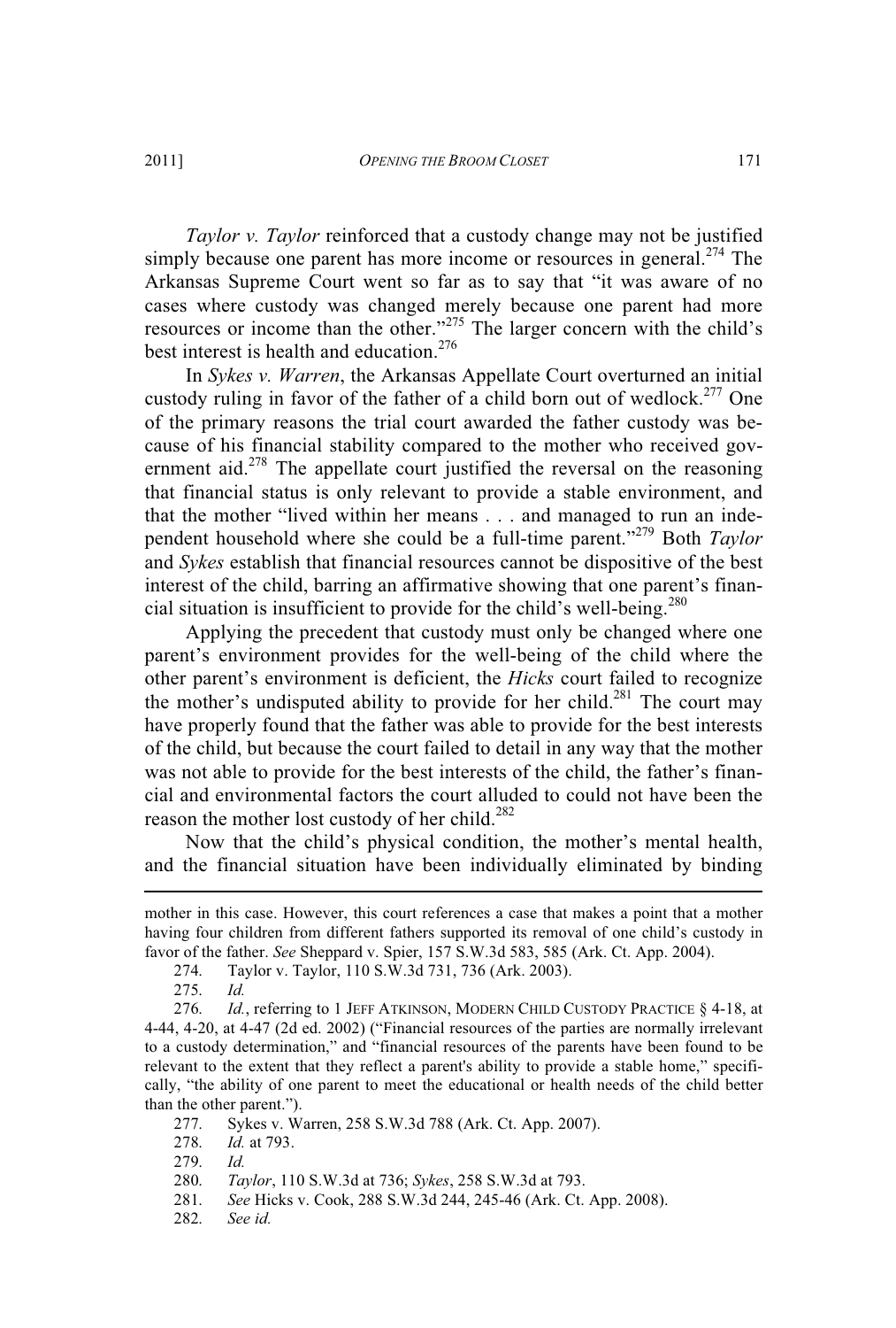*Taylor v. Taylor* reinforced that a custody change may not be justified simply because one parent has more income or resources in general.[274] The Arkansas Supreme Court went so far as to say that "it was aware of no cases where custody was changed merely because one parent had more resources or income than the other."[275] The larger concern with the child's best interest is health and education.[276]

In *Sykes v. Warren*, the Arkansas Appellate Court overturned an initial custody ruling in favor of the father of a child born out of wedlock.[277] One of the primary reasons the trial court awarded the father custody was because of his financial stability compared to the mother who received government aid.[278] The appellate court justified the reversal on the reasoning that financial status is only relevant to provide a stable environment, and that the mother "lived within her means . . . and managed to run an independent household where she could be a full-time parent."[279] Both *Taylor* and *Sykes* establish that financial resources cannot be dispositive of the best interest of the child, barring an affirmative showing that one parent's financial situation is insufficient to provide for the child's well-being.[280]

Applying the precedent that custody must only be changed where one parent's environment provides for the well-being of the child where the other parent's environment is deficient, the *Hicks* court failed to recognize the mother's undisputed ability to provide for her child.[281] The court may have properly found that the father was able to provide for the best interests of the child, but because the court failed to detail in any way that the mother was not able to provide for the best interests of the child, the father's financial and environmental factors the court alluded to could not have been the reason the mother lost custody of her child.[282]

Now that the child's physical condition, the mother's mental health, and the financial situation have been individually eliminated by binding

---

mother in this case. However, this court references a case that makes a point that a mother having four children from different fathers supported its removal of one child's custody in favor of the father. *See* Sheppard v. Spier, 157 S.W.3d 583, 585 (Ark. Ct. App. 2004).

274. Taylor v. Taylor, 110 S.W.3d 731, 736 (Ark. 2003).

275. *Id.*

276. *Id.*, referring to 1 JEFF ATKINSON, MODERN CHILD CUSTODY PRACTICE § 4-18, at 4-44, 4-20, at 4-47 (2d ed. 2002) ("Financial resources of the parties are normally irrelevant to a custody determination," and "financial resources of the parents have been found to be relevant to the extent that they reflect a parent's ability to provide a stable home," specifically, "the ability of one parent to meet the educational or health needs of the child better than the other parent.").

277. Sykes v. Warren, 258 S.W.3d 788 (Ark. Ct. App. 2007).

278. *Id.* at 793.

279. *Id.*

280. *Taylor*, 110 S.W.3d at 736; *Sykes*, 258 S.W.3d at 793.

281. *See* Hicks v. Cook, 288 S.W.3d 244, 245-46 (Ark. Ct. App. 2008).

282. *See id.*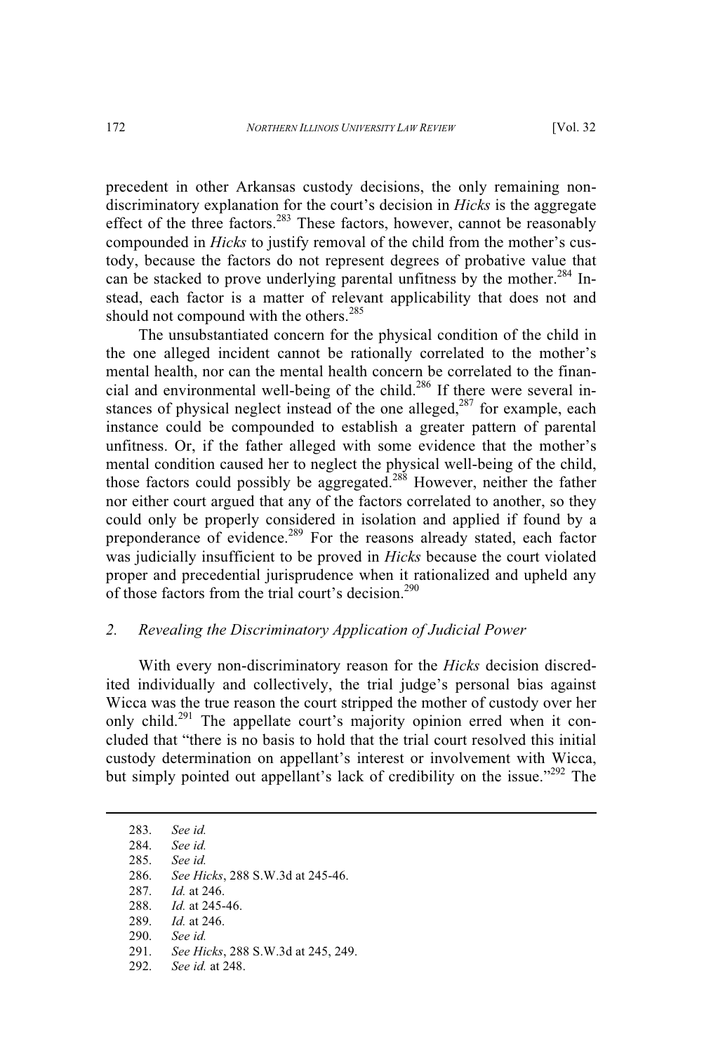precedent in other Arkansas custody decisions, the only remaining non-discriminatory explanation for the court's decision in *Hicks* is the aggregate effect of the three factors.[283] These factors, however, cannot be reasonably compounded in *Hicks* to justify removal of the child from the mother's custody, because the factors do not represent degrees of probative value that can be stacked to prove underlying parental unfitness by the mother.[284] Instead, each factor is a matter of relevant applicability that does not and should not compound with the others.[285]

The unsubstantiated concern for the physical condition of the child in the one alleged incident cannot be rationally correlated to the mother's mental health, nor can the mental health concern be correlated to the financial and environmental well-being of the child.[286] If there were several instances of physical neglect instead of the one alleged,[287] for example, each instance could be compounded to establish a greater pattern of parental unfitness. Or, if the father alleged with some evidence that the mother's mental condition caused her to neglect the physical well-being of the child, those factors could possibly be aggregated.[288] However, neither the father nor either court argued that any of the factors correlated to another, so they could only be properly considered in isolation and applied if found by a preponderance of evidence.[289] For the reasons already stated, each factor was judicially insufficient to be proved in *Hicks* because the court violated proper and precedential jurisprudence when it rationalized and upheld any of those factors from the trial court's decision.[290]

### 2. *Revealing the Discriminatory Application of Judicial Power*

With every non-discriminatory reason for the *Hicks* decision discredited individually and collectively, the trial judge's personal bias against Wicca was the true reason the court stripped the mother of custody over her only child.[291] The appellate court's majority opinion erred when it concluded that "there is no basis to hold that the trial court resolved this initial custody determination on appellant's interest or involvement with Wicca, but simply pointed out appellant's lack of credibility on the issue."[292] The

---

283. *See id.*
284. *See id.*
285. *See id.*
286. *See Hicks*, 288 S.W.3d at 245-46.
287. *Id.* at 246.
288. *Id.* at 245-46.
289. *Id.* at 246.
290. *See id.*
291. *See Hicks*, 288 S.W.3d at 245, 249.
292. *See id.* at 248.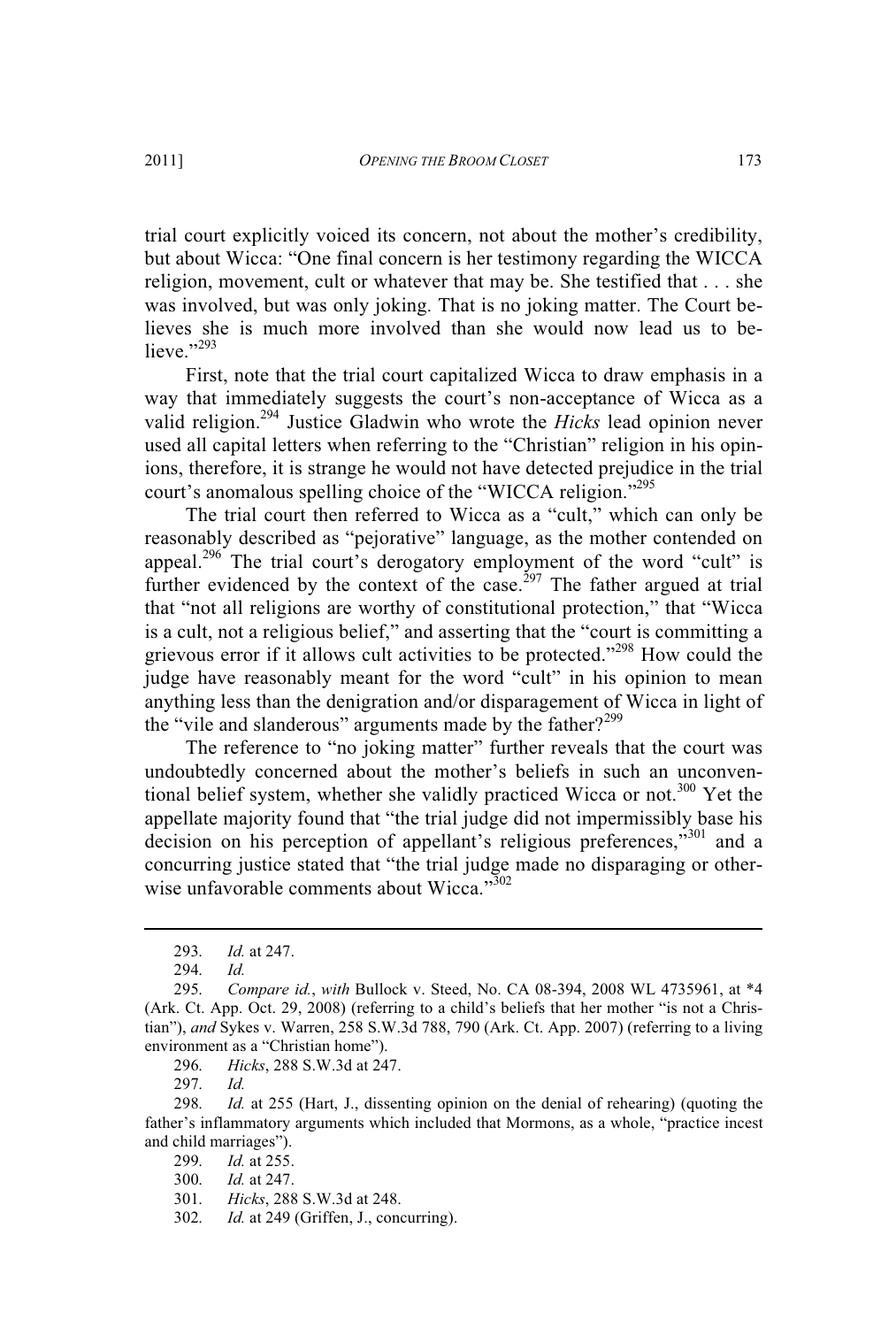trial court explicitly voiced its concern, not about the mother's credibility, but about Wicca: "One final concern is her testimony regarding the WICCA religion, movement, cult or whatever that may be. She testified that . . . she was involved, but was only joking. That is no joking matter. The Court believes she is much more involved than she would now lead us to believe."[293]

First, note that the trial court capitalized Wicca to draw emphasis in a way that immediately suggests the court's non-acceptance of Wicca as a valid religion.[294] Justice Gladwin who wrote the *Hicks* lead opinion never used all capital letters when referring to the "Christian" religion in his opinions, therefore, it is strange he would not have detected prejudice in the trial court's anomalous spelling choice of the "WICCA religion."[295]

The trial court then referred to Wicca as a "cult," which can only be reasonably described as "pejorative" language, as the mother contended on appeal.[296] The trial court's derogatory employment of the word "cult" is further evidenced by the context of the case.[297] The father argued at trial that "not all religions are worthy of constitutional protection," that "Wicca is a cult, not a religious belief," and asserting that the "court is committing a grievous error if it allows cult activities to be protected."[298] How could the judge have reasonably meant for the word "cult" in his opinion to mean anything less than the denigration and/or disparagement of Wicca in light of the "vile and slanderous" arguments made by the father?[299]

The reference to "no joking matter" further reveals that the court was undoubtedly concerned about the mother's beliefs in such an unconventional belief system, whether she validly practiced Wicca or not.[300] Yet the appellate majority found that "the trial judge did not impermissibly base his decision on his perception of appellant's religious preferences,"[301] and a concurring justice stated that "the trial judge made no disparaging or otherwise unfavorable comments about Wicca."[302]

---

293. *Id.* at 247.

294. *Id.*

295. *Compare id.*, *with* Bullock v. Steed, No. CA 08-394, 2008 WL 4735961, at *4 (Ark. Ct. App. Oct. 29, 2008) (referring to a child's beliefs that her mother "is not a Christian"), *and* Sykes v. Warren, 258 S.W.3d 788, 790 (Ark. Ct. App. 2007) (referring to a living environment as a "Christian home").

296. *Hicks*, 288 S.W.3d at 247.

297. *Id.*

298. *Id.* at 255 (Hart, J., dissenting opinion on the denial of rehearing) (quoting the father's inflammatory arguments which included that Mormons, as a whole, "practice incest and child marriages").

299. *Id.* at 255.

300. *Id.* at 247.

301. *Hicks*, 288 S.W.3d at 248.

302. *Id.* at 249 (Griffen, J., concurring).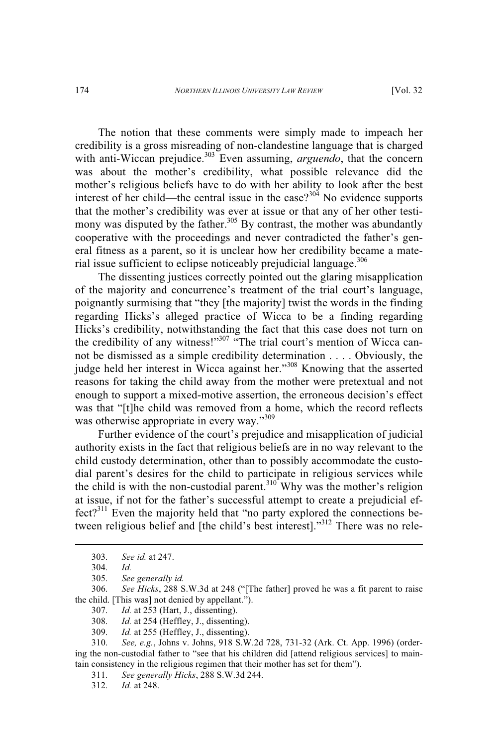The notion that these comments were simply made to impeach her credibility is a gross misreading of non-clandestine language that is charged with anti-Wiccan prejudice.[303] Even assuming, *arguendo*, that the concern was about the mother's credibility, what possible relevance did the mother's religious beliefs have to do with her ability to look after the best interest of her child—the central issue in the case?[304] No evidence supports that the mother's credibility was ever at issue or that any of her other testimony was disputed by the father.[305] By contrast, the mother was abundantly cooperative with the proceedings and never contradicted the father's general fitness as a parent, so it is unclear how her credibility became a material issue sufficient to eclipse noticeably prejudicial language.[306]

The dissenting justices correctly pointed out the glaring misapplication of the majority and concurrence's treatment of the trial court's language, poignantly surmising that "they [the majority] twist the words in the finding regarding Hicks's alleged practice of Wicca to be a finding regarding Hicks's credibility, notwithstanding the fact that this case does not turn on the credibility of any witness!"[307] "The trial court's mention of Wicca cannot be dismissed as a simple credibility determination . . . . Obviously, the judge held her interest in Wicca against her."[308] Knowing that the asserted reasons for taking the child away from the mother were pretextual and not enough to support a mixed-motive assertion, the erroneous decision's effect was that "[t]he child was removed from a home, which the record reflects was otherwise appropriate in every way."[309]

Further evidence of the court's prejudice and misapplication of judicial authority exists in the fact that religious beliefs are in no way relevant to the child custody determination, other than to possibly accommodate the custodial parent's desires for the child to participate in religious services while the child is with the non-custodial parent.[310] Why was the mother's religion at issue, if not for the father's successful attempt to create a prejudicial effect?[311] Even the majority held that "no party explored the connections between religious belief and [the child's best interest]."[312] There was no rele-

---

303. *See id.* at 247.

304. *Id.*

305. *See generally id.*

306. *See Hicks*, 288 S.W.3d at 248 ("[The father] proved he was a fit parent to raise the child. [This was] not denied by appellant.").

307. *Id.* at 253 (Hart, J., dissenting).

308. *Id.* at 254 (Heffley, J., dissenting).

309. *Id.* at 255 (Heffley, J., dissenting).

310. *See, e.g.*, Johns v. Johns, 918 S.W.2d 728, 731-32 (Ark. Ct. App. 1996) (ordering the non-custodial father to "see that his children did [attend religious services] to maintain consistency in the religious regimen that their mother has set for them").

311. *See generally Hicks*, 288 S.W.3d 244.

312. *Id.* at 248.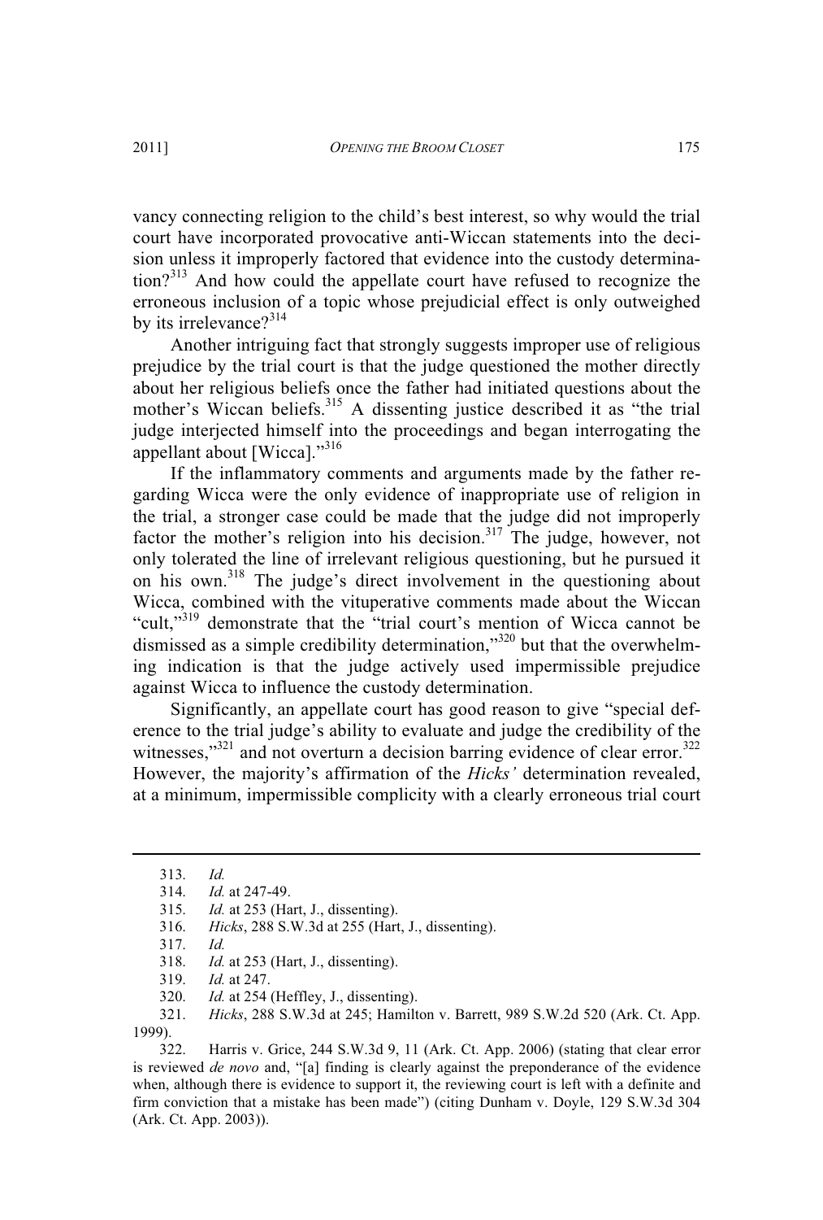vancy connecting religion to the child's best interest, so why would the trial court have incorporated provocative anti-Wiccan statements into the decision unless it improperly factored that evidence into the custody determination?[313] And how could the appellate court have refused to recognize the erroneous inclusion of a topic whose prejudicial effect is only outweighed by its irrelevance?[314]

Another intriguing fact that strongly suggests improper use of religious prejudice by the trial court is that the judge questioned the mother directly about her religious beliefs once the father had initiated questions about the mother's Wiccan beliefs.[315] A dissenting justice described it as "the trial judge interjected himself into the proceedings and began interrogating the appellant about [Wicca]."[316]

If the inflammatory comments and arguments made by the father regarding Wicca were the only evidence of inappropriate use of religion in the trial, a stronger case could be made that the judge did not improperly factor the mother's religion into his decision.[317] The judge, however, not only tolerated the line of irrelevant religious questioning, but he pursued it on his own.[318] The judge's direct involvement in the questioning about Wicca, combined with the vituperative comments made about the Wiccan "cult,"[319] demonstrate that the "trial court's mention of Wicca cannot be dismissed as a simple credibility determination,"[320] but that the overwhelming indication is that the judge actively used impermissible prejudice against Wicca to influence the custody determination.

Significantly, an appellate court has good reason to give "special deference to the trial judge's ability to evaluate and judge the credibility of the witnesses,"[321] and not overturn a decision barring evidence of clear error.[322] However, the majority's affirmation of the *Hicks'* determination revealed, at a minimum, impermissible complicity with a clearly erroneous trial court

---

313. *Id.*

314. *Id.* at 247-49.

315. *Id.* at 253 (Hart, J., dissenting).

316. *Hicks*, 288 S.W.3d at 255 (Hart, J., dissenting).

317. *Id.*

318. *Id.* at 253 (Hart, J., dissenting).

319. *Id.* at 247.

320. *Id.* at 254 (Heffley, J., dissenting).

321. *Hicks*, 288 S.W.3d at 245; Hamilton v. Barrett, 989 S.W.2d 520 (Ark. Ct. App. 1999).

322. Harris v. Grice, 244 S.W.3d 9, 11 (Ark. Ct. App. 2006) (stating that clear error is reviewed *de novo* and, "[a] finding is clearly against the preponderance of the evidence when, although there is evidence to support it, the reviewing court is left with a definite and firm conviction that a mistake has been made") (citing Dunham v. Doyle, 129 S.W.3d 304 (Ark. Ct. App. 2003)).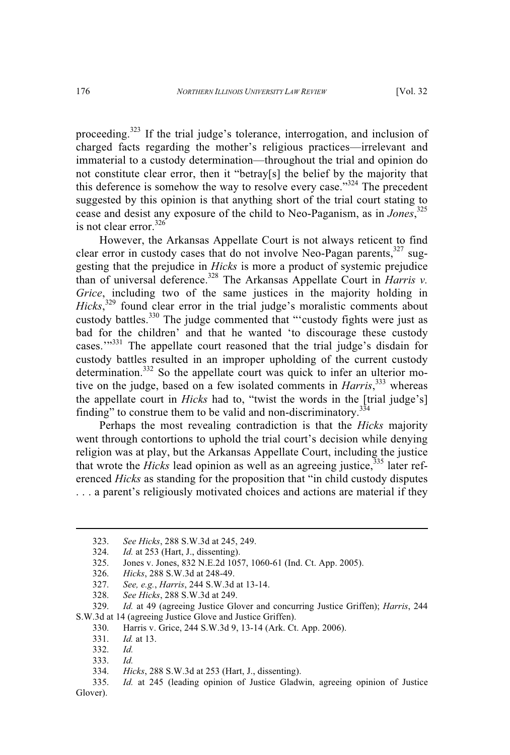proceeding.[323] If the trial judge's tolerance, interrogation, and inclusion of charged facts regarding the mother's religious practices—irrelevant and immaterial to a custody determination—throughout the trial and opinion do not constitute clear error, then it "betray[s] the belief by the majority that this deference is somehow the way to resolve every case."[324] The precedent suggested by this opinion is that anything short of the trial court stating to cease and desist any exposure of the child to Neo-Paganism, as in *Jones*,[325] is not clear error.[326]

However, the Arkansas Appellate Court is not always reticent to find clear error in custody cases that do not involve Neo-Pagan parents,[327] suggesting that the prejudice in *Hicks* is more a product of systemic prejudice than of universal deference.[328] The Arkansas Appellate Court in *Harris v. Grice*, including two of the same justices in the majority holding in *Hicks*,[329] found clear error in the trial judge's moralistic comments about custody battles.[330] The judge commented that "'custody fights were just as bad for the children' and that he wanted 'to discourage these custody cases.'"[331] The appellate court reasoned that the trial judge's disdain for custody battles resulted in an improper upholding of the current custody determination.[332] So the appellate court was quick to infer an ulterior motive on the judge, based on a few isolated comments in *Harris*,[333] whereas the appellate court in *Hicks* had to, "twist the words in the [trial judge's] finding" to construe them to be valid and non-discriminatory.[334]

Perhaps the most revealing contradiction is that the *Hicks* majority went through contortions to uphold the trial court's decision while denying religion was at play, but the Arkansas Appellate Court, including the justice that wrote the *Hicks* lead opinion as well as an agreeing justice,[335] later referenced *Hicks* as standing for the proposition that "in child custody disputes . . . a parent's religiously motivated choices and actions are material if they

---

323. *See Hicks*, 288 S.W.3d at 245, 249.

324. *Id.* at 253 (Hart, J., dissenting).

325. Jones v. Jones, 832 N.E.2d 1057, 1060-61 (Ind. Ct. App. 2005).

326. *Hicks*, 288 S.W.3d at 248-49.

327. *See, e.g.*, *Harris*, 244 S.W.3d at 13-14.

328. *See Hicks*, 288 S.W.3d at 249.

329. *Id.* at 49 (agreeing Justice Glover and concurring Justice Griffen); *Harris*, 244 S.W.3d at 14 (agreeing Justice Glove and Justice Griffen).

330. Harris v. Grice, 244 S.W.3d 9, 13-14 (Ark. Ct. App. 2006).

331. *Id.* at 13.

332. *Id.*

333. *Id.*

334. *Hicks*, 288 S.W.3d at 253 (Hart, J., dissenting).

335. *Id.* at 245 (leading opinion of Justice Gladwin, agreeing opinion of Justice Glover).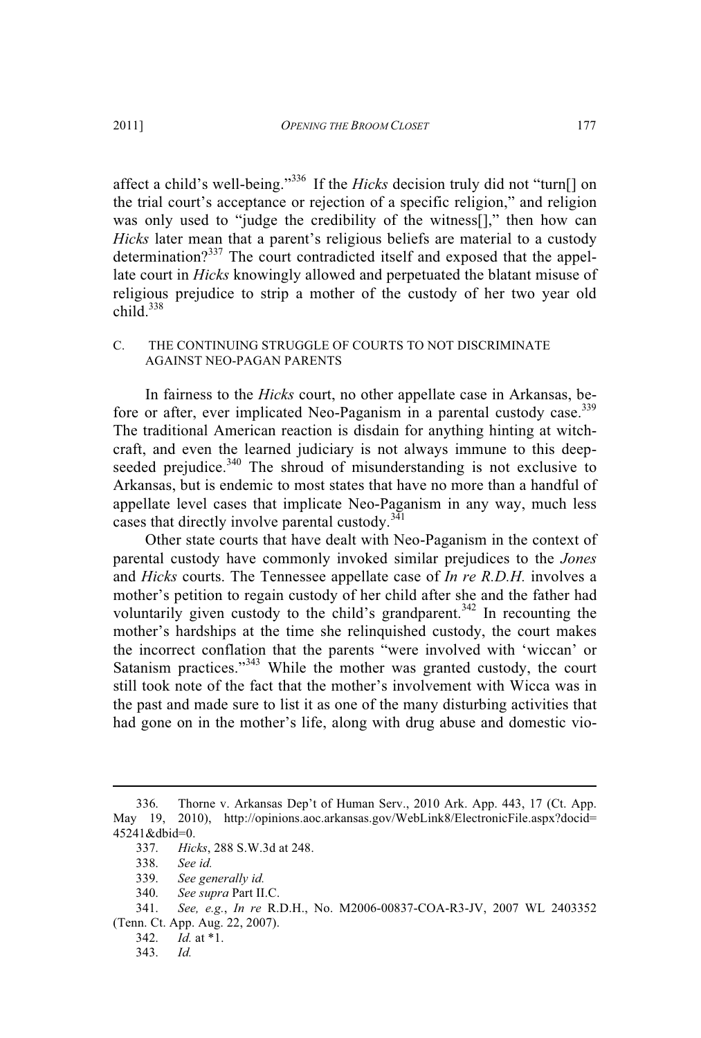affect a child's well-being."[336] If the *Hicks* decision truly did not "turn[] on the trial court's acceptance or rejection of a specific religion," and religion was only used to "judge the credibility of the witness[]," then how can *Hicks* later mean that a parent's religious beliefs are material to a custody determination?[337] The court contradicted itself and exposed that the appellate court in *Hicks* knowingly allowed and perpetuated the blatant misuse of religious prejudice to strip a mother of the custody of her two year old child.[338]

### C. THE CONTINUING STRUGGLE OF COURTS TO NOT DISCRIMINATE AGAINST NEO-PAGAN PARENTS

In fairness to the *Hicks* court, no other appellate case in Arkansas, before or after, ever implicated Neo-Paganism in a parental custody case.[339] The traditional American reaction is disdain for anything hinting at witchcraft, and even the learned judiciary is not always immune to this deep-seeded prejudice.[340] The shroud of misunderstanding is not exclusive to Arkansas, but is endemic to most states that have no more than a handful of appellate level cases that implicate Neo-Paganism in any way, much less cases that directly involve parental custody.[341]

Other state courts that have dealt with Neo-Paganism in the context of parental custody have commonly invoked similar prejudices to the *Jones* and *Hicks* courts. The Tennessee appellate case of *In re R.D.H.* involves a mother's petition to regain custody of her child after she and the father had voluntarily given custody to the child's grandparent.[342] In recounting the mother's hardships at the time she relinquished custody, the court makes the incorrect conflation that the parents "were involved with 'wiccan' or Satanism practices."[343] While the mother was granted custody, the court still took note of the fact that the mother's involvement with Wicca was in the past and made sure to list it as one of the many disturbing activities that had gone on in the mother's life, along with drug abuse and domestic vio-

---

336. Thorne v. Arkansas Dep't of Human Serv., 2010 Ark. App. 443, 17 (Ct. App. May 19, 2010), http://opinions.aoc.arkansas.gov/WebLink8/ElectronicFile.aspx?docid=45241&dbid=0.

337. *Hicks*, 288 S.W.3d at 248.

338. *See id.*

339. *See generally id.*

340. *See supra* Part II.C.

341. *See, e.g.*, *In re* R.D.H., No. M2006-00837-COA-R3-JV, 2007 WL 2403352 (Tenn. Ct. App. Aug. 22, 2007).

342. *Id.* at *1.

343. *Id.*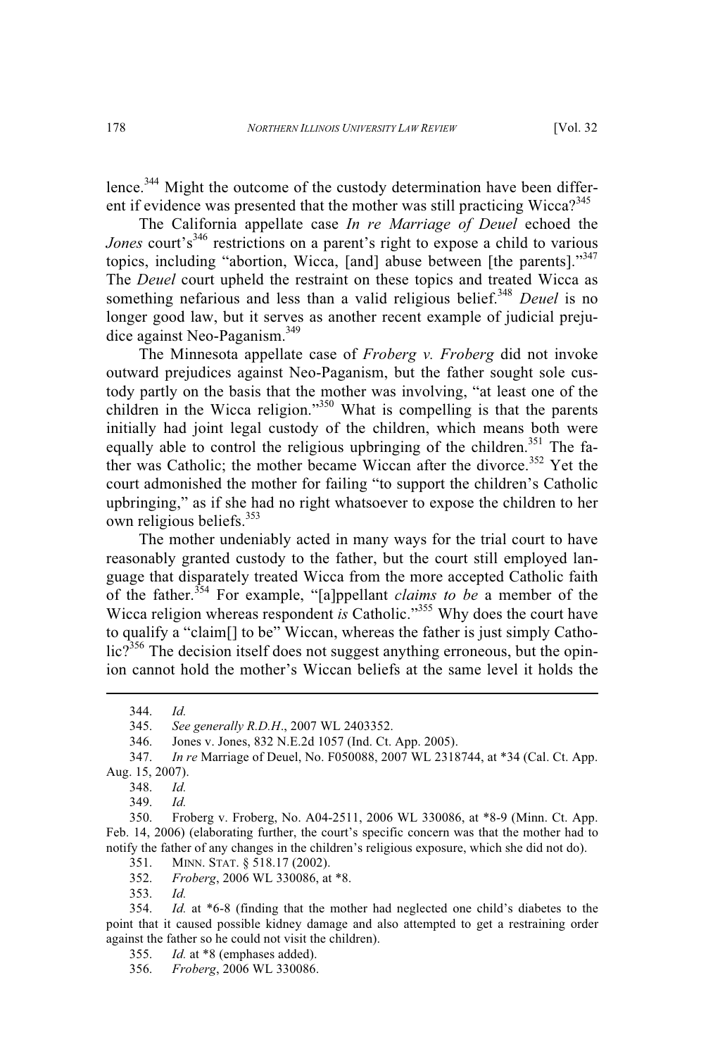lence.[344] Might the outcome of the custody determination have been different if evidence was presented that the mother was still practicing Wicca?[345]

The California appellate case *In re Marriage of Deuel* echoed the *Jones* court's[346] restrictions on a parent's right to expose a child to various topics, including "abortion, Wicca, [and] abuse between [the parents]."[347] The *Deuel* court upheld the restraint on these topics and treated Wicca as something nefarious and less than a valid religious belief.[348] *Deuel* is no longer good law, but it serves as another recent example of judicial prejudice against Neo-Paganism.[349]

The Minnesota appellate case of *Froberg v. Froberg* did not invoke outward prejudices against Neo-Paganism, but the father sought sole custody partly on the basis that the mother was involving, "at least one of the children in the Wicca religion."[350] What is compelling is that the parents initially had joint legal custody of the children, which means both were equally able to control the religious upbringing of the children.[351] The father was Catholic; the mother became Wiccan after the divorce.[352] Yet the court admonished the mother for failing "to support the children's Catholic upbringing," as if she had no right whatsoever to expose the children to her own religious beliefs.[353]

The mother undeniably acted in many ways for the trial court to have reasonably granted custody to the father, but the court still employed language that disparately treated Wicca from the more accepted Catholic faith of the father.[354] For example, "[a]ppellant *claims to be* a member of the Wicca religion whereas respondent *is* Catholic."[355] Why does the court have to qualify a "claim[] to be" Wiccan, whereas the father is just simply Catholic?[356] The decision itself does not suggest anything erroneous, but the opinion cannot hold the mother's Wiccan beliefs at the same level it holds the

---

344. *Id.*

345. *See generally R.D.H.*, 2007 WL 2403352.

346. Jones v. Jones, 832 N.E.2d 1057 (Ind. Ct. App. 2005).

347. *In re* Marriage of Deuel, No. F050088, 2007 WL 2318744, at *34 (Cal. Ct. App. Aug. 15, 2007).

348. *Id.*

349. *Id.*

350. Froberg v. Froberg, No. A04-2511, 2006 WL 330086, at *8-9 (Minn. Ct. App. Feb. 14, 2006) (elaborating further, the court's specific concern was that the mother had to notify the father of any changes in the children's religious exposure, which she did not do).

351. MINN. STAT. § 518.17 (2002).

352. *Froberg*, 2006 WL 330086, at *8.

353. *Id.*

354. *Id.* at *6-8 (finding that the mother had neglected one child's diabetes to the point that it caused possible kidney damage and also attempted to get a restraining order against the father so he could not visit the children).

355. *Id.* at *8 (emphases added).

356. *Froberg*, 2006 WL 330086.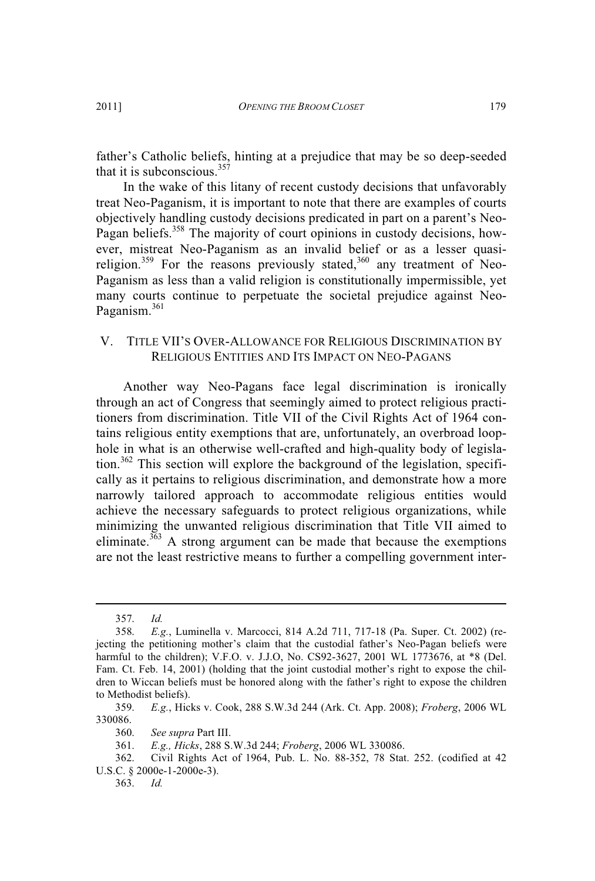father's Catholic beliefs, hinting at a prejudice that may be so deep-seeded that it is subconscious.[357]

In the wake of this litany of recent custody decisions that unfavorably treat Neo-Paganism, it is important to note that there are examples of courts objectively handling custody decisions predicated in part on a parent's Neo-Pagan beliefs.[358] The majority of court opinions in custody decisions, however, mistreat Neo-Paganism as an invalid belief or as a lesser quasi-religion.[359] For the reasons previously stated,[360] any treatment of Neo-Paganism as less than a valid religion is constitutionally impermissible, yet many courts continue to perpetuate the societal prejudice against Neo-Paganism.[361]

## V. TITLE VII'S OVER-ALLOWANCE FOR RELIGIOUS DISCRIMINATION BY RELIGIOUS ENTITIES AND ITS IMPACT ON NEO-PAGANS

Another way Neo-Pagans face legal discrimination is ironically through an act of Congress that seemingly aimed to protect religious practitioners from discrimination. Title VII of the Civil Rights Act of 1964 contains religious entity exemptions that are, unfortunately, an overbroad loophole in what is an otherwise well-crafted and high-quality body of legislation.[362] This section will explore the background of the legislation, specifically as it pertains to religious discrimination, and demonstrate how a more narrowly tailored approach to accommodate religious entities would achieve the necessary safeguards to protect religious organizations, while minimizing the unwanted religious discrimination that Title VII aimed to eliminate.[363] A strong argument can be made that because the exemptions are not the least restrictive means to further a compelling government inter-

---

357. *Id.*

358. *E.g.*, Luminella v. Marcocci, 814 A.2d 711, 717-18 (Pa. Super. Ct. 2002) (rejecting the petitioning mother's claim that the custodial father's Neo-Pagan beliefs were harmful to the children); V.F.O. v. J.J.O, No. CS92-3627, 2001 WL 1773676, at *8 (Del. Fam. Ct. Feb. 14, 2001) (holding that the joint custodial mother's right to expose the children to Wiccan beliefs must be honored along with the father's right to expose the children to Methodist beliefs).

359. *E.g.*, Hicks v. Cook, 288 S.W.3d 244 (Ark. Ct. App. 2008); *Froberg*, 2006 WL 330086.

360. *See supra* Part III.

361. *E.g., Hicks*, 288 S.W.3d 244; *Froberg*, 2006 WL 330086.

362. Civil Rights Act of 1964, Pub. L. No. 88-352, 78 Stat. 252. (codified at 42 U.S.C. § 2000e-1-2000e-3).

363. *Id.*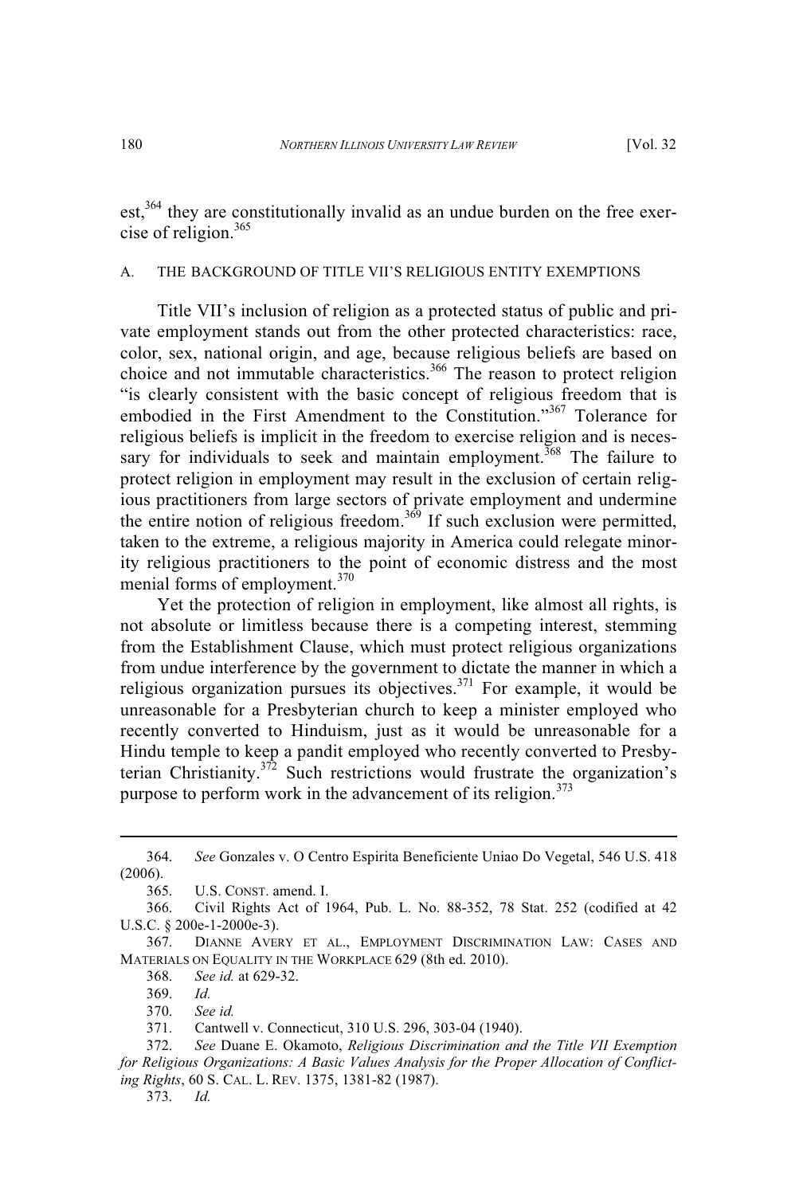est,[364] they are constitutionally invalid as an undue burden on the free exercise of religion.[365]

### A. THE BACKGROUND OF TITLE VII'S RELIGIOUS ENTITY EXEMPTIONS

Title VII's inclusion of religion as a protected status of public and private employment stands out from the other protected characteristics: race, color, sex, national origin, and age, because religious beliefs are based on choice and not immutable characteristics.[366] The reason to protect religion "is clearly consistent with the basic concept of religious freedom that is embodied in the First Amendment to the Constitution."[367] Tolerance for religious beliefs is implicit in the freedom to exercise religion and is necessary for individuals to seek and maintain employment.[368] The failure to protect religion in employment may result in the exclusion of certain religious practitioners from large sectors of private employment and undermine the entire notion of religious freedom.[369] If such exclusion were permitted, taken to the extreme, a religious majority in America could relegate minority religious practitioners to the point of economic distress and the most menial forms of employment.[370]

Yet the protection of religion in employment, like almost all rights, is not absolute or limitless because there is a competing interest, stemming from the Establishment Clause, which must protect religious organizations from undue interference by the government to dictate the manner in which a religious organization pursues its objectives.[371] For example, it would be unreasonable for a Presbyterian church to keep a minister employed who recently converted to Hinduism, just as it would be unreasonable for a Hindu temple to keep a pandit employed who recently converted to Presbyterian Christianity.[372] Such restrictions would frustrate the organization's purpose to perform work in the advancement of its religion.[373]

---

364. *See* Gonzales v. O Centro Espirita Beneficiente Uniao Do Vegetal, 546 U.S. 418 (2006).

365. U.S. CONST. amend. I.

366. Civil Rights Act of 1964, Pub. L. No. 88-352, 78 Stat. 252 (codified at 42 U.S.C. § 200e-1-2000e-3).

367. DIANNE AVERY ET AL., EMPLOYMENT DISCRIMINATION LAW: CASES AND MATERIALS ON EQUALITY IN THE WORKPLACE 629 (8th ed. 2010).

368. *See id.* at 629-32.

369. *Id.*

370. *See id.*

371. Cantwell v. Connecticut, 310 U.S. 296, 303-04 (1940).

372. *See* Duane E. Okamoto, *Religious Discrimination and the Title VII Exemption for Religious Organizations: A Basic Values Analysis for the Proper Allocation of Conflicting Rights*, 60 S. CAL. L. REV. 1375, 1381-82 (1987).

373. *Id.*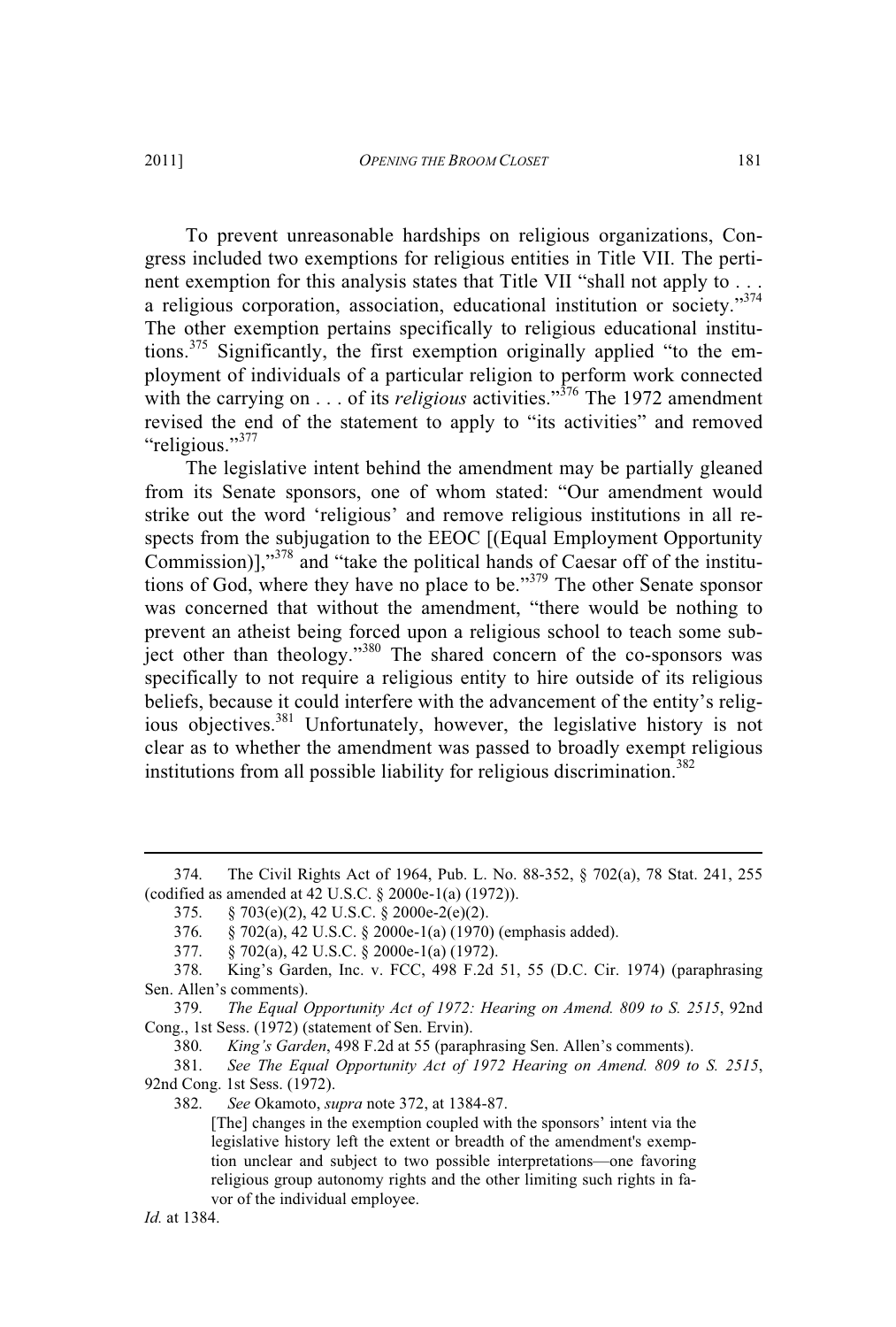To prevent unreasonable hardships on religious organizations, Congress included two exemptions for religious entities in Title VII. The pertinent exemption for this analysis states that Title VII "shall not apply to . . . a religious corporation, association, educational institution or society."[374] The other exemption pertains specifically to religious educational institutions.[375] Significantly, the first exemption originally applied "to the employment of individuals of a particular religion to perform work connected with the carrying on . . . of its *religious* activities."[376] The 1972 amendment revised the end of the statement to apply to "its activities" and removed "religious."[377]

The legislative intent behind the amendment may be partially gleaned from its Senate sponsors, one of whom stated: "Our amendment would strike out the word 'religious' and remove religious institutions in all respects from the subjugation to the EEOC [(Equal Employment Opportunity Commission)],"[378] and "take the political hands of Caesar off of the institutions of God, where they have no place to be."[379] The other Senate sponsor was concerned that without the amendment, "there would be nothing to prevent an atheist being forced upon a religious school to teach some subject other than theology."[380] The shared concern of the co-sponsors was specifically to not require a religious entity to hire outside of its religious beliefs, because it could interfere with the advancement of the entity's religious objectives.[381] Unfortunately, however, the legislative history is not clear as to whether the amendment was passed to broadly exempt religious institutions from all possible liability for religious discrimination.[382]

---

374. The Civil Rights Act of 1964, Pub. L. No. 88-352, § 702(a), 78 Stat. 241, 255 (codified as amended at 42 U.S.C. § 2000e-1(a) (1972)).

375. § 703(e)(2), 42 U.S.C. § 2000e-2(e)(2).

376. § 702(a), 42 U.S.C. § 2000e-1(a) (1970) (emphasis added).

377. § 702(a), 42 U.S.C. § 2000e-1(a) (1972).

378. King's Garden, Inc. v. FCC, 498 F.2d 51, 55 (D.C. Cir. 1974) (paraphrasing Sen. Allen's comments).

379. *The Equal Opportunity Act of 1972: Hearing on Amend. 809 to S. 2515*, 92nd Cong., 1st Sess. (1972) (statement of Sen. Ervin).

380. *King's Garden*, 498 F.2d at 55 (paraphrasing Sen. Allen's comments).

381. *See The Equal Opportunity Act of 1972 Hearing on Amend. 809 to S. 2515*, 92nd Cong. 1st Sess. (1972).

382. *See* Okamoto, *supra* note 372, at 1384-87.

> [The] changes in the exemption coupled with the sponsors' intent via the legislative history left the extent or breadth of the amendment's exemption unclear and subject to two possible interpretations—one favoring religious group autonomy rights and the other limiting such rights in favor of the individual employee.

*Id.* at 1384.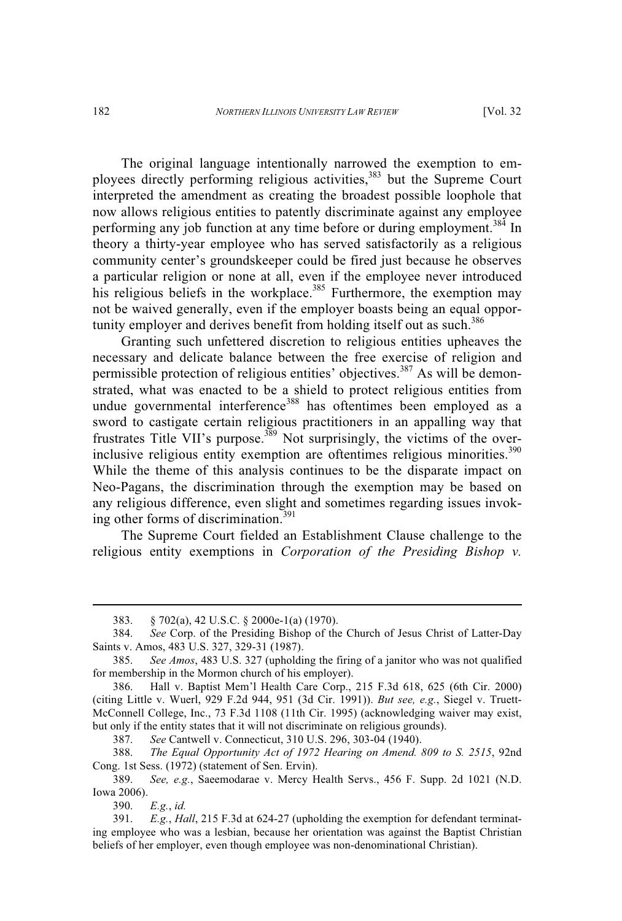The original language intentionally narrowed the exemption to employees directly performing religious activities,[383] but the Supreme Court interpreted the amendment as creating the broadest possible loophole that now allows religious entities to patently discriminate against any employee performing any job function at any time before or during employment.[384] In theory a thirty-year employee who has served satisfactorily as a religious community center's groundskeeper could be fired just because he observes a particular religion or none at all, even if the employee never introduced his religious beliefs in the workplace.[385] Furthermore, the exemption may not be waived generally, even if the employer boasts being an equal opportunity employer and derives benefit from holding itself out as such.[386]

Granting such unfettered discretion to religious entities upheaves the necessary and delicate balance between the free exercise of religion and permissible protection of religious entities' objectives.[387] As will be demonstrated, what was enacted to be a shield to protect religious entities from undue governmental interference[388] has oftentimes been employed as a sword to castigate certain religious practitioners in an appalling way that frustrates Title VII's purpose.[389] Not surprisingly, the victims of the over-inclusive religious entity exemption are oftentimes religious minorities.[390] While the theme of this analysis continues to be the disparate impact on Neo-Pagans, the discrimination through the exemption may be based on any religious difference, even slight and sometimes regarding issues invoking other forms of discrimination.[391]

The Supreme Court fielded an Establishment Clause challenge to the religious entity exemptions in *Corporation of the Presiding Bishop v.*

---

383. § 702(a), 42 U.S.C. § 2000e-1(a) (1970).

384. *See* Corp. of the Presiding Bishop of the Church of Jesus Christ of Latter-Day Saints v. Amos, 483 U.S. 327, 329-31 (1987).

385. *See Amos*, 483 U.S. 327 (upholding the firing of a janitor who was not qualified for membership in the Mormon church of his employer).

386. Hall v. Baptist Mem'l Health Care Corp., 215 F.3d 618, 625 (6th Cir. 2000) (citing Little v. Wuerl, 929 F.2d 944, 951 (3d Cir. 1991)). *But see, e.g.*, Siegel v. Truett-McConnell College, Inc., 73 F.3d 1108 (11th Cir. 1995) (acknowledging waiver may exist, but only if the entity states that it will not discriminate on religious grounds).

387. *See* Cantwell v. Connecticut, 310 U.S. 296, 303-04 (1940).

388. *The Equal Opportunity Act of 1972 Hearing on Amend. 809 to S. 2515*, 92nd Cong. 1st Sess. (1972) (statement of Sen. Ervin).

389. *See, e.g.*, Saeemodarae v. Mercy Health Servs., 456 F. Supp. 2d 1021 (N.D. Iowa 2006).

390. *E.g.*, *id.*

391. *E.g.*, *Hall*, 215 F.3d at 624-27 (upholding the exemption for defendant terminating employee who was a lesbian, because her orientation was against the Baptist Christian beliefs of her employer, even though employee was non-denominational Christian).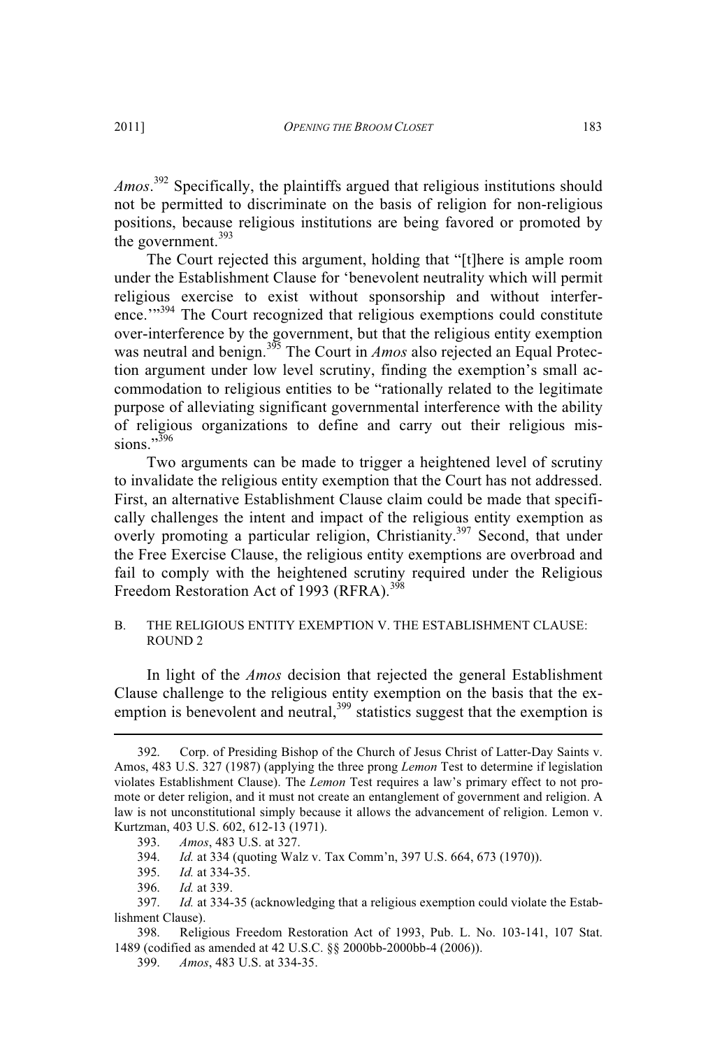*Amos*.[392] Specifically, the plaintiffs argued that religious institutions should not be permitted to discriminate on the basis of religion for non-religious positions, because religious institutions are being favored or promoted by the government.[393]

The Court rejected this argument, holding that "[t]here is ample room under the Establishment Clause for 'benevolent neutrality which will permit religious exercise to exist without sponsorship and without interference.'"[394] The Court recognized that religious exemptions could constitute over-interference by the government, but that the religious entity exemption was neutral and benign.[395] The Court in *Amos* also rejected an Equal Protection argument under low level scrutiny, finding the exemption's small accommodation to religious entities to be "rationally related to the legitimate purpose of alleviating significant governmental interference with the ability of religious organizations to define and carry out their religious missions."[396]

Two arguments can be made to trigger a heightened level of scrutiny to invalidate the religious entity exemption that the Court has not addressed. First, an alternative Establishment Clause claim could be made that specifically challenges the intent and impact of the religious entity exemption as overly promoting a particular religion, Christianity.[397] Second, that under the Free Exercise Clause, the religious entity exemptions are overbroad and fail to comply with the heightened scrutiny required under the Religious Freedom Restoration Act of 1993 (RFRA).[398]

### B. THE RELIGIOUS ENTITY EXEMPTION V. THE ESTABLISHMENT CLAUSE: ROUND 2

In light of the *Amos* decision that rejected the general Establishment Clause challenge to the religious entity exemption on the basis that the exemption is benevolent and neutral,[399] statistics suggest that the exemption is

---

392. Corp. of Presiding Bishop of the Church of Jesus Christ of Latter-Day Saints v. Amos, 483 U.S. 327 (1987) (applying the three prong *Lemon* Test to determine if legislation violates Establishment Clause). The *Lemon* Test requires a law's primary effect to not promote or deter religion, and it must not create an entanglement of government and religion. A law is not unconstitutional simply because it allows the advancement of religion. Lemon v. Kurtzman, 403 U.S. 602, 612-13 (1971).

393. *Amos*, 483 U.S. at 327.

394. *Id.* at 334 (quoting Walz v. Tax Comm'n, 397 U.S. 664, 673 (1970)).

395. *Id.* at 334-35.

396. *Id.* at 339.

397. *Id.* at 334-35 (acknowledging that a religious exemption could violate the Establishment Clause).

398. Religious Freedom Restoration Act of 1993, Pub. L. No. 103-141, 107 Stat. 1489 (codified as amended at 42 U.S.C. §§ 2000bb-2000bb-4 (2006)).

399. *Amos*, 483 U.S. at 334-35.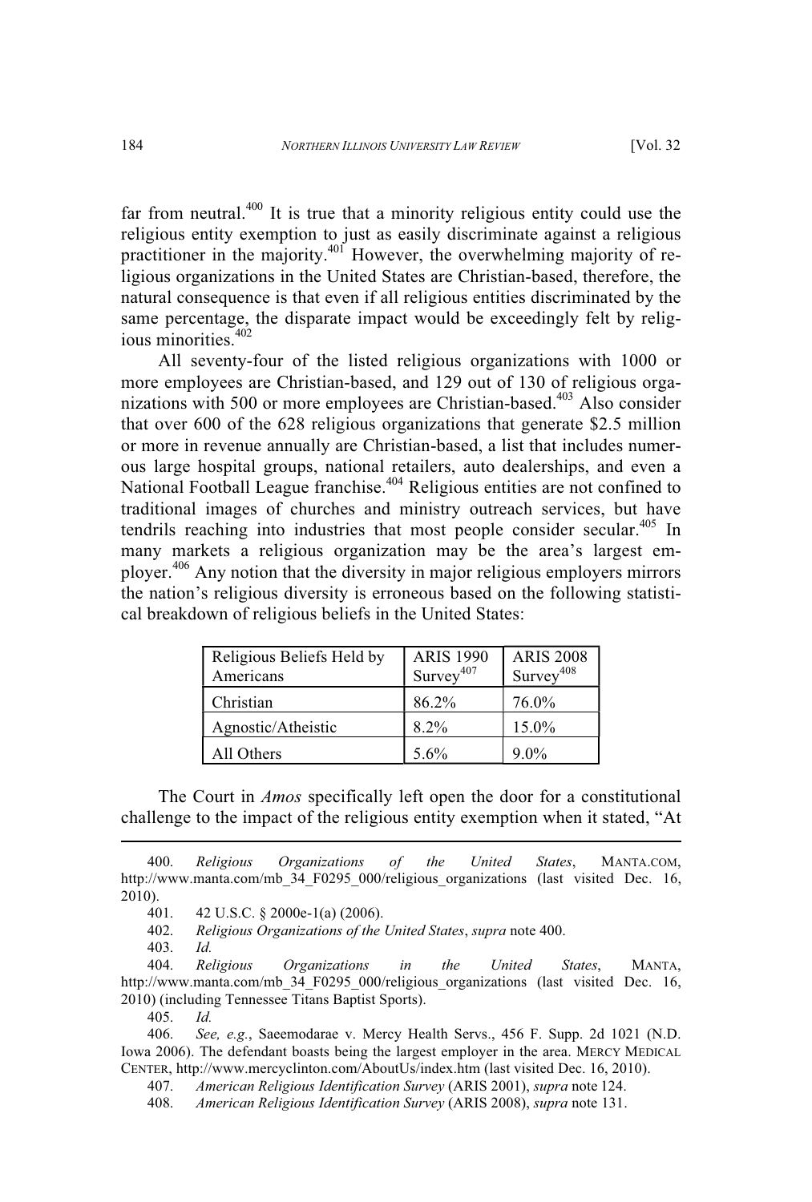far from neutral.[400] It is true that a minority religious entity could use the religious entity exemption to just as easily discriminate against a religious practitioner in the majority.[401] However, the overwhelming majority of religious organizations in the United States are Christian-based, therefore, the natural consequence is that even if all religious entities discriminated by the same percentage, the disparate impact would be exceedingly felt by religious minorities.[402]

All seventy-four of the listed religious organizations with 1000 or more employees are Christian-based, and 129 out of 130 of religious organizations with 500 or more employees are Christian-based.[403] Also consider that over 600 of the 628 religious organizations that generate $2.5 million or more in revenue annually are Christian-based, a list that includes numerous large hospital groups, national retailers, auto dealerships, and even a National Football League franchise.[404] Religious entities are not confined to traditional images of churches and ministry outreach services, but have tendrils reaching into industries that most people consider secular.[405] In many markets a religious organization may be the area's largest employer.[406] Any notion that the diversity in major religious employers mirrors the nation's religious diversity is erroneous based on the following statistical breakdown of religious beliefs in the United States:

| Religious Beliefs Held by Americans | ARIS 1990 Survey[407] | ARIS 2008 Survey[408] |
|---|---|---|
| Christian | 86.2% | 76.0% |
| Agnostic/Atheistic | 8.2% | 15.0% |
| All Others | 5.6% | 9.0% |

The Court in *Amos* specifically left open the door for a constitutional challenge to the impact of the religious entity exemption when it stated, "At

---

400. *Religious Organizations of the United States*, MANTA.COM, http://www.manta.com/mb_34_F0295_000/religious_organizations (last visited Dec. 16, 2010).

401. 42 U.S.C. § 2000e-1(a) (2006).

402. *Religious Organizations of the United States*, *supra* note 400.

403. *Id.*

404. *Religious Organizations in the United States*, MANTA, http://www.manta.com/mb_34_F0295_000/religious_organizations (last visited Dec. 16, 2010) (including Tennessee Titans Baptist Sports).

405. *Id.*

406. *See, e.g.*, Saeemodarae v. Mercy Health Servs., 456 F. Supp. 2d 1021 (N.D. Iowa 2006). The defendant boasts being the largest employer in the area. MERCY MEDICAL CENTER, http://www.mercyclinton.com/AboutUs/index.htm (last visited Dec. 16, 2010).

407. *American Religious Identification Survey* (ARIS 2001), *supra* note 124.

408. *American Religious Identification Survey* (ARIS 2008), *supra* note 131.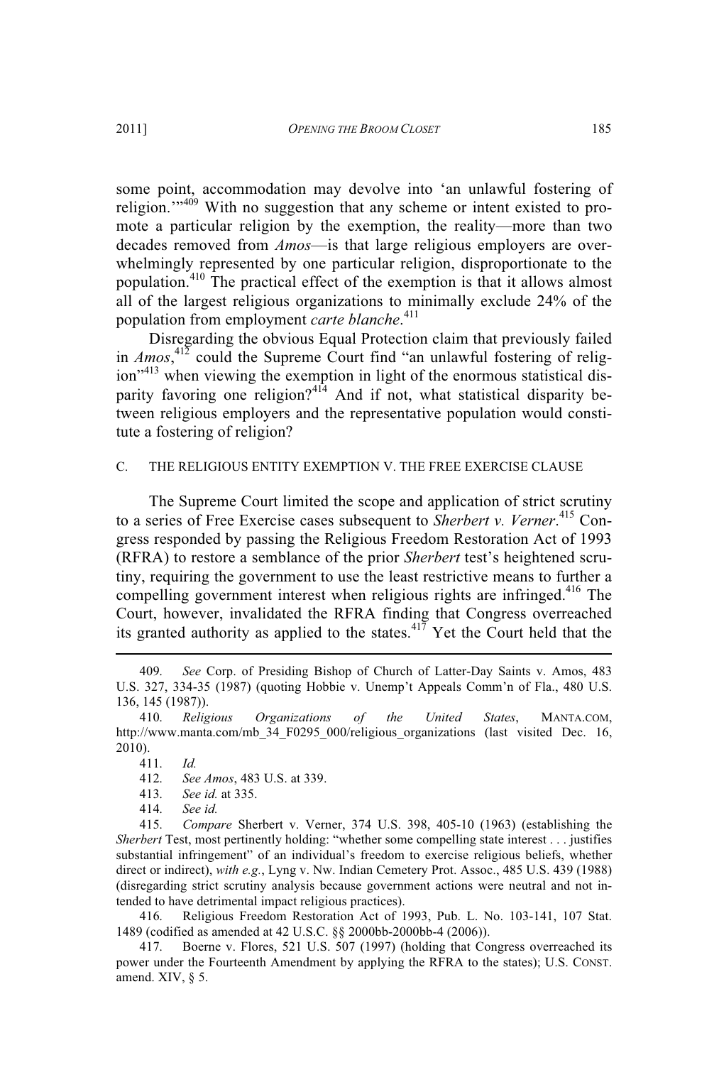some point, accommodation may devolve into 'an unlawful fostering of religion.'"[409] With no suggestion that any scheme or intent existed to promote a particular religion by the exemption, the reality—more than two decades removed from *Amos*—is that large religious employers are overwhelmingly represented by one particular religion, disproportionate to the population.[410] The practical effect of the exemption is that it allows almost all of the largest religious organizations to minimally exclude 24% of the population from employment *carte blanche*.[411]

Disregarding the obvious Equal Protection claim that previously failed in *Amos*,[412] could the Supreme Court find "an unlawful fostering of religion"[413] when viewing the exemption in light of the enormous statistical disparity favoring one religion?[414] And if not, what statistical disparity between religious employers and the representative population would constitute a fostering of religion?

### C. THE RELIGIOUS ENTITY EXEMPTION V. THE FREE EXERCISE CLAUSE

The Supreme Court limited the scope and application of strict scrutiny to a series of Free Exercise cases subsequent to *Sherbert v. Verner*.[415] Congress responded by passing the Religious Freedom Restoration Act of 1993 (RFRA) to restore a semblance of the prior *Sherbert* test's heightened scrutiny, requiring the government to use the least restrictive means to further a compelling government interest when religious rights are infringed.[416] The Court, however, invalidated the RFRA finding that Congress overreached its granted authority as applied to the states.[417] Yet the Court held that the

---

409. *See* Corp. of Presiding Bishop of Church of Latter-Day Saints v. Amos, 483 U.S. 327, 334-35 (1987) (quoting Hobbie v. Unemp't Appeals Comm'n of Fla., 480 U.S. 136, 145 (1987)).

410. *Religious Organizations of the United States*, MANTA.COM, http://www.manta.com/mb_34_F0295_000/religious_organizations (last visited Dec. 16, 2010).

411. *Id.*

412. *See Amos*, 483 U.S. at 339.

413. *See id.* at 335.

414. *See id.*

415. *Compare* Sherbert v. Verner, 374 U.S. 398, 405-10 (1963) (establishing the *Sherbert* Test, most pertinently holding: "whether some compelling state interest . . . justifies substantial infringement" of an individual's freedom to exercise religious beliefs, whether direct or indirect), *with e.g.*, Lyng v. Nw. Indian Cemetery Prot. Assoc., 485 U.S. 439 (1988) (disregarding strict scrutiny analysis because government actions were neutral and not intended to have detrimental impact religious practices).

416. Religious Freedom Restoration Act of 1993, Pub. L. No. 103-141, 107 Stat. 1489 (codified as amended at 42 U.S.C. §§ 2000bb-2000bb-4 (2006)).

417. Boerne v. Flores, 521 U.S. 507 (1997) (holding that Congress overreached its power under the Fourteenth Amendment by applying the RFRA to the states); U.S. CONST. amend. XIV, § 5.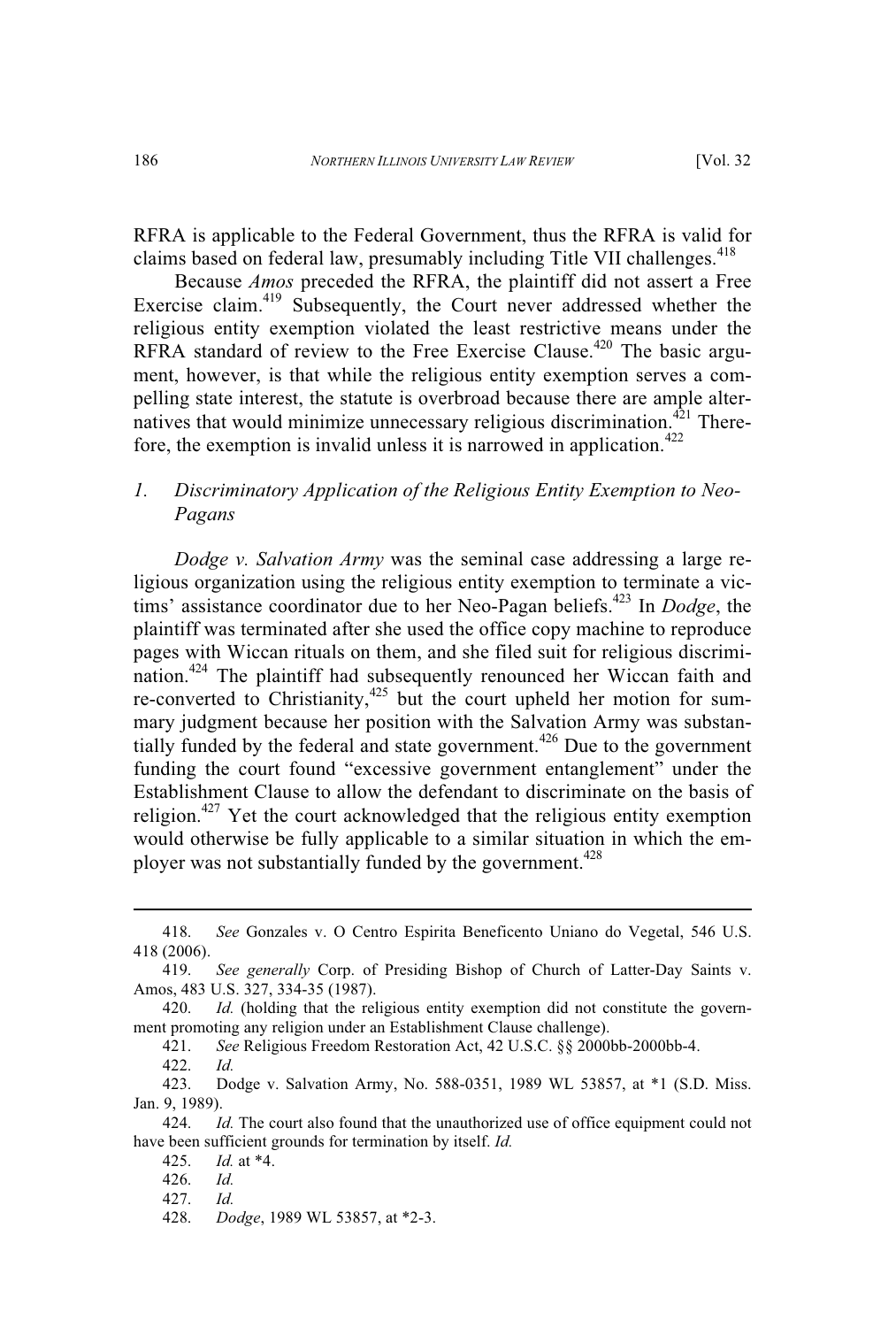RFRA is applicable to the Federal Government, thus the RFRA is valid for claims based on federal law, presumably including Title VII challenges.[418]

Because *Amos* preceded the RFRA, the plaintiff did not assert a Free Exercise claim.[419] Subsequently, the Court never addressed whether the religious entity exemption violated the least restrictive means under the RFRA standard of review to the Free Exercise Clause.[420] The basic argument, however, is that while the religious entity exemption serves a compelling state interest, the statute is overbroad because there are ample alternatives that would minimize unnecessary religious discrimination.[421] Therefore, the exemption is invalid unless it is narrowed in application.[422]

### *1. Discriminatory Application of the Religious Entity Exemption to Neo-Pagans*

*Dodge v. Salvation Army* was the seminal case addressing a large religious organization using the religious entity exemption to terminate a victims' assistance coordinator due to her Neo-Pagan beliefs.[423] In *Dodge*, the plaintiff was terminated after she used the office copy machine to reproduce pages with Wiccan rituals on them, and she filed suit for religious discrimination.[424] The plaintiff had subsequently renounced her Wiccan faith and re-converted to Christianity,[425] but the court upheld her motion for summary judgment because her position with the Salvation Army was substantially funded by the federal and state government.[426] Due to the government funding the court found "excessive government entanglement" under the Establishment Clause to allow the defendant to discriminate on the basis of religion.[427] Yet the court acknowledged that the religious entity exemption would otherwise be fully applicable to a similar situation in which the employer was not substantially funded by the government.[428]

---

418. *See* Gonzales v. O Centro Espirita Beneficento Uniano do Vegetal, 546 U.S. 418 (2006).

419. *See generally* Corp. of Presiding Bishop of Church of Latter-Day Saints v. Amos, 483 U.S. 327, 334-35 (1987).

420. *Id.* (holding that the religious entity exemption did not constitute the government promoting any religion under an Establishment Clause challenge).

421. *See* Religious Freedom Restoration Act, 42 U.S.C. §§ 2000bb-2000bb-4.

422. *Id.*

423. Dodge v. Salvation Army, No. 588-0351, 1989 WL 53857, at *1 (S.D. Miss. Jan. 9, 1989).

424. *Id.* The court also found that the unauthorized use of office equipment could not have been sufficient grounds for termination by itself. *Id.*

425. *Id.* at *4.

426. *Id.*

427. *Id.*

428. *Dodge*, 1989 WL 53857, at *2-3.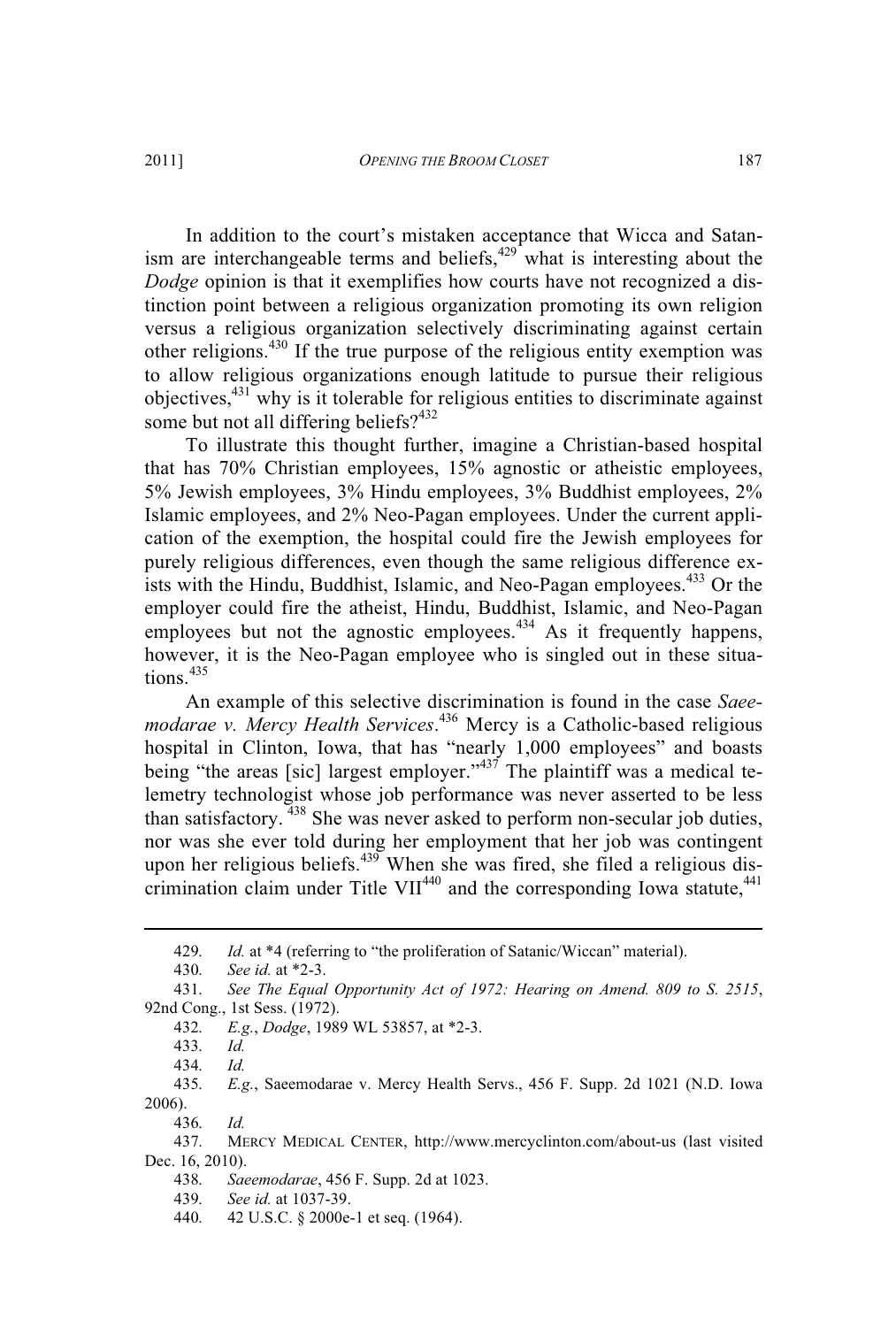In addition to the court's mistaken acceptance that Wicca and Satanism are interchangeable terms and beliefs,[429] what is interesting about the *Dodge* opinion is that it exemplifies how courts have not recognized a distinction point between a religious organization promoting its own religion versus a religious organization selectively discriminating against certain other religions.[430] If the true purpose of the religious entity exemption was to allow religious organizations enough latitude to pursue their religious objectives,[431] why is it tolerable for religious entities to discriminate against some but not all differing beliefs?[432]

To illustrate this thought further, imagine a Christian-based hospital that has 70% Christian employees, 15% agnostic or atheistic employees, 5% Jewish employees, 3% Hindu employees, 3% Buddhist employees, 2% Islamic employees, and 2% Neo-Pagan employees. Under the current application of the exemption, the hospital could fire the Jewish employees for purely religious differences, even though the same religious difference exists with the Hindu, Buddhist, Islamic, and Neo-Pagan employees.[433] Or the employer could fire the atheist, Hindu, Buddhist, Islamic, and Neo-Pagan employees but not the agnostic employees.[434] As it frequently happens, however, it is the Neo-Pagan employee who is singled out in these situations.[435]

An example of this selective discrimination is found in the case *Saeemodarae v. Mercy Health Services*.[436] Mercy is a Catholic-based religious hospital in Clinton, Iowa, that has "nearly 1,000 employees" and boasts being "the areas [sic] largest employer."[437] The plaintiff was a medical telemetry technologist whose job performance was never asserted to be less than satisfactory.[438] She was never asked to perform non-secular job duties, nor was she ever told during her employment that her job was contingent upon her religious beliefs.[439] When she was fired, she filed a religious discrimination claim under Title VII[440] and the corresponding Iowa statute,[441]

---

429. *Id.* at *4 (referring to "the proliferation of Satanic/Wiccan" material).

430. *See id.* at *2-3.

431. *See The Equal Opportunity Act of 1972: Hearing on Amend. 809 to S. 2515*, 92nd Cong., 1st Sess. (1972).

432. *E.g.*, *Dodge*, 1989 WL 53857, at *2-3.

433. *Id.*

434. *Id.*

435. *E.g.*, Saeemodarae v. Mercy Health Servs., 456 F. Supp. 2d 1021 (N.D. Iowa 2006).

436. *Id.*

437. MERCY MEDICAL CENTER, http://www.mercyclinton.com/about-us (last visited Dec. 16, 2010).

438. *Saeemodarae*, 456 F. Supp. 2d at 1023.

439. *See id.* at 1037-39.

440. 42 U.S.C. § 2000e-1 et seq. (1964).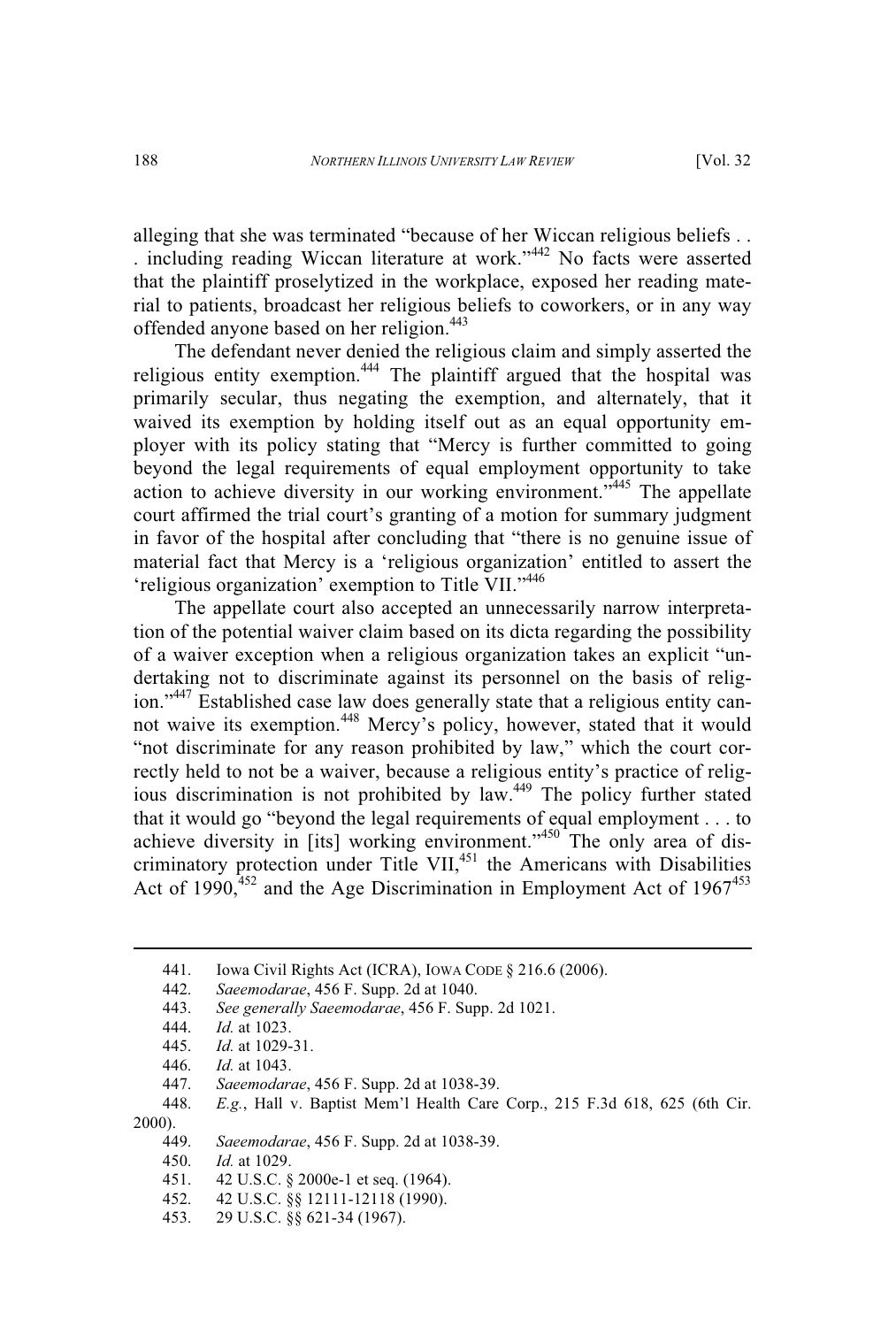alleging that she was terminated "because of her Wiccan religious beliefs . . . including reading Wiccan literature at work."[442] No facts were asserted that the plaintiff proselytized in the workplace, exposed her reading material to patients, broadcast her religious beliefs to coworkers, or in any way offended anyone based on her religion.[443]

The defendant never denied the religious claim and simply asserted the religious entity exemption.[444] The plaintiff argued that the hospital was primarily secular, thus negating the exemption, and alternately, that it waived its exemption by holding itself out as an equal opportunity employer with its policy stating that "Mercy is further committed to going beyond the legal requirements of equal employment opportunity to take action to achieve diversity in our working environment."[445] The appellate court affirmed the trial court's granting of a motion for summary judgment in favor of the hospital after concluding that "there is no genuine issue of material fact that Mercy is a 'religious organization' entitled to assert the 'religious organization' exemption to Title VII."[446]

The appellate court also accepted an unnecessarily narrow interpretation of the potential waiver claim based on its dicta regarding the possibility of a waiver exception when a religious organization takes an explicit "undertaking not to discriminate against its personnel on the basis of religion."[447] Established case law does generally state that a religious entity cannot waive its exemption.[448] Mercy's policy, however, stated that it would "not discriminate for any reason prohibited by law," which the court correctly held to not be a waiver, because a religious entity's practice of religious discrimination is not prohibited by law.[449] The policy further stated that it would go "beyond the legal requirements of equal employment . . . to achieve diversity in [its] working environment."[450] The only area of discriminatory protection under Title VII,[451] the Americans with Disabilities Act of 1990,[452] and the Age Discrimination in Employment Act of 1967[453]

---

441. Iowa Civil Rights Act (ICRA), IOWA CODE § 216.6 (2006).
442. *Saeemodarae*, 456 F. Supp. 2d at 1040.
443. *See generally Saeemodarae*, 456 F. Supp. 2d 1021.
444. *Id.* at 1023.
445. *Id.* at 1029-31.
446. *Id.* at 1043.
447. *Saeemodarae*, 456 F. Supp. 2d at 1038-39.
448. *E.g.*, Hall v. Baptist Mem'l Health Care Corp., 215 F.3d 618, 625 (6th Cir. 2000).
449. *Saeemodarae*, 456 F. Supp. 2d at 1038-39.
450. *Id.* at 1029.
451. 42 U.S.C. § 2000e-1 et seq. (1964).
452. 42 U.S.C. §§ 12111-12118 (1990).
453. 29 U.S.C. §§ 621-34 (1967).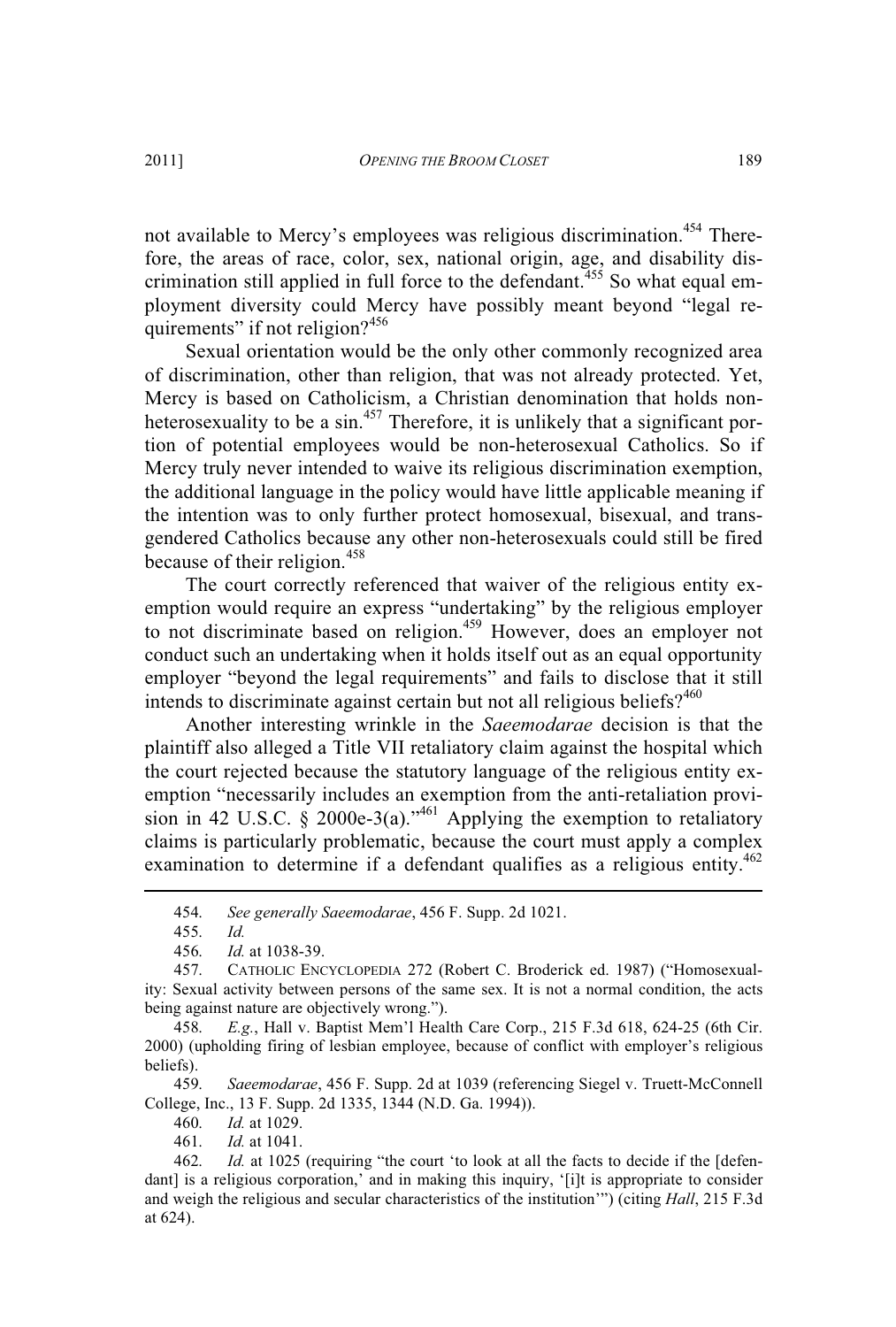not available to Mercy's employees was religious discrimination.[454] Therefore, the areas of race, color, sex, national origin, age, and disability discrimination still applied in full force to the defendant.[455] So what equal employment diversity could Mercy have possibly meant beyond "legal requirements" if not religion?[456]

Sexual orientation would be the only other commonly recognized area of discrimination, other than religion, that was not already protected. Yet, Mercy is based on Catholicism, a Christian denomination that holds non-heterosexuality to be a sin.[457] Therefore, it is unlikely that a significant portion of potential employees would be non-heterosexual Catholics. So if Mercy truly never intended to waive its religious discrimination exemption, the additional language in the policy would have little applicable meaning if the intention was to only further protect homosexual, bisexual, and transgendered Catholics because any other non-heterosexuals could still be fired because of their religion.[458]

The court correctly referenced that waiver of the religious entity exemption would require an express "undertaking" by the religious employer to not discriminate based on religion.[459] However, does an employer not conduct such an undertaking when it holds itself out as an equal opportunity employer "beyond the legal requirements" and fails to disclose that it still intends to discriminate against certain but not all religious beliefs?[460]

Another interesting wrinkle in the *Saeemodarae* decision is that the plaintiff also alleged a Title VII retaliatory claim against the hospital which the court rejected because the statutory language of the religious entity exemption "necessarily includes an exemption from the anti-retaliation provision in 42 U.S.C. § 2000e-3(a)."[461] Applying the exemption to retaliatory claims is particularly problematic, because the court must apply a complex examination to determine if a defendant qualifies as a religious entity.[462]

---

454. *See generally Saeemodarae*, 456 F. Supp. 2d 1021.

455. *Id.*

456. *Id.* at 1038-39.

457. CATHOLIC ENCYCLOPEDIA 272 (Robert C. Broderick ed. 1987) ("Homosexuality: Sexual activity between persons of the same sex. It is not a normal condition, the acts being against nature are objectively wrong.").

458. *E.g.*, Hall v. Baptist Mem'l Health Care Corp., 215 F.3d 618, 624-25 (6th Cir. 2000) (upholding firing of lesbian employee, because of conflict with employer's religious beliefs).

459. *Saeemodarae*, 456 F. Supp. 2d at 1039 (referencing Siegel v. Truett-McConnell College, Inc., 13 F. Supp. 2d 1335, 1344 (N.D. Ga. 1994)).

460. *Id.* at 1029.

461. *Id.* at 1041.

462. *Id.* at 1025 (requiring "the court 'to look at all the facts to decide if the [defendant] is a religious corporation,' and in making this inquiry, '[i]t is appropriate to consider and weigh the religious and secular characteristics of the institution'") (citing *Hall*, 215 F.3d at 624).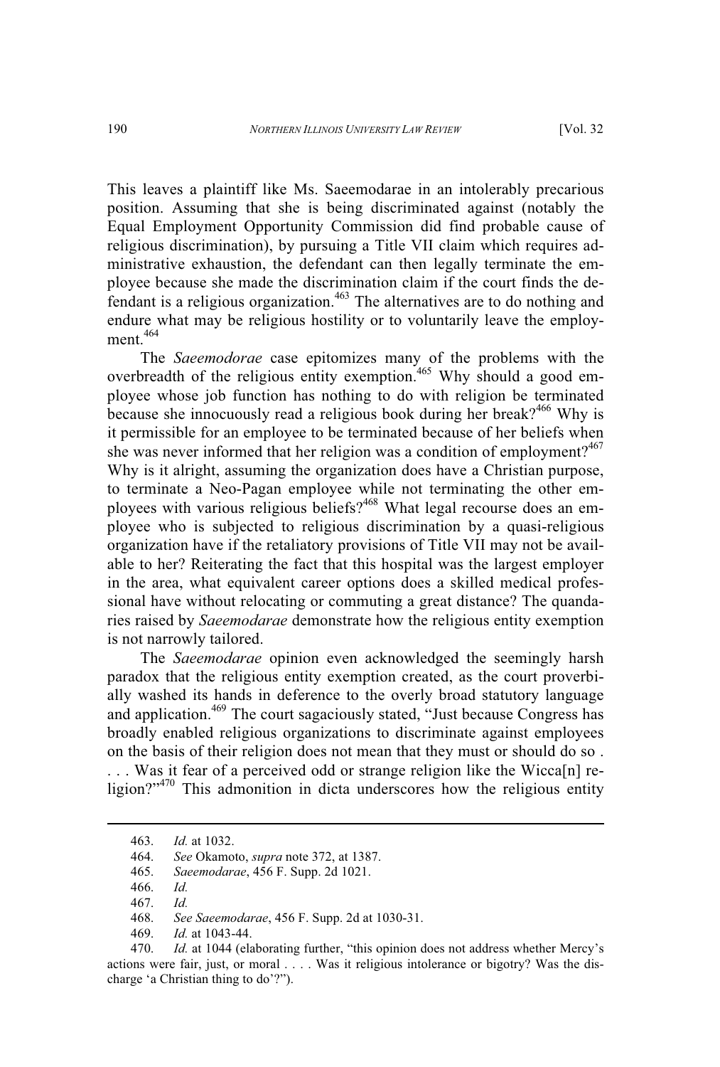This leaves a plaintiff like Ms. Saeemodarae in an intolerably precarious position. Assuming that she is being discriminated against (notably the Equal Employment Opportunity Commission did find probable cause of religious discrimination), by pursuing a Title VII claim which requires administrative exhaustion, the defendant can then legally terminate the employee because she made the discrimination claim if the court finds the defendant is a religious organization.[463] The alternatives are to do nothing and endure what may be religious hostility or to voluntarily leave the employment.[464]

The *Saeemodorae* case epitomizes many of the problems with the overbreadth of the religious entity exemption.[465] Why should a good employee whose job function has nothing to do with religion be terminated because she innocuously read a religious book during her break?[466] Why is it permissible for an employee to be terminated because of her beliefs when she was never informed that her religion was a condition of employment?[467] Why is it alright, assuming the organization does have a Christian purpose, to terminate a Neo-Pagan employee while not terminating the other employees with various religious beliefs?[468] What legal recourse does an employee who is subjected to religious discrimination by a quasi-religious organization have if the retaliatory provisions of Title VII may not be available to her? Reiterating the fact that this hospital was the largest employer in the area, what equivalent career options does a skilled medical professional have without relocating or commuting a great distance? The quandaries raised by *Saeemodarae* demonstrate how the religious entity exemption is not narrowly tailored.

The *Saeemodarae* opinion even acknowledged the seemingly harsh paradox that the religious entity exemption created, as the court proverbially washed its hands in deference to the overly broad statutory language and application.[469] The court sagaciously stated, "Just because Congress has broadly enabled religious organizations to discriminate against employees on the basis of their religion does not mean that they must or should do so . . . . Was it fear of a perceived odd or strange religion like the Wicca[n] religion?"[470] This admonition in dicta underscores how the religious entity

---

463. *Id.* at 1032.

464. *See* Okamoto, *supra* note 372, at 1387.

465. *Saeemodarae*, 456 F. Supp. 2d 1021.

466. *Id.*

467. *Id.*

468. *See Saeemodarae*, 456 F. Supp. 2d at 1030-31.

469. *Id.* at 1043-44.

470. *Id.* at 1044 (elaborating further, "this opinion does not address whether Mercy's actions were fair, just, or moral . . . . Was it religious intolerance or bigotry? Was the discharge 'a Christian thing to do'?").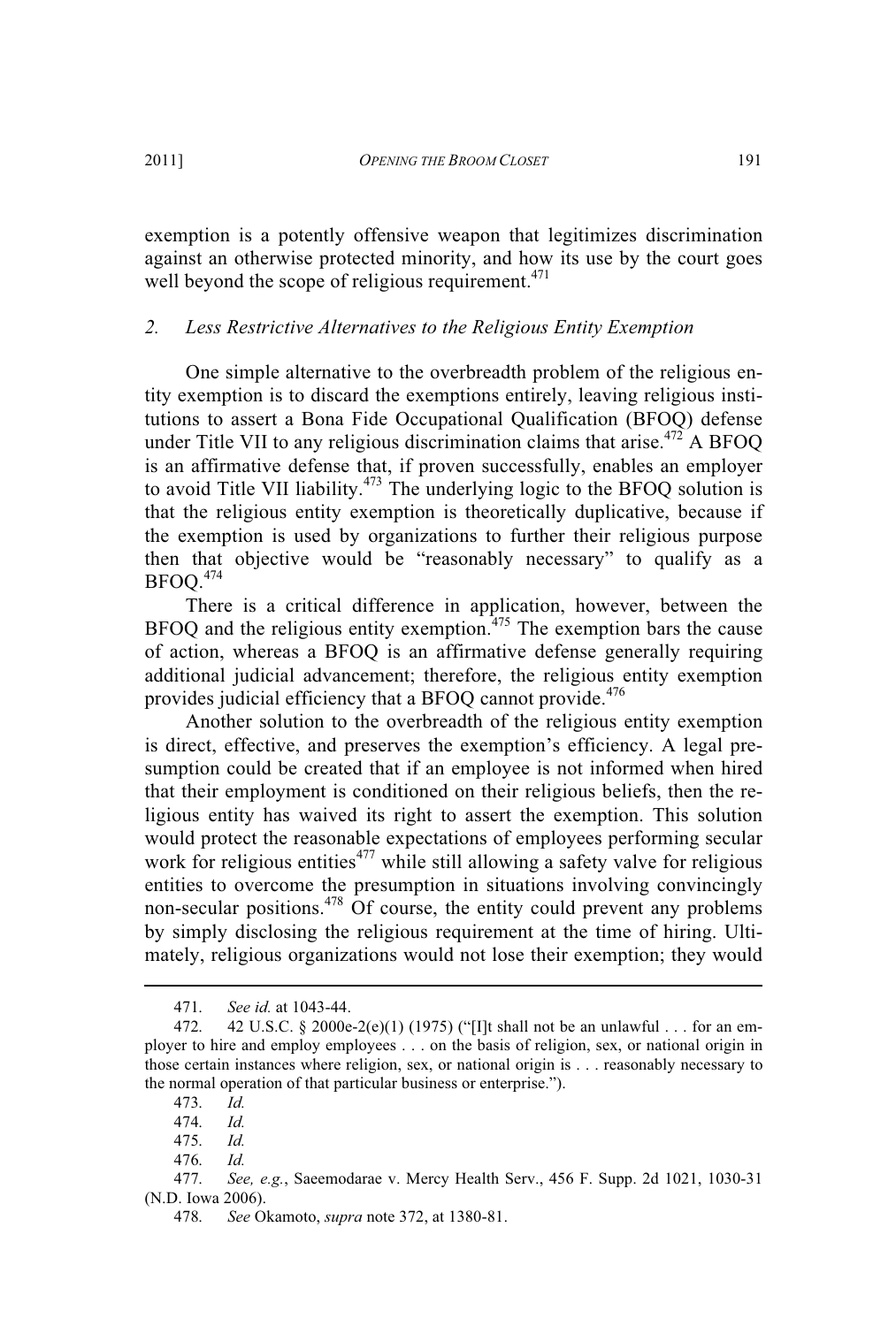exemption is a potently offensive weapon that legitimizes discrimination against an otherwise protected minority, and how its use by the court goes well beyond the scope of religious requirement.[471]

### *2. Less Restrictive Alternatives to the Religious Entity Exemption*

One simple alternative to the overbreadth problem of the religious entity exemption is to discard the exemptions entirely, leaving religious institutions to assert a Bona Fide Occupational Qualification (BFOQ) defense under Title VII to any religious discrimination claims that arise.[472] A BFOQ is an affirmative defense that, if proven successfully, enables an employer to avoid Title VII liability.[473] The underlying logic to the BFOQ solution is that the religious entity exemption is theoretically duplicative, because if the exemption is used by organizations to further their religious purpose then that objective would be "reasonably necessary" to qualify as a BFOQ.[474]

There is a critical difference in application, however, between the BFOQ and the religious entity exemption.[475] The exemption bars the cause of action, whereas a BFOQ is an affirmative defense generally requiring additional judicial advancement; therefore, the religious entity exemption provides judicial efficiency that a BFOQ cannot provide.[476]

Another solution to the overbreadth of the religious entity exemption is direct, effective, and preserves the exemption's efficiency. A legal presumption could be created that if an employee is not informed when hired that their employment is conditioned on their religious beliefs, then the religious entity has waived its right to assert the exemption. This solution would protect the reasonable expectations of employees performing secular work for religious entities[477] while still allowing a safety valve for religious entities to overcome the presumption in situations involving convincingly non-secular positions.[478] Of course, the entity could prevent any problems by simply disclosing the religious requirement at the time of hiring. Ultimately, religious organizations would not lose their exemption; they would

---

471. *See id.* at 1043-44.

472. 42 U.S.C. § 2000e-2(e)(1) (1975) ("[I]t shall not be an unlawful . . . for an employer to hire and employ employees . . . on the basis of religion, sex, or national origin in those certain instances where religion, sex, or national origin is . . . reasonably necessary to the normal operation of that particular business or enterprise.").

473. *Id.*

474. *Id.*

475. *Id.*

476. *Id.*

477. *See, e.g.*, Saeemodarae v. Mercy Health Serv., 456 F. Supp. 2d 1021, 1030-31 (N.D. Iowa 2006).

478. *See* Okamoto, *supra* note 372, at 1380-81.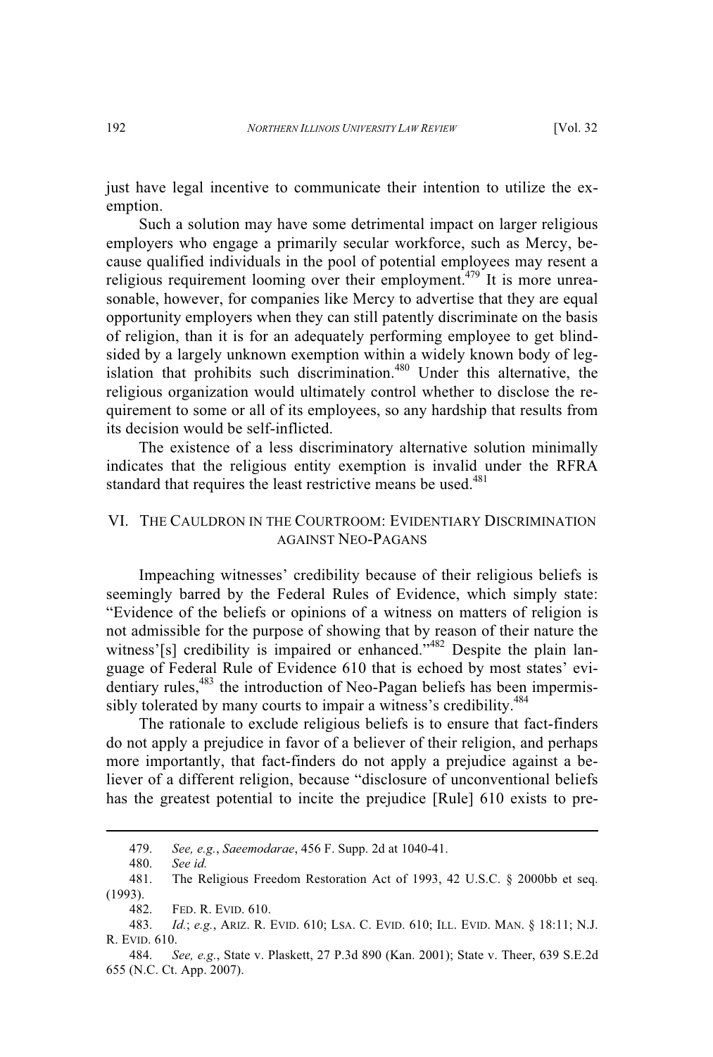just have legal incentive to communicate their intention to utilize the exemption.

Such a solution may have some detrimental impact on larger religious employers who engage a primarily secular workforce, such as Mercy, because qualified individuals in the pool of potential employees may resent a religious requirement looming over their employment.[479] It is more unreasonable, however, for companies like Mercy to advertise that they are equal opportunity employers when they can still patently discriminate on the basis of religion, than it is for an adequately performing employee to get blindsided by a largely unknown exemption within a widely known body of legislation that prohibits such discrimination.[480] Under this alternative, the religious organization would ultimately control whether to disclose the requirement to some or all of its employees, so any hardship that results from its decision would be self-inflicted.

The existence of a less discriminatory alternative solution minimally indicates that the religious entity exemption is invalid under the RFRA standard that requires the least restrictive means be used.[481]

## VI. THE CAULDRON IN THE COURTROOM: EVIDENTIARY DISCRIMINATION AGAINST NEO-PAGANS

Impeaching witnesses' credibility because of their religious beliefs is seemingly barred by the Federal Rules of Evidence, which simply state: "Evidence of the beliefs or opinions of a witness on matters of religion is not admissible for the purpose of showing that by reason of their nature the witness'[s] credibility is impaired or enhanced."[482] Despite the plain language of Federal Rule of Evidence 610 that is echoed by most states' evidentiary rules,[483] the introduction of Neo-Pagan beliefs has been impermissibly tolerated by many courts to impair a witness's credibility.[484]

The rationale to exclude religious beliefs is to ensure that fact-finders do not apply a prejudice in favor of a believer of their religion, and perhaps more importantly, that fact-finders do not apply a prejudice against a believer of a different religion, because "disclosure of unconventional beliefs has the greatest potential to incite the prejudice [Rule] 610 exists to pre-

---

479. *See, e.g.*, *Saeemodarae*, 456 F. Supp. 2d at 1040-41.

480. *See id.*

481. The Religious Freedom Restoration Act of 1993, 42 U.S.C. § 2000bb et seq. (1993).

482. FED. R. EVID. 610.

483. *Id.*; *e.g.*, ARIZ. R. EVID. 610; LSA. C. EVID. 610; ILL. EVID. MAN. § 18:11; N.J. R. EVID. 610.

484. *See, e.g.*, State v. Plaskett, 27 P.3d 890 (Kan. 2001); State v. Theer, 639 S.E.2d 655 (N.C. Ct. App. 2007).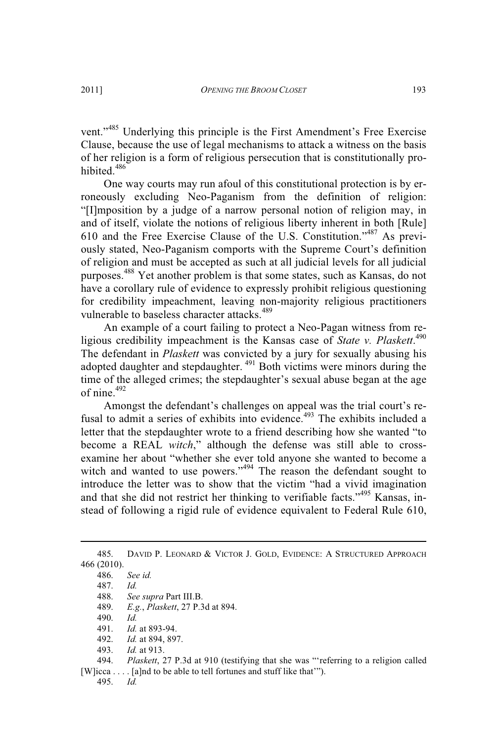vent."[485] Underlying this principle is the First Amendment's Free Exercise Clause, because the use of legal mechanisms to attack a witness on the basis of her religion is a form of religious persecution that is constitutionally prohibited.[486]

One way courts may run afoul of this constitutional protection is by erroneously excluding Neo-Paganism from the definition of religion: "[I]mposition by a judge of a narrow personal notion of religion may, in and of itself, violate the notions of religious liberty inherent in both [Rule] 610 and the Free Exercise Clause of the U.S. Constitution."[487] As previously stated, Neo-Paganism comports with the Supreme Court's definition of religion and must be accepted as such at all judicial levels for all judicial purposes.[488] Yet another problem is that some states, such as Kansas, do not have a corollary rule of evidence to expressly prohibit religious questioning for credibility impeachment, leaving non-majority religious practitioners vulnerable to baseless character attacks.[489]

An example of a court failing to protect a Neo-Pagan witness from religious credibility impeachment is the Kansas case of *State v. Plaskett*.[490] The defendant in *Plaskett* was convicted by a jury for sexually abusing his adopted daughter and stepdaughter.[491] Both victims were minors during the time of the alleged crimes; the stepdaughter's sexual abuse began at the age of nine.[492]

Amongst the defendant's challenges on appeal was the trial court's refusal to admit a series of exhibits into evidence.[493] The exhibits included a letter that the stepdaughter wrote to a friend describing how she wanted "to become a REAL *witch*," although the defense was still able to cross-examine her about "whether she ever told anyone she wanted to become a witch and wanted to use powers."[494] The reason the defendant sought to introduce the letter was to show that the victim "had a vivid imagination and that she did not restrict her thinking to verifiable facts."[495] Kansas, instead of following a rigid rule of evidence equivalent to Federal Rule 610,

---

485. DAVID P. LEONARD & VICTOR J. GOLD, EVIDENCE: A STRUCTURED APPROACH 466 (2010).

486. *See id.*

487. *Id.*

488. *See supra* Part III.B.

489. *E.g.*, *Plaskett*, 27 P.3d at 894.

490. *Id.*

491. *Id.* at 893-94.

492. *Id.* at 894, 897.

493. *Id.* at 913.

494. *Plaskett*, 27 P.3d at 910 (testifying that she was "'referring to a religion called [W]icca . . . . [a]nd to be able to tell fortunes and stuff like that'").

495. *Id.*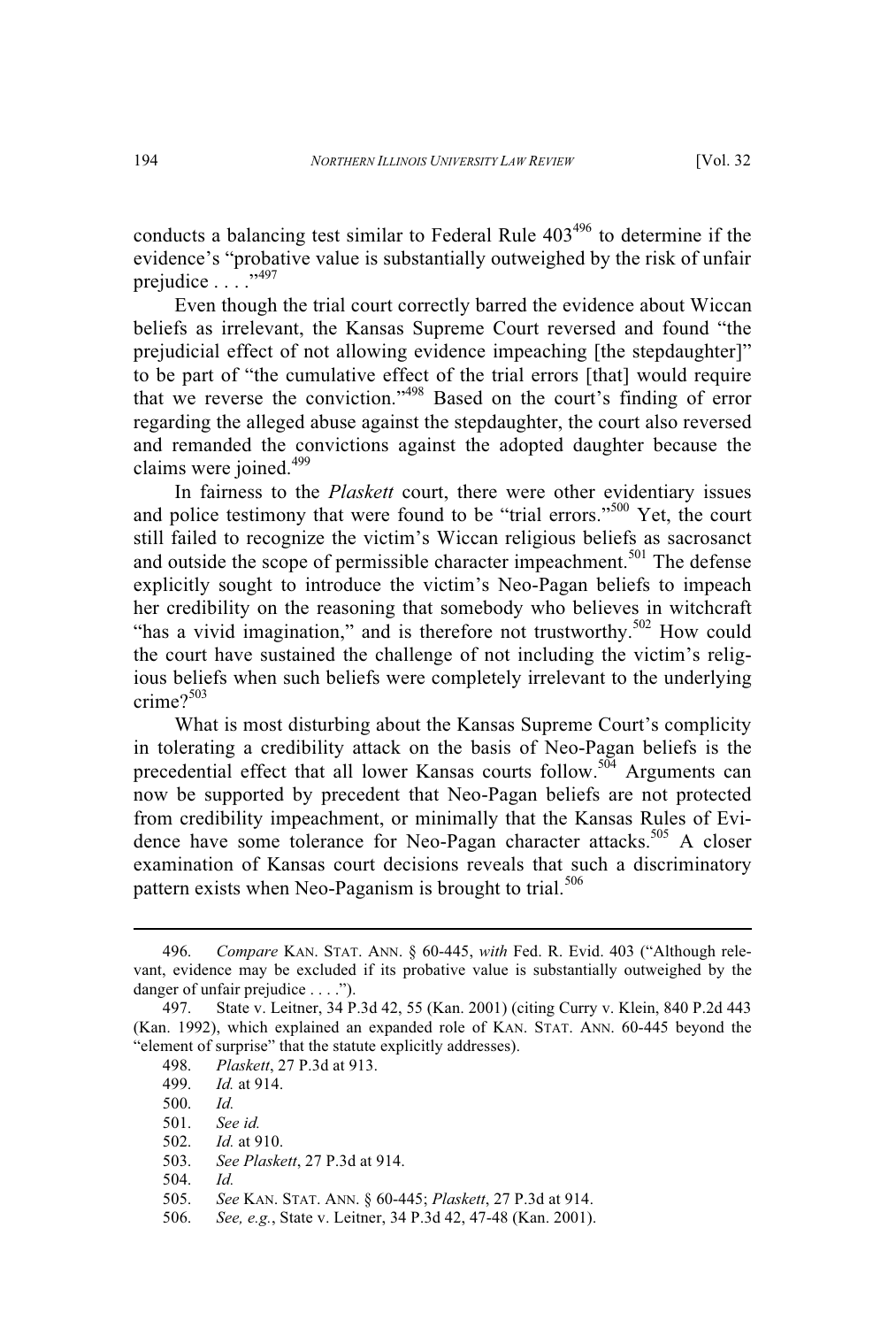conducts a balancing test similar to Federal Rule 403[496] to determine if the evidence's "probative value is substantially outweighed by the risk of unfair prejudice . . . ."[497]

Even though the trial court correctly barred the evidence about Wiccan beliefs as irrelevant, the Kansas Supreme Court reversed and found "the prejudicial effect of not allowing evidence impeaching [the stepdaughter]" to be part of "the cumulative effect of the trial errors [that] would require that we reverse the conviction."[498] Based on the court's finding of error regarding the alleged abuse against the stepdaughter, the court also reversed and remanded the convictions against the adopted daughter because the claims were joined.[499]

In fairness to the *Plaskett* court, there were other evidentiary issues and police testimony that were found to be "trial errors."[500] Yet, the court still failed to recognize the victim's Wiccan religious beliefs as sacrosanct and outside the scope of permissible character impeachment.[501] The defense explicitly sought to introduce the victim's Neo-Pagan beliefs to impeach her credibility on the reasoning that somebody who believes in witchcraft "has a vivid imagination," and is therefore not trustworthy.[502] How could the court have sustained the challenge of not including the victim's religious beliefs when such beliefs were completely irrelevant to the underlying crime?[503]

What is most disturbing about the Kansas Supreme Court's complicity in tolerating a credibility attack on the basis of Neo-Pagan beliefs is the precedential effect that all lower Kansas courts follow.[504] Arguments can now be supported by precedent that Neo-Pagan beliefs are not protected from credibility impeachment, or minimally that the Kansas Rules of Evidence have some tolerance for Neo-Pagan character attacks.[505] A closer examination of Kansas court decisions reveals that such a discriminatory pattern exists when Neo-Paganism is brought to trial.[506]

---

496. *Compare* KAN. STAT. ANN. § 60-445, *with* Fed. R. Evid. 403 ("Although relevant, evidence may be excluded if its probative value is substantially outweighed by the danger of unfair prejudice . . . .").

497. State v. Leitner, 34 P.3d 42, 55 (Kan. 2001) (citing Curry v. Klein, 840 P.2d 443 (Kan. 1992), which explained an expanded role of KAN. STAT. ANN. 60-445 beyond the "element of surprise" that the statute explicitly addresses).

498. *Plaskett*, 27 P.3d at 913.

499. *Id.* at 914.

500. *Id.*

501. *See id.*

502. *Id.* at 910.

503. *See Plaskett*, 27 P.3d at 914.

504. *Id.*

505. *See* KAN. STAT. ANN. § 60-445; *Plaskett*, 27 P.3d at 914.

506. *See, e.g.*, State v. Leitner, 34 P.3d 42, 47-48 (Kan. 2001).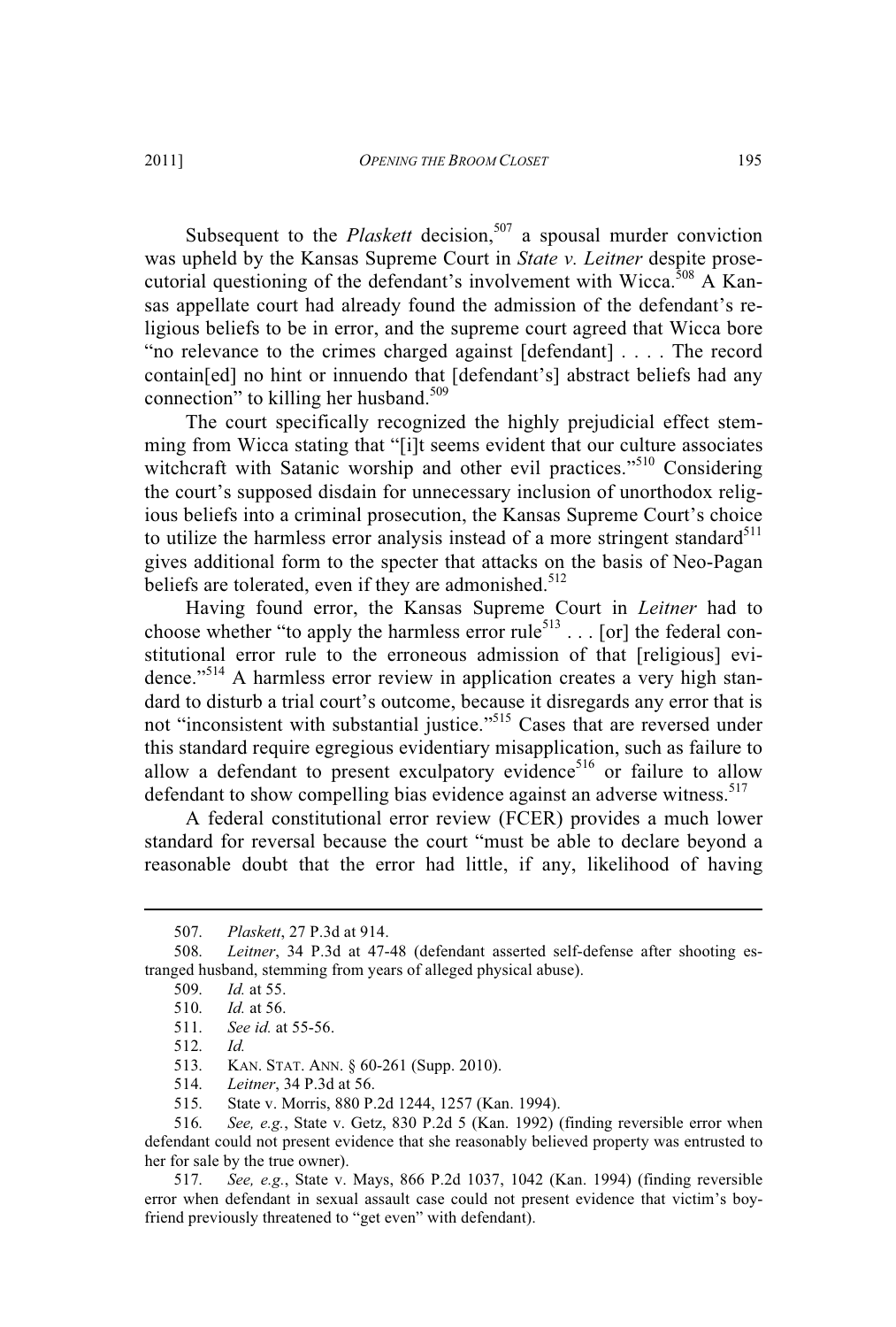Subsequent to the *Plaskett* decision,[507] a spousal murder conviction was upheld by the Kansas Supreme Court in *State v. Leitner* despite prosecutorial questioning of the defendant's involvement with Wicca.[508] A Kansas appellate court had already found the admission of the defendant's religious beliefs to be in error, and the supreme court agreed that Wicca bore "no relevance to the crimes charged against [defendant] . . . . The record contain[ed] no hint or innuendo that [defendant's] abstract beliefs had any connection" to killing her husband.[509]

The court specifically recognized the highly prejudicial effect stemming from Wicca stating that "[i]t seems evident that our culture associates witchcraft with Satanic worship and other evil practices."[510] Considering the court's supposed disdain for unnecessary inclusion of unorthodox religious beliefs into a criminal prosecution, the Kansas Supreme Court's choice to utilize the harmless error analysis instead of a more stringent standard[511] gives additional form to the specter that attacks on the basis of Neo-Pagan beliefs are tolerated, even if they are admonished.[512]

Having found error, the Kansas Supreme Court in *Leitner* had to choose whether "to apply the harmless error rule[513] . . . [or] the federal constitutional error rule to the erroneous admission of that [religious] evidence."[514] A harmless error review in application creates a very high standard to disturb a trial court's outcome, because it disregards any error that is not "inconsistent with substantial justice."[515] Cases that are reversed under this standard require egregious evidentiary misapplication, such as failure to allow a defendant to present exculpatory evidence[516] or failure to allow defendant to show compelling bias evidence against an adverse witness.[517]

A federal constitutional error review (FCER) provides a much lower standard for reversal because the court "must be able to declare beyond a reasonable doubt that the error had little, if any, likelihood of having

---

507. *Plaskett*, 27 P.3d at 914.

508. *Leitner*, 34 P.3d at 47-48 (defendant asserted self-defense after shooting estranged husband, stemming from years of alleged physical abuse).

509. *Id.* at 55.

510. *Id.* at 56.

511. *See id.* at 55-56.

512. *Id.*

513. KAN. STAT. ANN. § 60-261 (Supp. 2010).

514. *Leitner*, 34 P.3d at 56.

515. State v. Morris, 880 P.2d 1244, 1257 (Kan. 1994).

516. *See, e.g.*, State v. Getz, 830 P.2d 5 (Kan. 1992) (finding reversible error when defendant could not present evidence that she reasonably believed property was entrusted to her for sale by the true owner).

517. *See, e.g.*, State v. Mays, 866 P.2d 1037, 1042 (Kan. 1994) (finding reversible error when defendant in sexual assault case could not present evidence that victim's boyfriend previously threatened to "get even" with defendant).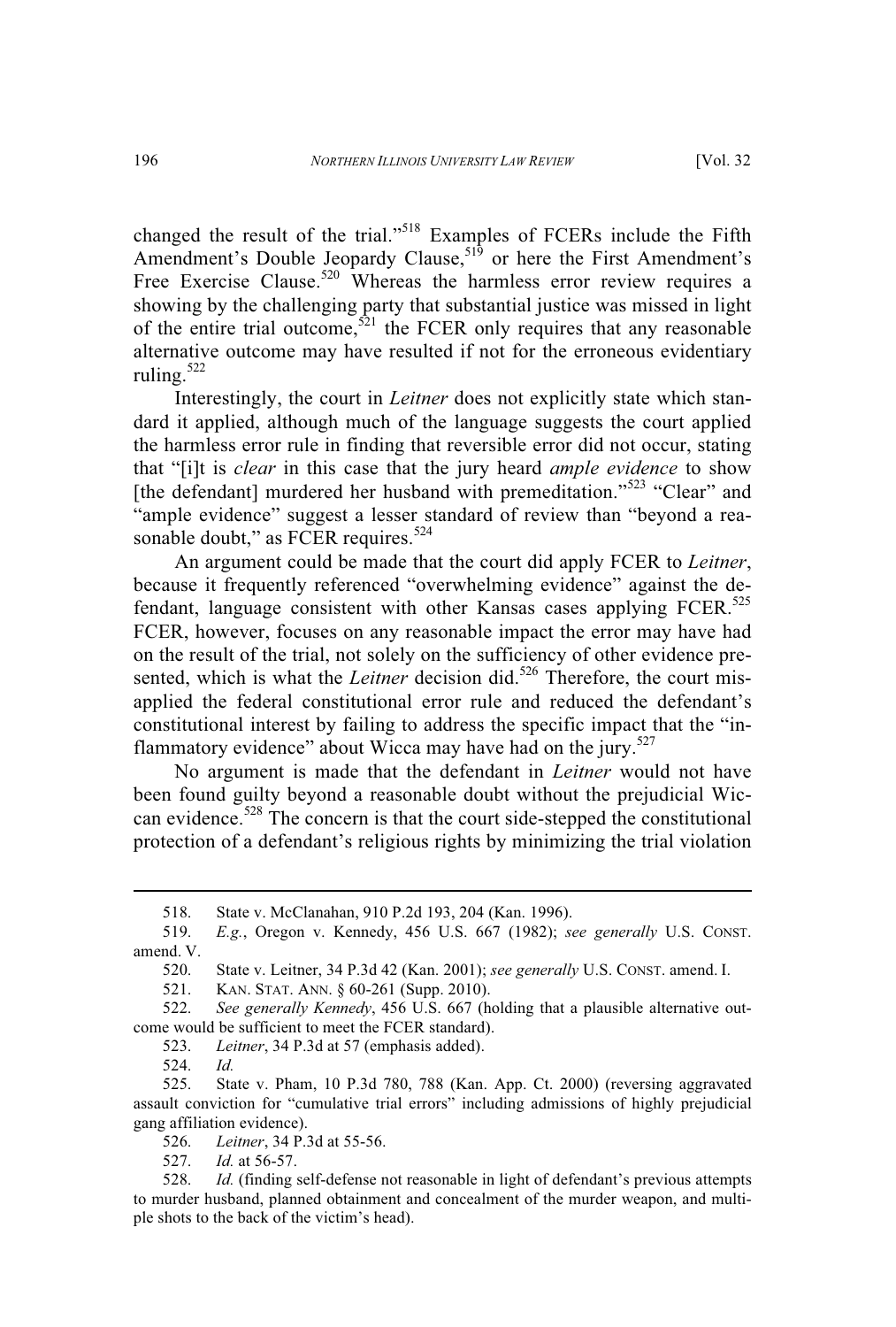changed the result of the trial."[518] Examples of FCERs include the Fifth Amendment's Double Jeopardy Clause,[519] or here the First Amendment's Free Exercise Clause.[520] Whereas the harmless error review requires a showing by the challenging party that substantial justice was missed in light of the entire trial outcome,[521] the FCER only requires that any reasonable alternative outcome may have resulted if not for the erroneous evidentiary ruling.[522]

Interestingly, the court in *Leitner* does not explicitly state which standard it applied, although much of the language suggests the court applied the harmless error rule in finding that reversible error did not occur, stating that "[i]t is *clear* in this case that the jury heard *ample evidence* to show [the defendant] murdered her husband with premeditation."[523] "Clear" and "ample evidence" suggest a lesser standard of review than "beyond a reasonable doubt," as FCER requires.[524]

An argument could be made that the court did apply FCER to *Leitner*, because it frequently referenced "overwhelming evidence" against the defendant, language consistent with other Kansas cases applying FCER.[525] FCER, however, focuses on any reasonable impact the error may have had on the result of the trial, not solely on the sufficiency of other evidence presented, which is what the *Leitner* decision did.[526] Therefore, the court misapplied the federal constitutional error rule and reduced the defendant's constitutional interest by failing to address the specific impact that the "inflammatory evidence" about Wicca may have had on the jury.[527]

No argument is made that the defendant in *Leitner* would not have been found guilty beyond a reasonable doubt without the prejudicial Wiccan evidence.[528] The concern is that the court side-stepped the constitutional protection of a defendant's religious rights by minimizing the trial violation

---

518. State v. McClanahan, 910 P.2d 193, 204 (Kan. 1996).

519. *E.g.*, Oregon v. Kennedy, 456 U.S. 667 (1982); *see generally* U.S. CONST. amend. V.

520. State v. Leitner, 34 P.3d 42 (Kan. 2001); *see generally* U.S. CONST. amend. I.

521. KAN. STAT. ANN. § 60-261 (Supp. 2010).

522. *See generally Kennedy*, 456 U.S. 667 (holding that a plausible alternative outcome would be sufficient to meet the FCER standard).

523. *Leitner*, 34 P.3d at 57 (emphasis added).

524. *Id.*

525. State v. Pham, 10 P.3d 780, 788 (Kan. App. Ct. 2000) (reversing aggravated assault conviction for "cumulative trial errors" including admissions of highly prejudicial gang affiliation evidence).

526. *Leitner*, 34 P.3d at 55-56.

527. *Id.* at 56-57.

528. *Id.* (finding self-defense not reasonable in light of defendant's previous attempts to murder husband, planned obtainment and concealment of the murder weapon, and multiple shots to the back of the victim's head).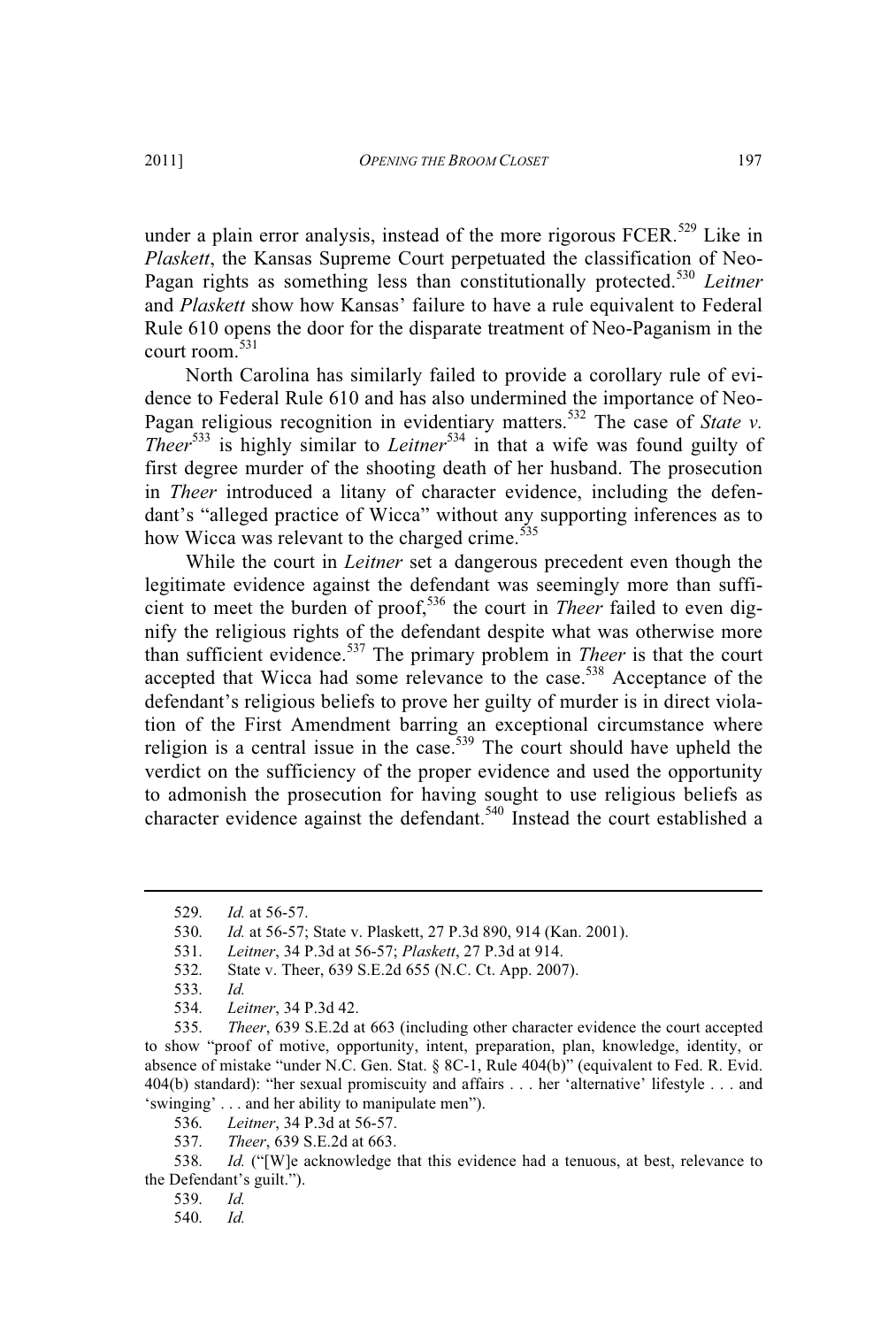under a plain error analysis, instead of the more rigorous FCER.[529] Like in *Plaskett*, the Kansas Supreme Court perpetuated the classification of Neo-Pagan rights as something less than constitutionally protected.[530] *Leitner* and *Plaskett* show how Kansas' failure to have a rule equivalent to Federal Rule 610 opens the door for the disparate treatment of Neo-Paganism in the court room.[531]

North Carolina has similarly failed to provide a corollary rule of evidence to Federal Rule 610 and has also undermined the importance of Neo-Pagan religious recognition in evidentiary matters.[532] The case of *State v. Theer*[533] is highly similar to *Leitner*[534] in that a wife was found guilty of first degree murder of the shooting death of her husband. The prosecution in *Theer* introduced a litany of character evidence, including the defendant's "alleged practice of Wicca" without any supporting inferences as to how Wicca was relevant to the charged crime.[535]

While the court in *Leitner* set a dangerous precedent even though the legitimate evidence against the defendant was seemingly more than sufficient to meet the burden of proof,[536] the court in *Theer* failed to even dignify the religious rights of the defendant despite what was otherwise more than sufficient evidence.[537] The primary problem in *Theer* is that the court accepted that Wicca had some relevance to the case.[538] Acceptance of the defendant's religious beliefs to prove her guilty of murder is in direct violation of the First Amendment barring an exceptional circumstance where religion is a central issue in the case.[539] The court should have upheld the verdict on the sufficiency of the proper evidence and used the opportunity to admonish the prosecution for having sought to use religious beliefs as character evidence against the defendant.[540] Instead the court established a

---

529. *Id.* at 56-57.

530. *Id.* at 56-57; State v. Plaskett, 27 P.3d 890, 914 (Kan. 2001).

531. *Leitner*, 34 P.3d at 56-57; *Plaskett*, 27 P.3d at 914.

532. State v. Theer, 639 S.E.2d 655 (N.C. Ct. App. 2007).

533. *Id.*

534. *Leitner*, 34 P.3d 42.

535. *Theer*, 639 S.E.2d at 663 (including other character evidence the court accepted to show "proof of motive, opportunity, intent, preparation, plan, knowledge, identity, or absence of mistake "under N.C. Gen. Stat. § 8C-1, Rule 404(b)" (equivalent to Fed. R. Evid. 404(b) standard): "her sexual promiscuity and affairs . . . her 'alternative' lifestyle . . . and 'swinging' . . . and her ability to manipulate men").

536. *Leitner*, 34 P.3d at 56-57.

537. *Theer*, 639 S.E.2d at 663.

538. *Id.* ("[W]e acknowledge that this evidence had a tenuous, at best, relevance to the Defendant's guilt.").

539. *Id.*

540. *Id.*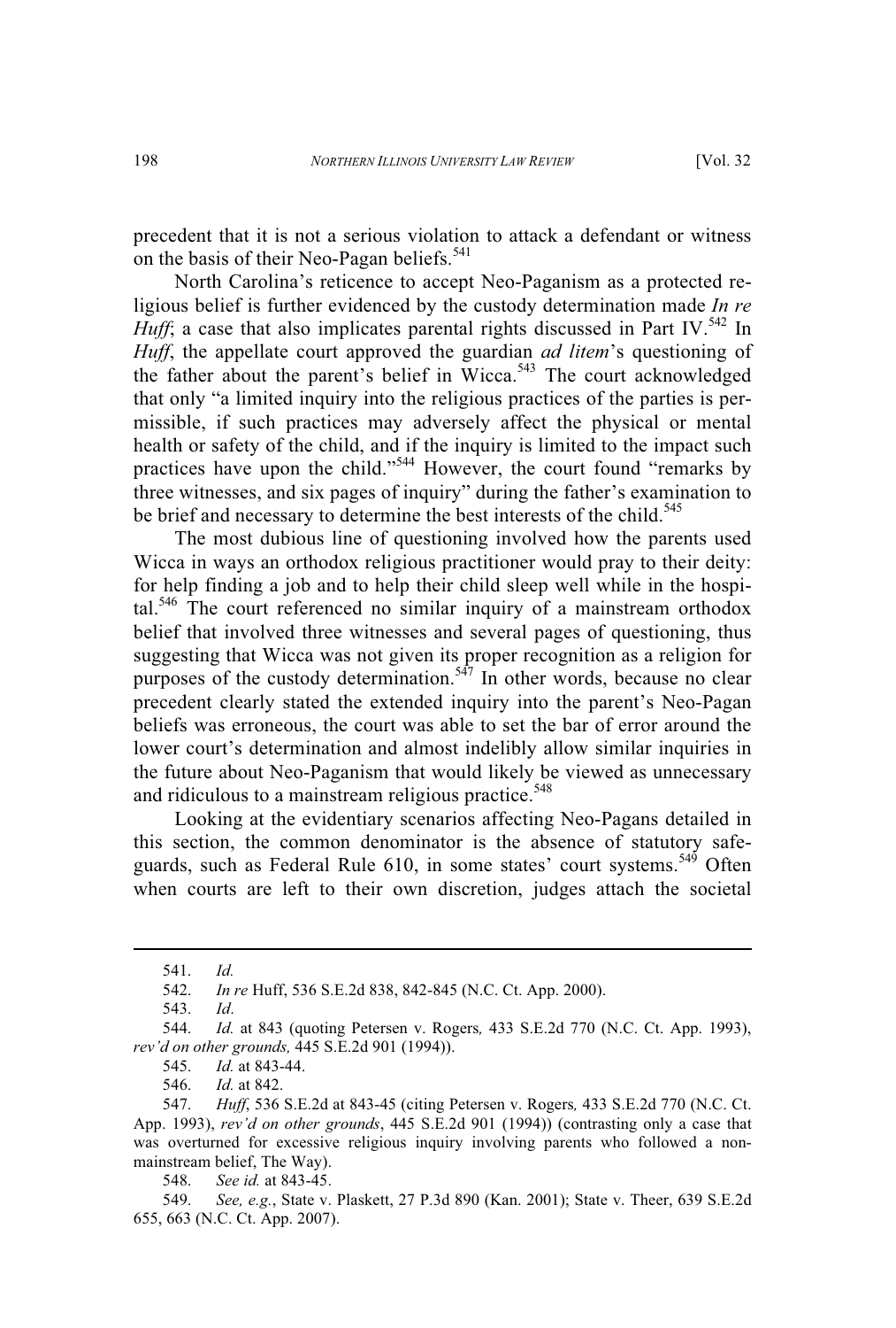precedent that it is not a serious violation to attack a defendant or witness on the basis of their Neo-Pagan beliefs.[541]

North Carolina's reticence to accept Neo-Paganism as a protected religious belief is further evidenced by the custody determination made *In re Huff*; a case that also implicates parental rights discussed in Part IV.[542] In *Huff*, the appellate court approved the guardian *ad litem*'s questioning of the father about the parent's belief in Wicca.[543] The court acknowledged that only "a limited inquiry into the religious practices of the parties is permissible, if such practices may adversely affect the physical or mental health or safety of the child, and if the inquiry is limited to the impact such practices have upon the child."[544] However, the court found "remarks by three witnesses, and six pages of inquiry" during the father's examination to be brief and necessary to determine the best interests of the child.[545]

The most dubious line of questioning involved how the parents used Wicca in ways an orthodox religious practitioner would pray to their deity: for help finding a job and to help their child sleep well while in the hospital.[546] The court referenced no similar inquiry of a mainstream orthodox belief that involved three witnesses and several pages of questioning, thus suggesting that Wicca was not given its proper recognition as a religion for purposes of the custody determination.[547] In other words, because no clear precedent clearly stated the extended inquiry into the parent's Neo-Pagan beliefs was erroneous, the court was able to set the bar of error around the lower court's determination and almost indelibly allow similar inquiries in the future about Neo-Paganism that would likely be viewed as unnecessary and ridiculous to a mainstream religious practice.[548]

Looking at the evidentiary scenarios affecting Neo-Pagans detailed in this section, the common denominator is the absence of statutory safeguards, such as Federal Rule 610, in some states' court systems.[549] Often when courts are left to their own discretion, judges attach the societal

---

541. *Id.*

542. *In re* Huff, 536 S.E.2d 838, 842-845 (N.C. Ct. App. 2000).

543. *Id*.

544. *Id.* at 843 (quoting Petersen v. Rogers*,* 433 S.E.2d 770 (N.C. Ct. App. 1993), *rev'd on other grounds,* 445 S.E.2d 901 (1994)).

545. *Id.* at 843-44.

546. *Id.* at 842.

547. *Huff*, 536 S.E.2d at 843-45 (citing Petersen v. Rogers*,* 433 S.E.2d 770 (N.C. Ct. App. 1993), *rev'd on other grounds*, 445 S.E.2d 901 (1994)) (contrasting only a case that was overturned for excessive religious inquiry involving parents who followed a non-mainstream belief, The Way).

548. *See id.* at 843-45.

549. *See, e.g.*, State v. Plaskett, 27 P.3d 890 (Kan. 2001); State v. Theer, 639 S.E.2d 655, 663 (N.C. Ct. App. 2007).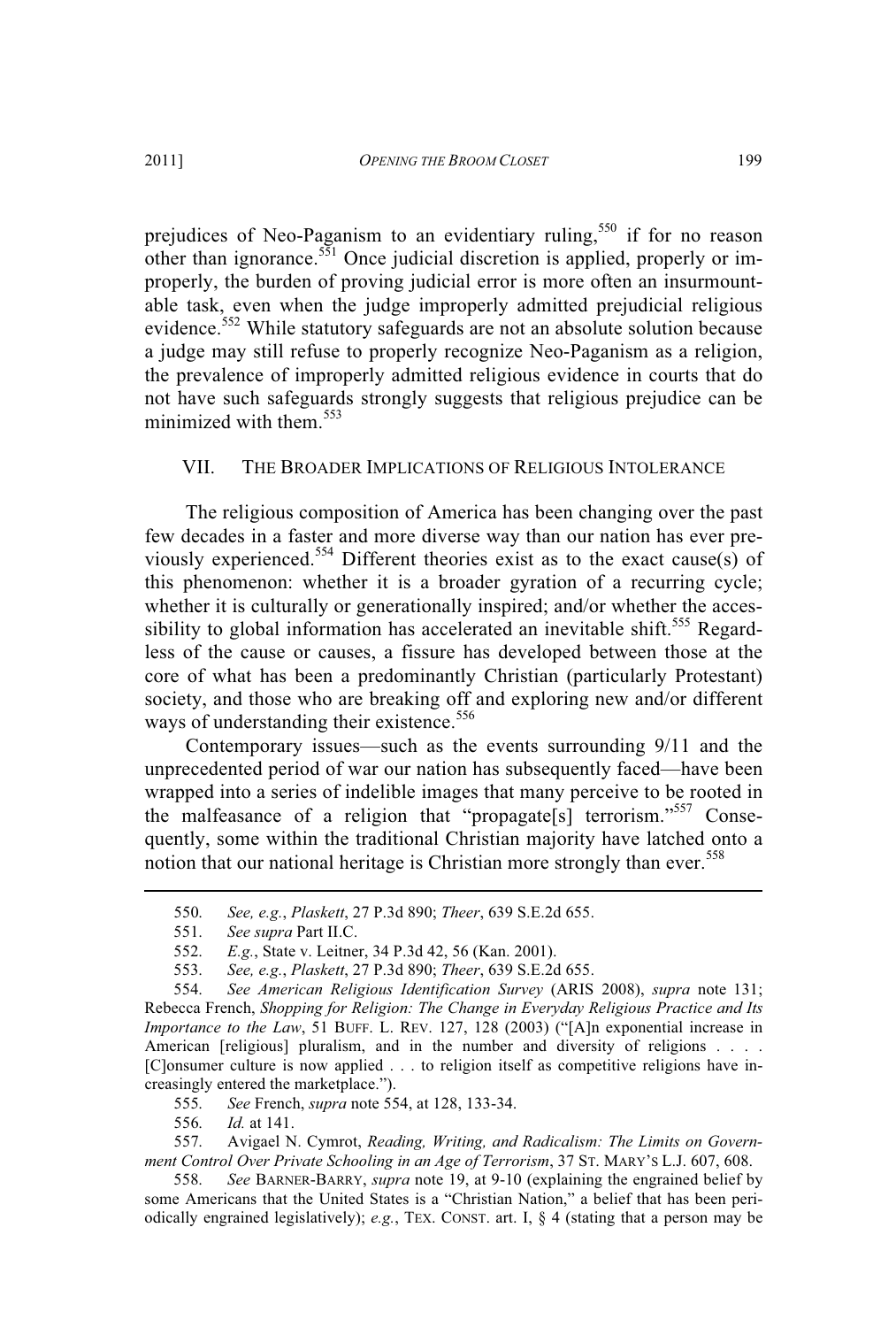prejudices of Neo-Paganism to an evidentiary ruling,[550] if for no reason other than ignorance.[551] Once judicial discretion is applied, properly or improperly, the burden of proving judicial error is more often an insurmountable task, even when the judge improperly admitted prejudicial religious evidence.[552] While statutory safeguards are not an absolute solution because a judge may still refuse to properly recognize Neo-Paganism as a religion, the prevalence of improperly admitted religious evidence in courts that do not have such safeguards strongly suggests that religious prejudice can be minimized with them.[553]

## VII. THE BROADER IMPLICATIONS OF RELIGIOUS INTOLERANCE

The religious composition of America has been changing over the past few decades in a faster and more diverse way than our nation has ever previously experienced.[554] Different theories exist as to the exact cause(s) of this phenomenon: whether it is a broader gyration of a recurring cycle; whether it is culturally or generationally inspired; and/or whether the accessibility to global information has accelerated an inevitable shift.[555] Regardless of the cause or causes, a fissure has developed between those at the core of what has been a predominantly Christian (particularly Protestant) society, and those who are breaking off and exploring new and/or different ways of understanding their existence.[556]

Contemporary issues—such as the events surrounding 9/11 and the unprecedented period of war our nation has subsequently faced—have been wrapped into a series of indelible images that many perceive to be rooted in the malfeasance of a religion that "propagate[s] terrorism."[557] Consequently, some within the traditional Christian majority have latched onto a notion that our national heritage is Christian more strongly than ever.[558]

---

550. *See, e.g.*, *Plaskett*, 27 P.3d 890; *Theer*, 639 S.E.2d 655.

551. *See supra* Part II.C.

552. *E.g.*, State v. Leitner, 34 P.3d 42, 56 (Kan. 2001).

553. *See, e.g.*, *Plaskett*, 27 P.3d 890; *Theer*, 639 S.E.2d 655.

554. *See American Religious Identification Survey* (ARIS 2008), *supra* note 131; Rebecca French, *Shopping for Religion: The Change in Everyday Religious Practice and Its Importance to the Law*, 51 BUFF. L. REV. 127, 128 (2003) ("[A]n exponential increase in American [religious] pluralism, and in the number and diversity of religions . . . . [C]onsumer culture is now applied . . . to religion itself as competitive religions have increasingly entered the marketplace.").

555. *See* French, *supra* note 554, at 128, 133-34.

556. *Id.* at 141.

557. Avigael N. Cymrot, *Reading, Writing, and Radicalism: The Limits on Government Control Over Private Schooling in an Age of Terrorism*, 37 ST. MARY'S L.J. 607, 608.

558. *See* BARNER-BARRY, *supra* note 19, at 9-10 (explaining the engrained belief by some Americans that the United States is a "Christian Nation," a belief that has been periodically engrained legislatively); *e.g.*, TEX. CONST. art. I, § 4 (stating that a person may be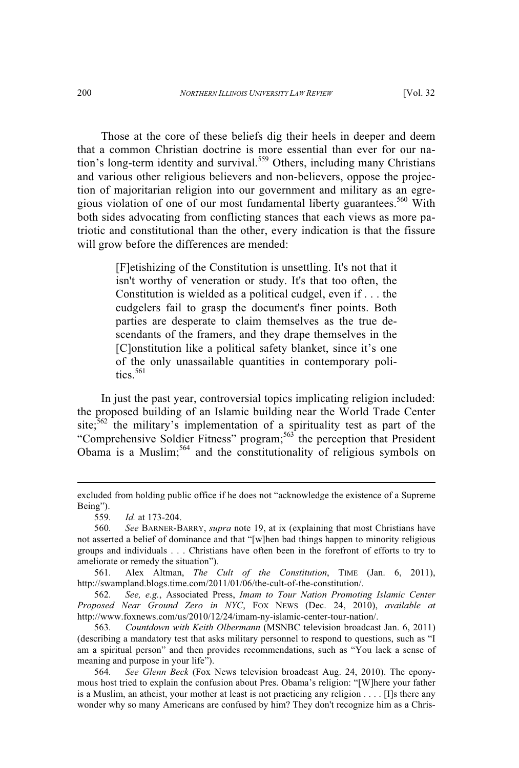Those at the core of these beliefs dig their heels in deeper and deem that a common Christian doctrine is more essential than ever for our nation's long-term identity and survival.[559] Others, including many Christians and various other religious believers and non-believers, oppose the projection of majoritarian religion into our government and military as an egregious violation of one of our most fundamental liberty guarantees.[560] With both sides advocating from conflicting stances that each views as more patriotic and constitutional than the other, every indication is that the fissure will grow before the differences are mended:

> [F]etishizing of the Constitution is unsettling. It's not that it isn't worthy of veneration or study. It's that too often, the Constitution is wielded as a political cudgel, even if . . . the cudgelers fail to grasp the document's finer points. Both parties are desperate to claim themselves as the true descendants of the framers, and they drape themselves in the [C]onstitution like a political safety blanket, since it's one of the only unassailable quantities in contemporary politics.[561]

In just the past year, controversial topics implicating religion included: the proposed building of an Islamic building near the World Trade Center site;[562] the military's implementation of a spirituality test as part of the "Comprehensive Soldier Fitness" program;[563] the perception that President Obama is a Muslim;[564] and the constitutionality of religious symbols on

---

excluded from holding public office if he does not "acknowledge the existence of a Supreme Being").

559. *Id.* at 173-204.

560. *See* BARNER-BARRY, *supra* note 19, at ix (explaining that most Christians have not asserted a belief of dominance and that "[w]hen bad things happen to minority religious groups and individuals . . . Christians have often been in the forefront of efforts to try to ameliorate or remedy the situation").

561. Alex Altman, *The Cult of the Constitution*, TIME (Jan. 6, 2011), http://swampland.blogs.time.com/2011/01/06/the-cult-of-the-constitution/.

562. *See, e.g.*, Associated Press, *Imam to Tour Nation Promoting Islamic Center Proposed Near Ground Zero in NYC*, FOX NEWS (Dec. 24, 2010), *available at* http://www.foxnews.com/us/2010/12/24/imam-ny-islamic-center-tour-nation/.

563. *Countdown with Keith Olbermann* (MSNBC television broadcast Jan. 6, 2011) (describing a mandatory test that asks military personnel to respond to questions, such as "I am a spiritual person" and then provides recommendations, such as "You lack a sense of meaning and purpose in your life").

564. *See Glenn Beck* (Fox News television broadcast Aug. 24, 2010). The eponymous host tried to explain the confusion about Pres. Obama's religion: "[W]here your father is a Muslim, an atheist, your mother at least is not practicing any religion . . . . [I]s there any wonder why so many Americans are confused by him? They don't recognize him as a Chris-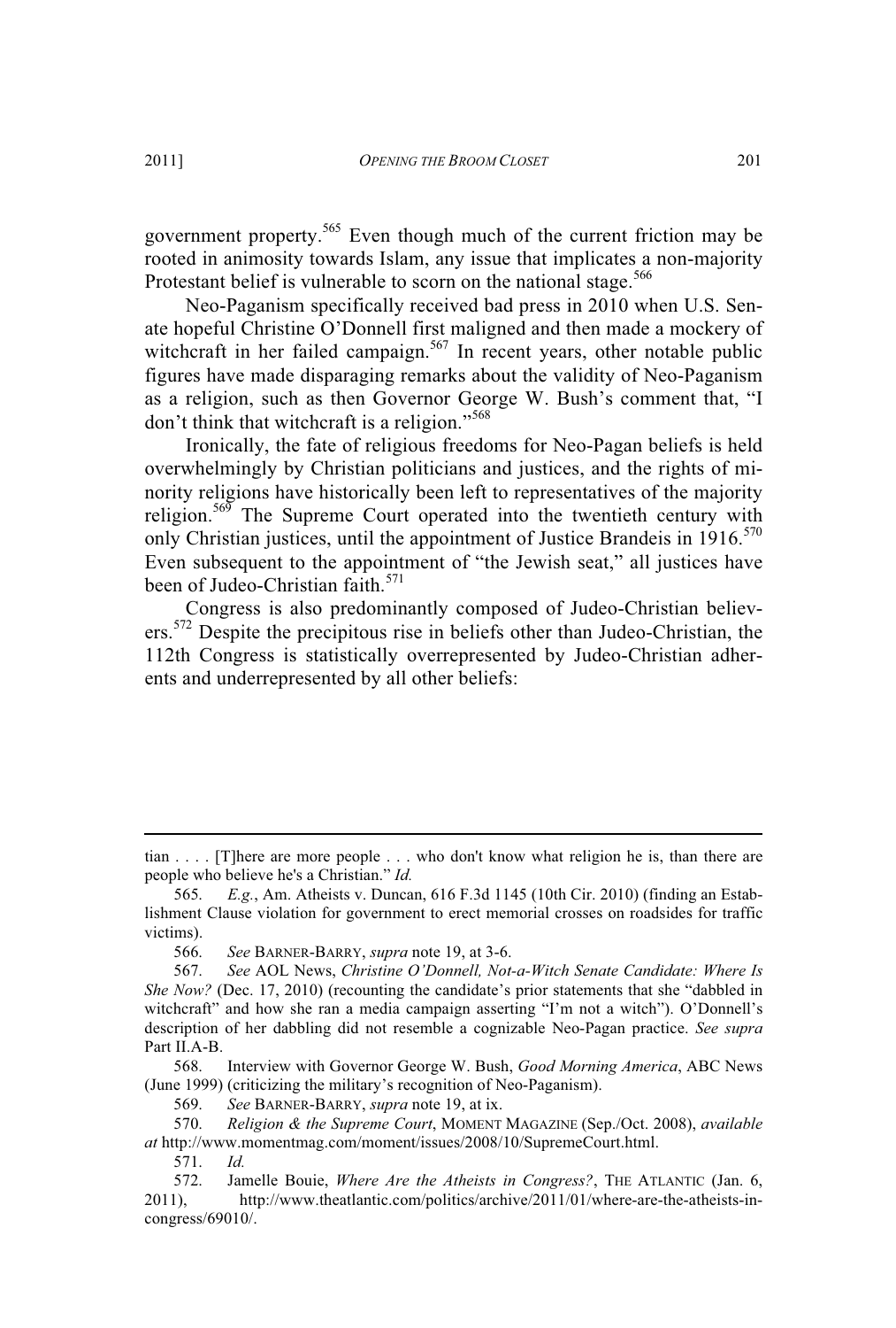government property.[565] Even though much of the current friction may be rooted in animosity towards Islam, any issue that implicates a non-majority Protestant belief is vulnerable to scorn on the national stage.[566]

Neo-Paganism specifically received bad press in 2010 when U.S. Senate hopeful Christine O'Donnell first maligned and then made a mockery of witchcraft in her failed campaign.[567] In recent years, other notable public figures have made disparaging remarks about the validity of Neo-Paganism as a religion, such as then Governor George W. Bush's comment that, "I don't think that witchcraft is a religion."[568]

Ironically, the fate of religious freedoms for Neo-Pagan beliefs is held overwhelmingly by Christian politicians and justices, and the rights of minority religions have historically been left to representatives of the majority religion.[569] The Supreme Court operated into the twentieth century with only Christian justices, until the appointment of Justice Brandeis in 1916.[570] Even subsequent to the appointment of "the Jewish seat," all justices have been of Judeo-Christian faith.[571]

Congress is also predominantly composed of Judeo-Christian believers.[572] Despite the precipitous rise in beliefs other than Judeo-Christian, the 112th Congress is statistically overrepresented by Judeo-Christian adherents and underrepresented by all other beliefs:

---

tian . . . . [T]here are more people . . . who don't know what religion he is, than there are people who believe he's a Christian." *Id.*

565. *E.g.*, Am. Atheists v. Duncan, 616 F.3d 1145 (10th Cir. 2010) (finding an Establishment Clause violation for government to erect memorial crosses on roadsides for traffic victims).

566. *See* BARNER-BARRY, *supra* note 19, at 3-6.

567. *See* AOL News, *Christine O'Donnell, Not-a-Witch Senate Candidate: Where Is She Now?* (Dec. 17, 2010) (recounting the candidate's prior statements that she "dabbled in witchcraft" and how she ran a media campaign asserting "I'm not a witch"). O'Donnell's description of her dabbling did not resemble a cognizable Neo-Pagan practice. *See supra* Part II.A-B.

568. Interview with Governor George W. Bush, *Good Morning America*, ABC News (June 1999) (criticizing the military's recognition of Neo-Paganism).

569. *See* BARNER-BARRY, *supra* note 19, at ix.

570. *Religion & the Supreme Court*, MOMENT MAGAZINE (Sep./Oct. 2008), *available at* http://www.momentmag.com/moment/issues/2008/10/SupremeCourt.html.

571. *Id.*

572. Jamelle Bouie, *Where Are the Atheists in Congress?*, THE ATLANTIC (Jan. 6, 2011), http://www.theatlantic.com/politics/archive/2011/01/where-are-the-atheists-in-congress/69010/.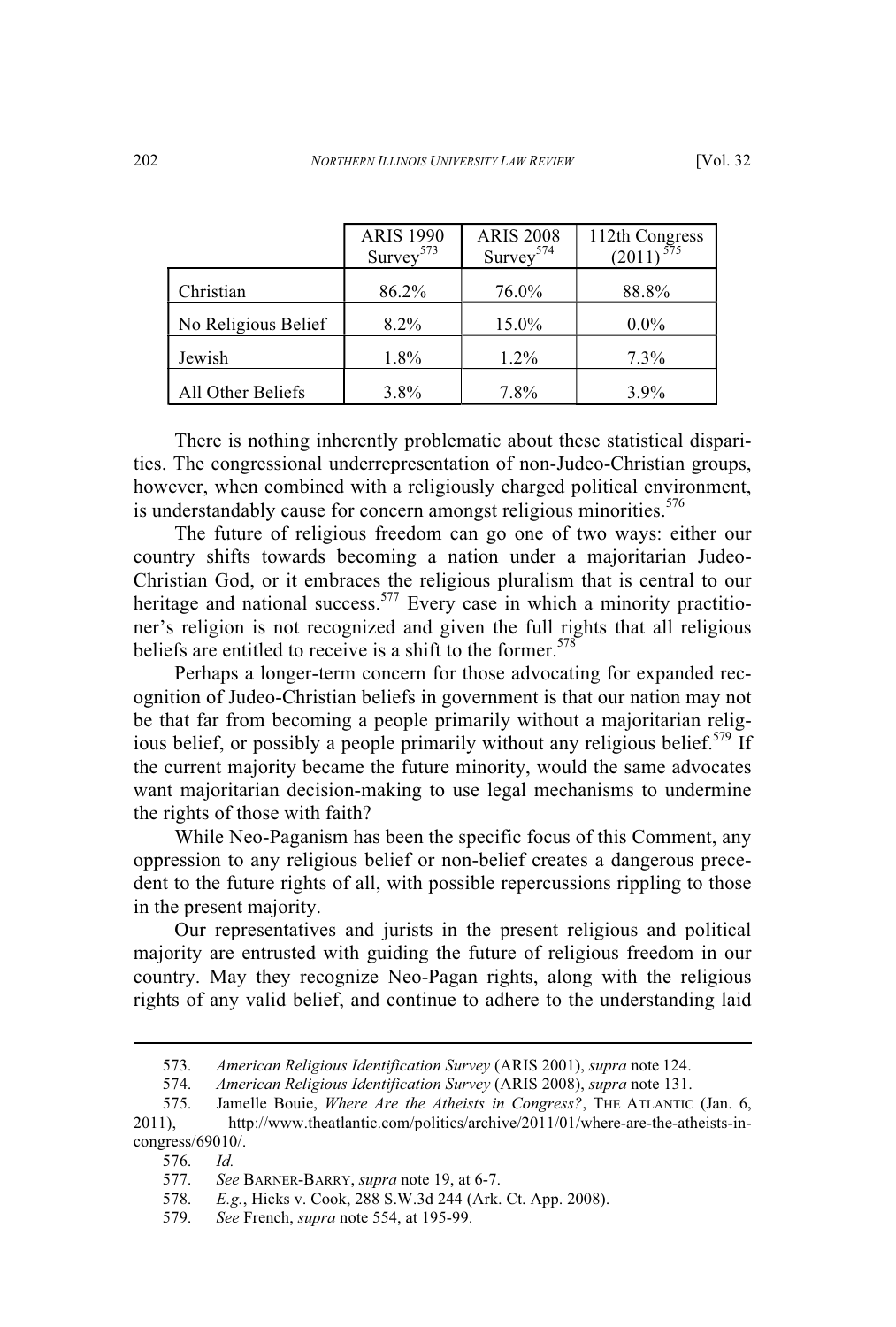| | ARIS 1990 Survey[573] | ARIS 2008 Survey[574] | 112th Congress (2011)[575] |
|---|---|---|---|
| Christian | 86.2% | 76.0% | 88.8% |
| No Religious Belief | 8.2% | 15.0% | 0.0% |
| Jewish | 1.8% | 1.2% | 7.3% |
| All Other Beliefs | 3.8% | 7.8% | 3.9% |

There is nothing inherently problematic about these statistical disparities. The congressional underrepresentation of non-Judeo-Christian groups, however, when combined with a religiously charged political environment, is understandably cause for concern amongst religious minorities.[576]

The future of religious freedom can go one of two ways: either our country shifts towards becoming a nation under a majoritarian Judeo-Christian God, or it embraces the religious pluralism that is central to our heritage and national success.[577] Every case in which a minority practitioner's religion is not recognized and given the full rights that all religious beliefs are entitled to receive is a shift to the former.[578]

Perhaps a longer-term concern for those advocating for expanded recognition of Judeo-Christian beliefs in government is that our nation may not be that far from becoming a people primarily without a majoritarian religious belief, or possibly a people primarily without any religious belief.[579] If the current majority became the future minority, would the same advocates want majoritarian decision-making to use legal mechanisms to undermine the rights of those with faith?

While Neo-Paganism has been the specific focus of this Comment, any oppression to any religious belief or non-belief creates a dangerous precedent to the future rights of all, with possible repercussions rippling to those in the present majority.

Our representatives and jurists in the present religious and political majority are entrusted with guiding the future of religious freedom in our country. May they recognize Neo-Pagan rights, along with the religious rights of any valid belief, and continue to adhere to the understanding laid

---

573. *American Religious Identification Survey* (ARIS 2001), *supra* note 124.

574. *American Religious Identification Survey* (ARIS 2008), *supra* note 131.

575. Jamelle Bouie, *Where Are the Atheists in Congress?*, THE ATLANTIC (Jan. 6, 2011), http://www.theatlantic.com/politics/archive/2011/01/where-are-the-atheists-in-congress/69010/.

576. *Id.*

577. *See* BARNER-BARRY, *supra* note 19, at 6-7.

578. *E.g.*, Hicks v. Cook, 288 S.W.3d 244 (Ark. Ct. App. 2008).

579. *See* French, *supra* note 554, at 195-99.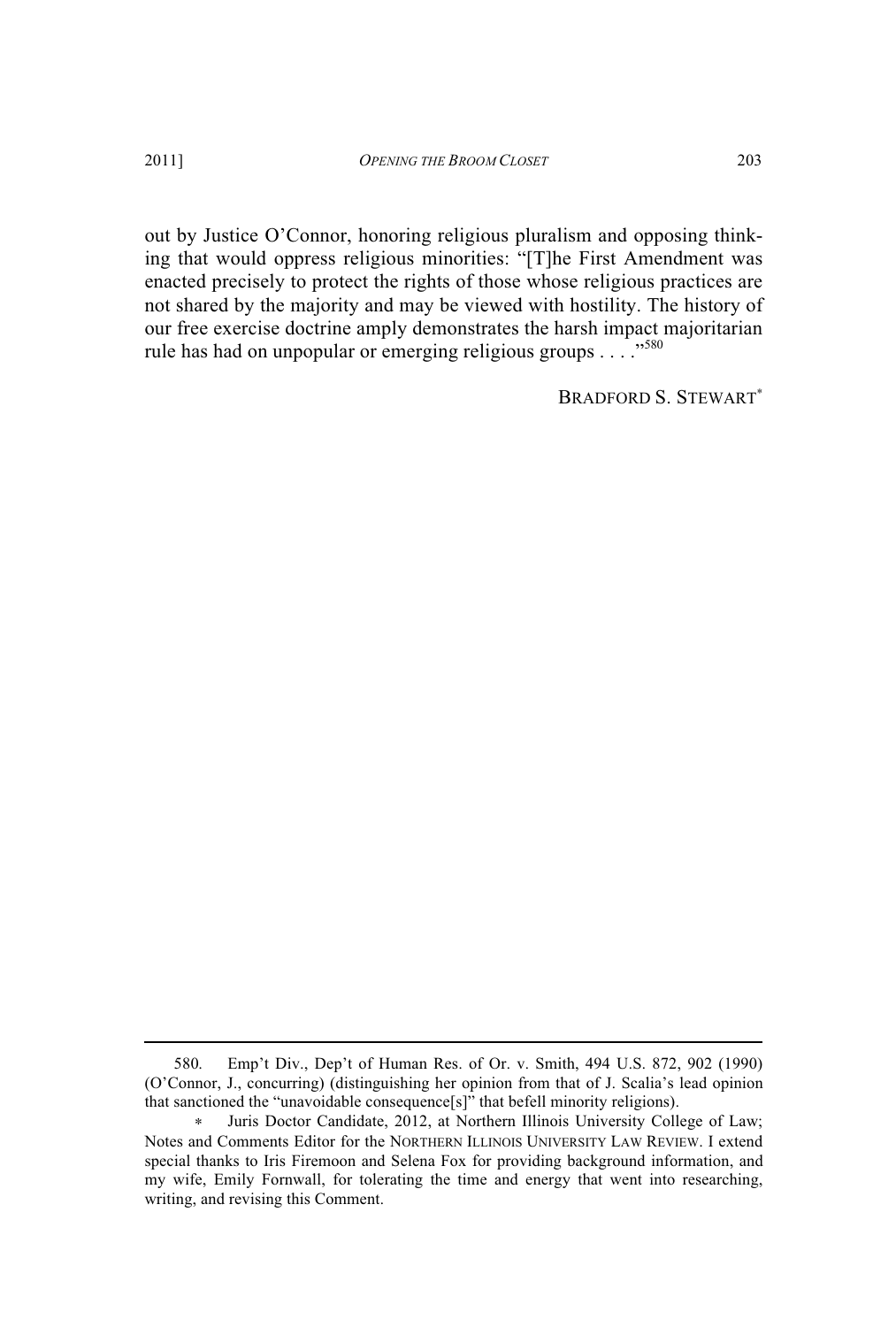out by Justice O'Connor, honoring religious pluralism and opposing thinking that would oppress religious minorities: "[T]he First Amendment was enacted precisely to protect the rights of those whose religious practices are not shared by the majority and may be viewed with hostility. The history of our free exercise doctrine amply demonstrates the harsh impact majoritarian rule has had on unpopular or emerging religious groups . . . ."[580]

BRADFORD S. STEWART*

---

580. Emp't Div., Dep't of Human Res. of Or. v. Smith, 494 U.S. 872, 902 (1990) (O'Connor, J., concurring) (distinguishing her opinion from that of J. Scalia's lead opinion that sanctioned the "unavoidable consequence[s]" that befell minority religions).

* Juris Doctor Candidate, 2012, at Northern Illinois University College of Law; Notes and Comments Editor for the NORTHERN ILLINOIS UNIVERSITY LAW REVIEW. I extend special thanks to Iris Firemoon and Selena Fox for providing background information, and my wife, Emily Fornwall, for tolerating the time and energy that went into researching, writing, and revising this Comment.